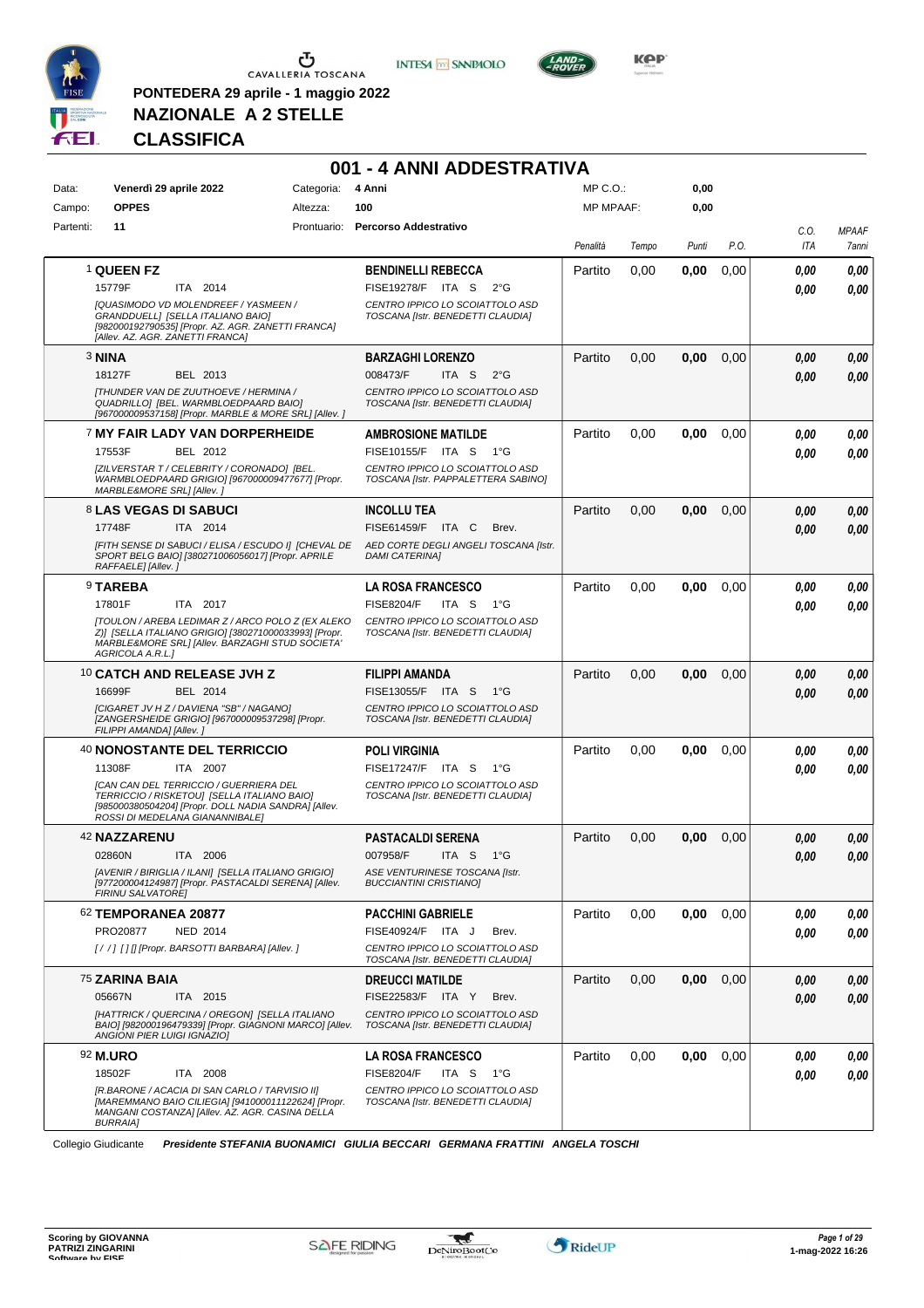PONTEDERA 29 aprile - 1 maggio 2022

# NAZIONALE A 2 STELLE

## CLASSIFICA

## 001 - 4 ANNI ADDESTRATIVA

| | | | | | |
|---|---|---|---|---|---|
| Data: | Venerdì 29 aprile 2022 | Categoria: | 4 Anni | MP C.O.: | 0,00 |
| Campo: | OPPES | Altezza: | 100 | MP MPAAF: | 0,00 |
| Partenti: | 11 | Prontuario: | Percorso Addestrativo | | |

| Cavallo | Cavaliere | Penalità | Tempo | Punti | P.O. | C.O. ITA | MPAAF 7anni |
|---|---|---|---|---|---|---|---|
| 1 **QUEEN FZ** 15779F ITA 2014 *[QUASIMODO VD MOLENDREEF / YASMEEN / GRANDDUELL] [SELLA ITALIANO BAIO] [982000192790535] [Propr. AZ. AGR. ZANETTI FRANCA] [Allev. AZ. AGR. ZANETTI FRANCA]* | **BENDINELLI REBECCA** FISE19278/F ITA S 2°G *CENTRO IPPICO LO SCOIATTOLO ASD TOSCANA [Istr. BENEDETTI CLAUDIA]* | Partito | 0,00 | 0,00 | 0,00 | 0,00 / 0,00 | 0,00 / 0,00 |
| 3 **NINA** 18127F BEL 2013 *[THUNDER VAN DE ZUUTHOEVE / HERMINA / QUADRILLO] [BEL. WARMBLOEDPAARD BAIO] [967000009537158] [Propr. MARBLE & MORE SRL] [Allev. ]* | **BARZAGHI LORENZO** 008473/F ITA S 2°G *CENTRO IPPICO LO SCOIATTOLO ASD TOSCANA [Istr. BENEDETTI CLAUDIA]* | Partito | 0,00 | 0,00 | 0,00 | 0,00 / 0,00 | 0,00 / 0,00 |
| 7 **MY FAIR LADY VAN DORPERHEIDE** 17553F BEL 2012 *[ZILVERSTAR T / CELEBRITY / CORONADO] [BEL. WARMBLOEDPAARD GRIGIO] [967000009477677] [Propr. MARBLE&MORE SRL] [Allev. ]* | **AMBROSIONE MATILDE** FISE10155/F ITA S 1°G *CENTRO IPPICO LO SCOIATTOLO ASD TOSCANA [Istr. PAPPALETTERA SABINO]* | Partito | 0,00 | 0,00 | 0,00 | 0,00 / 0,00 | 0,00 / 0,00 |
| 8 **LAS VEGAS DI SABUCI** 17748F ITA 2014 *[FITH SENSE DI SABUCI / ELISA / ESCUDO I] [CHEVAL DE SPORT BELG BAIO] [380271006056017] [Propr. APRILE RAFFAELE] [Allev. ]* | **INCOLLU TEA** FISE61459/F ITA C Brev. *AED CORTE DEGLI ANGELI TOSCANA [Istr. DAMI CATERINA]* | Partito | 0,00 | 0,00 | 0,00 | 0,00 / 0,00 | 0,00 / 0,00 |
| 9 **TAREBA** 17801F ITA 2017 *[TOULON / AREBA LEDIMAR Z / ARCO POLO Z (EX ALEKO Z)] [SELLA ITALIANO GRIGIO] [380271000033993] [Propr. MARBLE&MORE SRL] [Allev. BARZAGHI STUD SOCIETA' AGRICOLA A.R.L.]* | **LA ROSA FRANCESCO** FISE8204/F ITA S 1°G *CENTRO IPPICO LO SCOIATTOLO ASD TOSCANA [Istr. BENEDETTI CLAUDIA]* | Partito | 0,00 | 0,00 | 0,00 | 0,00 / 0,00 | 0,00 / 0,00 |
| 10 **CATCH AND RELEASE JVH Z** 16699F BEL 2014 *[CIGARET JV H Z / DAVIENA "SB" / NAGANO] [ZANGERSHEIDE GRIGIO] [967000009537298] [Propr. FILIPPI AMANDA] [Allev. ]* | **FILIPPI AMANDA** FISE13055/F ITA S 1°G *CENTRO IPPICO LO SCOIATTOLO ASD TOSCANA [Istr. BENEDETTI CLAUDIA]* | Partito | 0,00 | 0,00 | 0,00 | 0,00 / 0,00 | 0,00 / 0,00 |
| 40 **NONOSTANTE DEL TERRICCIO** 11308F ITA 2007 *[CAN CAN DEL TERRICCIO / GUERRIERA DEL TERRICCIO / RISKETOU] [SELLA ITALIANO BAIO] [985000380504204] [Propr. DOLL NADIA SANDRA] [Allev. ROSSI DI MEDELANA GIANANNIBALE]* | **POLI VIRGINIA** FISE17247/F ITA S 1°G *CENTRO IPPICO LO SCOIATTOLO ASD TOSCANA [Istr. BENEDETTI CLAUDIA]* | Partito | 0,00 | 0,00 | 0,00 | 0,00 / 0,00 | 0,00 / 0,00 |
| 42 **NAZZARENU** 02860N ITA 2006 *[AVENIR / BIRIGLIA / ILANI] [SELLA ITALIANO GRIGIO] [977200004124987] [Propr. PASTACALDI SERENA] [Allev. FIRINU SALVATORE]* | **PASTACALDI SERENA** 007958/F ITA S 1°G *ASE VENTURINESE TOSCANA [Istr. BUCCIANTINI CRISTIANO]* | Partito | 0,00 | 0,00 | 0,00 | 0,00 / 0,00 | 0,00 / 0,00 |
| 62 **TEMPORANEA 20877** PRO20877 NED 2014 *[ / / ] [] [] [Propr. BARSOTTI BARBARA] [Allev. ]* | **PACCHINI GABRIELE** FISE40924/F ITA J Brev. *CENTRO IPPICO LO SCOIATTOLO ASD TOSCANA [Istr. BENEDETTI CLAUDIA]* | Partito | 0,00 | 0,00 | 0,00 | 0,00 / 0,00 | 0,00 / 0,00 |
| 75 **ZARINA BAIA** 05667N ITA 2015 *[HATTRICK / QUERCINA / OREGON] [SELLA ITALIANO BAIO] [982000196479339] [Propr. GIAGNONI MARCO] [Allev. ANGIONI PIER LUIGI IGNAZIO]* | **DREUCCI MATILDE** FISE22583/F ITA Y Brev. *CENTRO IPPICO LO SCOIATTOLO ASD TOSCANA [Istr. BENEDETTI CLAUDIA]* | Partito | 0,00 | 0,00 | 0,00 | 0,00 / 0,00 | 0,00 / 0,00 |
| 92 **M.URO** 18502F ITA 2008 *[R.BARONE / ACACIA DI SAN CARLO / TARVISIO II] [MAREMMANO BAIO CILIEGIA] [941000011122624] [Propr. MANGANI COSTANZA] [Allev. AZ. AGR. CASINA DELLA BURRAIA]* | **LA ROSA FRANCESCO** FISE8204/F ITA S 1°G *CENTRO IPPICO LO SCOIATTOLO ASD TOSCANA [Istr. BENEDETTI CLAUDIA]* | Partito | 0,00 | 0,00 | 0,00 | 0,00 / 0,00 | 0,00 / 0,00 |

Collegio Giudicante *Presidente STEFANIA BUONAMICI GIULIA BECCARI GERMANA FRATTINI ANGELA TOSCHI*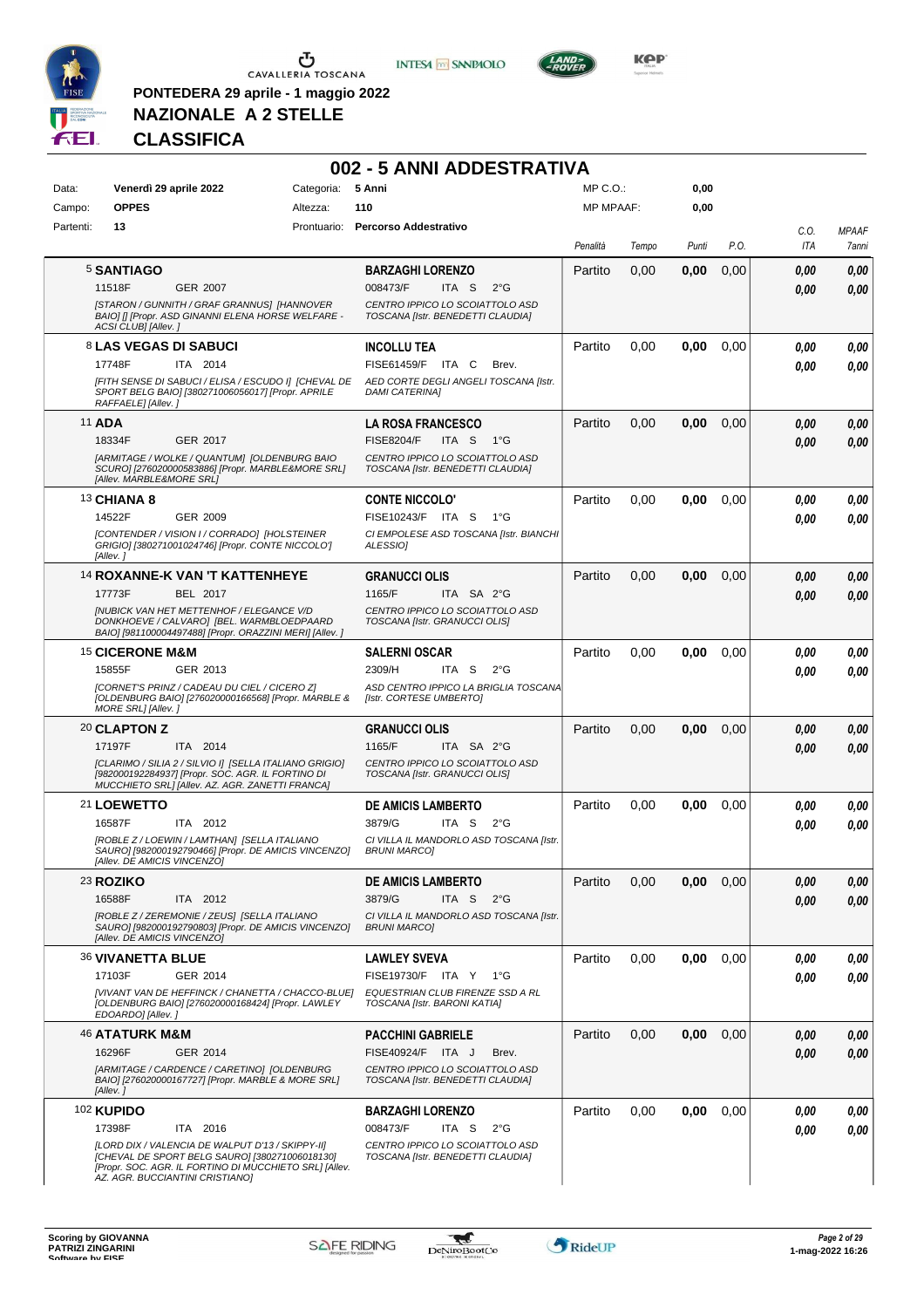PONTEDERA 29 aprile - 1 maggio 2022

**NAZIONALE A 2 STELLE**

**CLASSIFICA**

# 002 - 5 ANNI ADDESTRATIVA

| | | | | | |
|---|---|---|---|---|---|
| Data: | **Venerdì 29 aprile 2022** | Categoria: | **5 Anni** | MP C.O.: | **0,00** |
| Campo: | **OPPES** | Altezza: | **110** | MP MPAAF: | **0,00** |
| Partenti: | **13** | Prontuario: | **Percorso Addestrativo** | | |

| Cavallo | Cavaliere | Penalità | Tempo | Punti | P.O. | C.O. ITA | MPAAF 7anni |
|---|---|---|---|---|---|---|---|
| 5 **SANTIAGO** 11518F GER 2007 *[STARON / GUNNITH / GRAF GRANNUS] [HANNOVER BAIO] [] [Propr. ASD GINANNI ELENA HORSE WELFARE - ACSI CLUB] [Allev. ]* | **BARZAGHI LORENZO** 008473/F ITA S 2°G *CENTRO IPPICO LO SCOIATTOLO ASD TOSCANA [Istr. BENEDETTI CLAUDIA]* | Partito | 0,00 | **0,00** | 0,00 | *0,00* *0,00* | *0,00* *0,00* |
| 8 **LAS VEGAS DI SABUCI** 17748F ITA 2014 *[FITH SENSE DI SABUCI / ELISA / ESCUDO I] [CHEVAL DE SPORT BELG BAIO] [380271006056017] [Propr. APRILE RAFFAELE] [Allev. ]* | **INCOLLU TEA** FISE61459/F ITA C Brev. *AED CORTE DEGLI ANGELI TOSCANA [Istr. DAMI CATERINA]* | Partito | 0,00 | **0,00** | 0,00 | *0,00* *0,00* | *0,00* *0,00* |
| 11 **ADA** 18334F GER 2017 *[ARMITAGE / WOLKE / QUANTUM] [OLDENBURG BAIO SCURO] [276020000583886] [Propr. MARBLE&MORE SRL] [Allev. MARBLE&MORE SRL]* | **LA ROSA FRANCESCO** FISE8204/F ITA S 1°G *CENTRO IPPICO LO SCOIATTOLO ASD TOSCANA [Istr. BENEDETTI CLAUDIA]* | Partito | 0,00 | **0,00** | 0,00 | *0,00* *0,00* | *0,00* *0,00* |
| 13 **CHIANA 8** 14522F GER 2009 *[CONTENDER / VISION I / CORRADO] [HOLSTEINER GRIGIO] [380271001024746] [Propr. CONTE NICCOLO'] [Allev. ]* | **CONTE NICCOLO'** FISE10243/F ITA S 1°G *CI EMPOLESE ASD TOSCANA [Istr. BIANCHI ALESSIO]* | Partito | 0,00 | **0,00** | 0,00 | *0,00* *0,00* | *0,00* *0,00* |
| 14 **ROXANNE-K VAN 'T KATTENHEYE** 17773F BEL 2017 *[NUBICK VAN HET METTENHOF / ELEGANCE V/D DONKHOEVE / CALVARO] [BEL. WARMBLOEDPAARD BAIO] [981100004497488] [Propr. ORAZZINI MERI] [Allev. ]* | **GRANUCCI OLIS** 1165/F ITA SA 2°G *CENTRO IPPICO LO SCOIATTOLO ASD TOSCANA [Istr. GRANUCCI OLIS]* | Partito | 0,00 | **0,00** | 0,00 | *0,00* *0,00* | *0,00* *0,00* |
| 15 **CICERONE M&M** 15855F GER 2013 *[CORNET'S PRINZ / CADEAU DU CIEL / CICERO Z] [OLDENBURG BAIO] [276020000166568] [Propr. MARBLE & MORE SRL] [Allev. ]* | **SALERNI OSCAR** 2309/H ITA S 2°G *ASD CENTRO IPPICO LA BRIGLIA TOSCANA [Istr. CORTESE UMBERTO]* | Partito | 0,00 | **0,00** | 0,00 | *0,00* *0,00* | *0,00* *0,00* |
| 20 **CLAPTON Z** 17197F ITA 2014 *[CLARIMO / SILIA 2 / SILVIO I] [SELLA ITALIANO GRIGIO] [982000192284937] [Propr. SOC. AGR. IL FORTINO DI MUCCHIETO SRL] [Allev. AZ. AGR. ZANETTI FRANCA]* | **GRANUCCI OLIS** 1165/F ITA SA 2°G *CENTRO IPPICO LO SCOIATTOLO ASD TOSCANA [Istr. GRANUCCI OLIS]* | Partito | 0,00 | **0,00** | 0,00 | *0,00* *0,00* | *0,00* *0,00* |
| 21 **LOEWETTO** 16587F ITA 2012 *[ROBLE Z / LOEWIN / LAMTHAN] [SELLA ITALIANO SAURO] [982000192790466] [Propr. DE AMICIS VINCENZO] [Allev. DE AMICIS VINCENZO]* | **DE AMICIS LAMBERTO** 3879/G ITA S 2°G *CI VILLA IL MANDORLO ASD TOSCANA [Istr. BRUNI MARCO]* | Partito | 0,00 | **0,00** | 0,00 | *0,00* *0,00* | *0,00* *0,00* |
| 23 **ROZIKO** 16588F ITA 2012 *[ROBLE Z / ZEREMONIE / ZEUS] [SELLA ITALIANO SAURO] [982000192790803] [Propr. DE AMICIS VINCENZO] [Allev. DE AMICIS VINCENZO]* | **DE AMICIS LAMBERTO** 3879/G ITA S 2°G *CI VILLA IL MANDORLO ASD TOSCANA [Istr. BRUNI MARCO]* | Partito | 0,00 | **0,00** | 0,00 | *0,00* *0,00* | *0,00* *0,00* |
| 36 **VIVANETTA BLUE** 17103F GER 2014 *[VIVANT VAN DE HEFFINCK / CHANETTA / CHACCO-BLUE] [OLDENBURG BAIO] [276020000168424] [Propr. LAWLEY EDOARDO] [Allev. ]* | **LAWLEY SVEVA** FISE19730/F ITA Y 1°G *EQUESTRIAN CLUB FIRENZE SSD A RL TOSCANA [Istr. BARONI KATIA]* | Partito | 0,00 | **0,00** | 0,00 | *0,00* *0,00* | *0,00* *0,00* |
| 46 **ATATURK M&M** 16296F GER 2014 *[ARMITAGE / CARDENCE / CARETINO] [OLDENBURG BAIO] [276020000167727] [Propr. MARBLE & MORE SRL] [Allev. ]* | **PACCHINI GABRIELE** FISE40924/F ITA J Brev. *CENTRO IPPICO LO SCOIATTOLO ASD TOSCANA [Istr. BENEDETTI CLAUDIA]* | Partito | 0,00 | **0,00** | 0,00 | *0,00* *0,00* | *0,00* *0,00* |
| 102 **KUPIDO** 17398F ITA 2016 *[LORD DIX / VALENCIA DE WALPUT D'13 / SKIPPY-II] [CHEVAL DE SPORT BELG SAURO] [380271006018130] [Propr. SOC. AGR. IL FORTINO DI MUCCHIETO SRL] [Allev. AZ. AGR. BUCCIANTINI CRISTIANO]* | **BARZAGHI LORENZO** 008473/F ITA S 2°G *CENTRO IPPICO LO SCOIATTOLO ASD TOSCANA [Istr. BENEDETTI CLAUDIA]* | Partito | 0,00 | **0,00** | 0,00 | *0,00* *0,00* | *0,00* *0,00* |

Scoring by GIOVANNA PATRIZI ZINGARINI
Software by FISE

1-mag-2022 16:26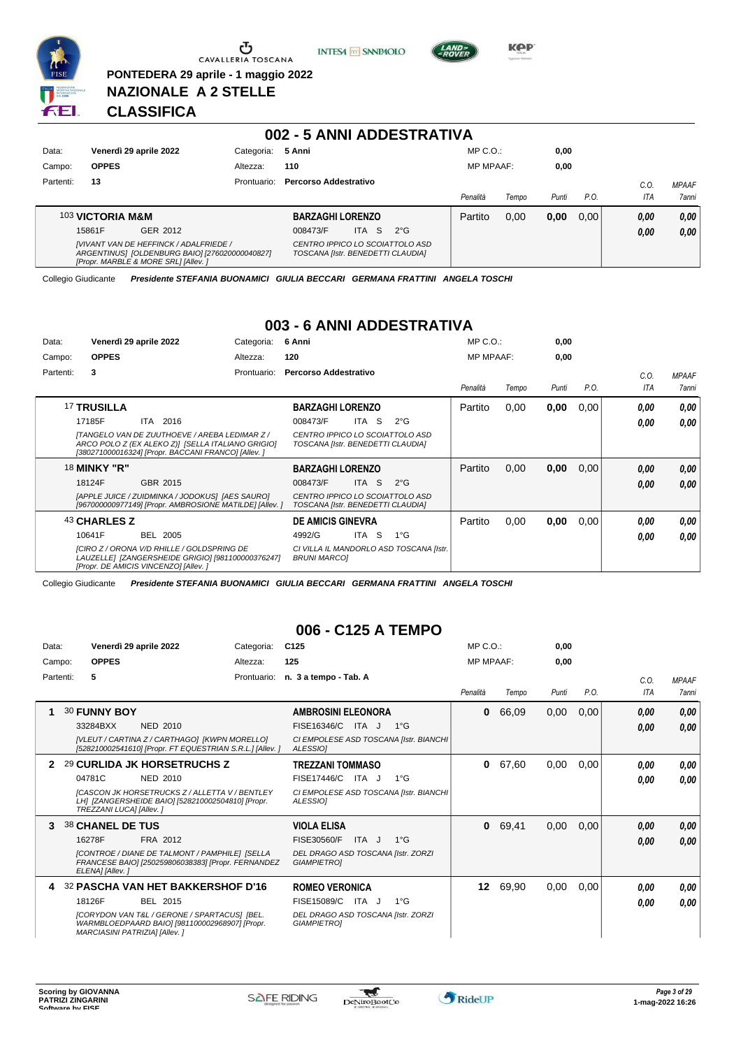PONTEDERA 29 aprile - 1 maggio 2022

**NAZIONALE A 2 STELLE**

**CLASSIFICA**

## 002 - 5 ANNI ADDESTRATIVA

| | | | | | |
|---|---|---|---|---|---|
| Data: | Venerdì 29 aprile 2022 | Categoria: | 5 Anni | MP C.O.: | 0,00 |
| Campo: | OPPES | Altezza: | 110 | MP MPAAF: | 0,00 |
| Partenti: | 13 | Prontuario: | Percorso Addestrativo | | |

| | Cavallo | Cavaliere | Penalità | Tempo | Punti | P.O. | C.O. ITA | MPAAF 7anni |
|---|---|---|---|---|---|---|---|---|
| | 103 **VICTORIA M&M** | **BARZAGHI LORENZO** | Partito | 0,00 | **0,00** | 0,00 | ***0,00*** | ***0,00*** |
| | 15861F GER 2012 | 008473/F ITA S 2°G | | | | | ***0,00*** | ***0,00*** |
| | *[VIVANT VAN DE HEFFINCK / ADALFRIEDE / ARGENTINUS] [OLDENBURG BAIO] [276020000040827] [Propr. MARBLE & MORE SRL] [Allev. ]* | *CENTRO IPPICO LO SCOIATTOLO ASD TOSCANA [Istr. BENEDETTI CLAUDIA]* | | | | | | |

Collegio Giudicante *Presidente STEFANIA BUONAMICI GIULIA BECCARI GERMANA FRATTINI ANGELA TOSCHI*

## 003 - 6 ANNI ADDESTRATIVA

| | | | | | |
|---|---|---|---|---|---|
| Data: | Venerdì 29 aprile 2022 | Categoria: | 6 Anni | MP C.O.: | 0,00 |
| Campo: | OPPES | Altezza: | 120 | MP MPAAF: | 0,00 |
| Partenti: | 3 | Prontuario: | Percorso Addestrativo | | |

| | Cavallo | Cavaliere | Penalità | Tempo | Punti | P.O. | C.O. ITA | MPAAF 7anni |
|---|---|---|---|---|---|---|---|---|
| | 17 **TRUSILLA** | **BARZAGHI LORENZO** | Partito | 0,00 | **0,00** | 0,00 | ***0,00*** | ***0,00*** |
| | 17185F ITA 2016 | 008473/F ITA S 2°G | | | | | ***0,00*** | ***0,00*** |
| | *[TANGELO VAN DE ZUUTHOEVE / AREBA LEDIMAR Z / ARCO POLO Z (EX ALEKO Z)] [SELLA ITALIANO GRIGIO] [380271000016324] [Propr. BACCANI FRANCO] [Allev. ]* | *CENTRO IPPICO LO SCOIATTOLO ASD TOSCANA [Istr. BENEDETTI CLAUDIA]* | | | | | | |
| | 18 **MINKY "R"** | **BARZAGHI LORENZO** | Partito | 0,00 | **0,00** | 0,00 | ***0,00*** | ***0,00*** |
| | 18124F GBR 2015 | 008473/F ITA S 2°G | | | | | ***0,00*** | ***0,00*** |
| | *[APPLE JUICE / ZUIDMINKA / JODOKUS] [AES SAURO] [967000000977149] [Propr. AMBROSIONE MATILDE] [Allev. ]* | *CENTRO IPPICO LO SCOIATTOLO ASD TOSCANA [Istr. BENEDETTI CLAUDIA]* | | | | | | |
| | 43 **CHARLES Z** | **DE AMICIS GINEVRA** | Partito | 0,00 | **0,00** | 0,00 | ***0,00*** | ***0,00*** |
| | 10641F BEL 2005 | 4992/G ITA S 1°G | | | | | ***0,00*** | ***0,00*** |
| | *[CIRO Z / ORONA V/D RHILLE / GOLDSPRING DE LAUZELLE] [ZANGERSHEIDE GRIGIO] [981100000376247] [Propr. DE AMICIS VINCENZO] [Allev. ]* | *CI VILLA IL MANDORLO ASD TOSCANA [Istr. BRUNI MARCO]* | | | | | | |

Collegio Giudicante *Presidente STEFANIA BUONAMICI GIULIA BECCARI GERMANA FRATTINI ANGELA TOSCHI*

## 006 - C125 A TEMPO

| | | | | | |
|---|---|---|---|---|---|
| Data: | Venerdì 29 aprile 2022 | Categoria: | C125 | MP C.O.: | 0,00 |
| Campo: | OPPES | Altezza: | 125 | MP MPAAF: | 0,00 |
| Partenti: | 5 | Prontuario: | n. 3 a tempo - Tab. A | | |

| | Cavallo | Cavaliere | Penalità | Tempo | Punti | P.O. | C.O. ITA | MPAAF 7anni |
|---|---|---|---|---|---|---|---|---|
| **1** | 30 **FUNNY BOY** | **AMBROSINI ELEONORA** | **0** | 66,09 | 0,00 | 0,00 | ***0,00*** | ***0,00*** |
| | 33284BXX NED 2010 | FISE16346/C ITA J 1°G | | | | | ***0,00*** | ***0,00*** |
| | *[VLEUT / CARTINA Z / CARTHAGO] [KWPN MORELLO] [528210002541610] [Propr. FT EQUESTRIAN S.R.L.] [Allev. ]* | *CI EMPOLESE ASD TOSCANA [Istr. BIANCHI ALESSIO]* | | | | | | |
| **2** | 29 **CURLIDA JK HORSETRUCHS Z** | **TREZZANI TOMMASO** | **0** | 67,60 | 0,00 | 0,00 | ***0,00*** | ***0,00*** |
| | 04781C NED 2010 | FISE17446/C ITA J 1°G | | | | | ***0,00*** | ***0,00*** |
| | *[CASCON JK HORSETRUCKS Z / ALLETTA V / BENTLEY LH] [ZANGERSHEIDE BAIO] [528210002504810] [Propr. TREZZANI LUCA] [Allev. ]* | *CI EMPOLESE ASD TOSCANA [Istr. BIANCHI ALESSIO]* | | | | | | |
| **3** | 38 **CHANEL DE TUS** | **VIOLA ELISA** | **0** | 69,41 | 0,00 | 0,00 | ***0,00*** | ***0,00*** |
| | 16278F FRA 2012 | FISE30560/F ITA J 1°G | | | | | ***0,00*** | ***0,00*** |
| | *[CONTROE / DIANE DE TALMONT / PAMPHILE] [SELLA FRANCESE BAIO] [250259806038383] [Propr. FERNANDEZ ELENA] [Allev. ]* | *DEL DRAGO ASD TOSCANA [Istr. ZORZI GIAMPIETRO]* | | | | | | |
| **4** | 32 **PASCHA VAN HET BAKKERSHOF D'16** | **ROMEO VERONICA** | **12** | 69,90 | 0,00 | 0,00 | ***0,00*** | ***0,00*** |
| | 18126F BEL 2015 | FISE15089/C ITA J 1°G | | | | | ***0,00*** | ***0,00*** |
| | *[CORYDON VAN T&L / GERONE / SPARTACUS] [BEL. WARMBLOEDPAARD BAIO] [981100002968907] [Propr. MARCIASINI PATRIZIA] [Allev. ]* | *DEL DRAGO ASD TOSCANA [Istr. ZORZI GIAMPIETRO]* | | | | | | |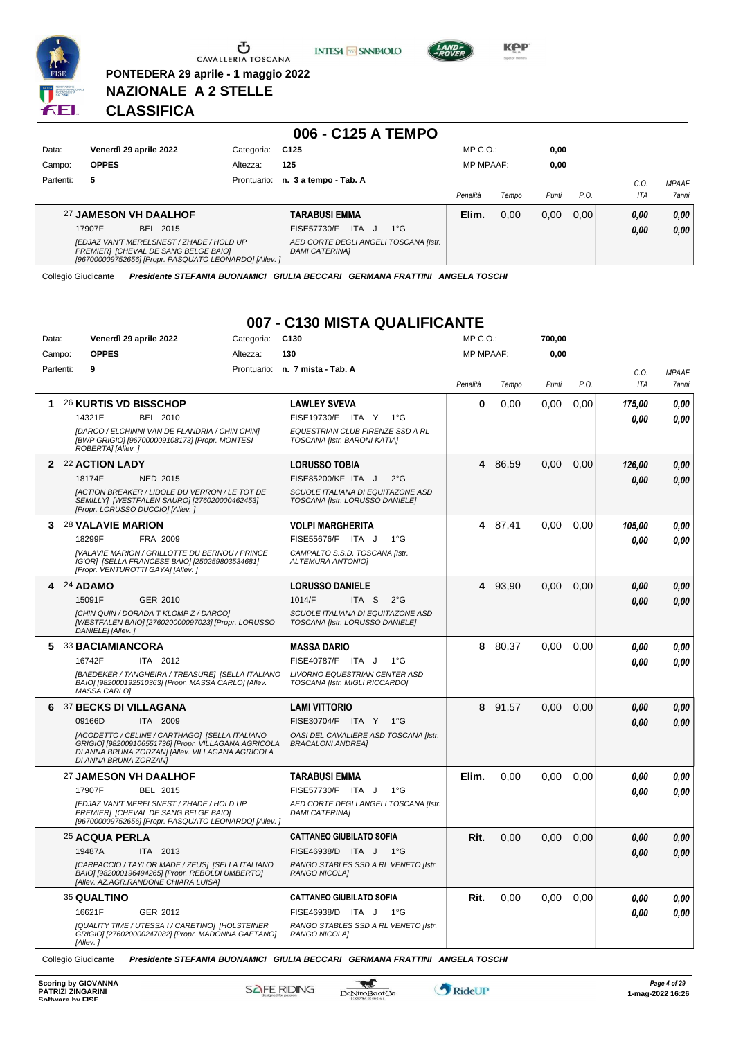PONTEDERA 29 aprile - 1 maggio 2022

# NAZIONALE A 2 STELLE

## CLASSIFICA

## 006 - C125 A TEMPO

| | | | | | |
|---|---|---|---|---|---|
| Data: | Venerdì 29 aprile 2022 | Categoria: | C125 | MP C.O.: | 0,00 |
| Campo: | OPPES | Altezza: | 125 | MP MPAAF: | 0,00 |
| Partenti: | 5 | Prontuario: | n. 3 a tempo - Tab. A | | |

| | Cavallo | Cavaliere | Penalità | Tempo | Punti | P.O. | C.O. ITA | MPAAF 7anni |
|---|---|---|---|---|---|---|---|---|
| | 27 **JAMESON VH DAALHOF** 17907F BEL 2015 *[EDJAZ VAN'T MERELSNEST / ZHADE / HOLD UP PREMIER] [CHEVAL DE SANG BELGE BAIO] [967000009752656] [Propr. PASQUATO LEONARDO] [Allev. ]* | **TARABUSI EMMA** FISE57730/F ITA J 1°G *AED CORTE DEGLI ANGELI TOSCANA [Istr. DAMI CATERINA]* | Elim. | 0,00 | 0,00 | 0,00 | 0,00 / 0,00 | 0,00 / 0,00 |

Collegio Giudicante *Presidente STEFANIA BUONAMICI GIULIA BECCARI GERMANA FRATTINI ANGELA TOSCHI*

## 007 - C130 MISTA QUALIFICANTE

| | | | | | |
|---|---|---|---|---|---|
| Data: | Venerdì 29 aprile 2022 | Categoria: | C130 | MP C.O.: | 700,00 |
| Campo: | OPPES | Altezza: | 130 | MP MPAAF: | 0,00 |
| Partenti: | 9 | Prontuario: | n. 7 mista - Tab. A | | |

| | Cavallo | Cavaliere | Penalità | Tempo | Punti | P.O. | C.O. ITA | MPAAF 7anni |
|---|---|---|---|---|---|---|---|---|
| 1 | 26 **KURTIS VD BISSCHOP** 14321E BEL 2010 *[DARCO / ELCHINNI VAN DE FLANDRIA / CHIN CHIN] [BWP GRIGIO] [967000009108173] [Propr. MONTESI ROBERTA] [Allev. ]* | **LAWLEY SVEVA** FISE19730/F ITA Y 1°G *EQUESTRIAN CLUB FIRENZE SSD A RL TOSCANA [Istr. BARONI KATIA]* | 0 | 0,00 | 0,00 | 0,00 | 175,00 / 0,00 | 0,00 / 0,00 |
| 2 | 22 **ACTION LADY** 18174F NED 2015 *[ACTION BREAKER / LIDOLE DU VERRON / LE TOT DE SEMILLY] [WESTFALEN SAURO] [276020000462453] [Propr. LORUSSO DUCCIO] [Allev. ]* | **LORUSSO TOBIA** FISE85200/KF ITA J 2°G *SCUOLE ITALIANA DI EQUITAZONE ASD TOSCANA [Istr. LORUSSO DANIELE]* | 4 | 86,59 | 0,00 | 0,00 | 126,00 / 0,00 | 0,00 / 0,00 |
| 3 | 28 **VALAVIE MARION** 18299F FRA 2009 *[VALAVIE MARION / GRILLOTTE DU BERNOU / PRINCE IG'OR] [SELLA FRANCESE BAIO] [250259803534681] [Propr. VENTUROTTI GAYA] [Allev. ]* | **VOLPI MARGHERITA** FISE55676/F ITA J 1°G *CAMPALTO S.S.D. TOSCANA [Istr. ALTEMURA ANTONIO]* | 4 | 87,41 | 0,00 | 0,00 | 105,00 / 0,00 | 0,00 / 0,00 |
| 4 | 24 **ADAMO** 15091F GER 2010 *[CHIN QUIN / DORADA T KLOMP Z / DARCO] [WESTFALEN BAIO] [276020000097023] [Propr. LORUSSO DANIELE] [Allev. ]* | **LORUSSO DANIELE** 1014/F ITA S 2°G *SCUOLE ITALIANA DI EQUITAZONE ASD TOSCANA [Istr. LORUSSO DANIELE]* | 4 | 93,90 | 0,00 | 0,00 | 0,00 / 0,00 | 0,00 / 0,00 |
| 5 | 33 **BACIAMIANCORA** 16742F ITA 2012 *[BAEDEKER / TANGHEIRA / TREASURE] [SELLA ITALIANO BAIO] [982000192510363] [Propr. MASSA CARLO] [Allev. MASSA CARLO]* | **MASSA DARIO** FISE40787/F ITA J 1°G *LIVORNO EQUESTRIAN CENTER ASD TOSCANA [Istr. MIGLI RICCARDO]* | 8 | 80,37 | 0,00 | 0,00 | 0,00 / 0,00 | 0,00 / 0,00 |
| 6 | 37 **BECKS DI VILLAGANA** 09166D ITA 2009 *[ACODETTO / CELINE / CARTHAGO] [SELLA ITALIANO GRIGIO] [982009106551736] [Propr. VILLAGANA AGRICOLA DI ANNA BRUNA ZORZAN] [Allev. VILLAGANA AGRICOLA DI ANNA BRUNA ZORZAN]* | **LAMI VITTORIO** FISE30704/F ITA Y 1°G *OASI DEL CAVALIERE ASD TOSCANA [Istr. BRACALONI ANDREA]* | 8 | 91,57 | 0,00 | 0,00 | 0,00 / 0,00 | 0,00 / 0,00 |
| | 27 **JAMESON VH DAALHOF** 17907F BEL 2015 *[EDJAZ VAN'T MERELSNEST / ZHADE / HOLD UP PREMIER] [CHEVAL DE SANG BELGE BAIO] [967000009752656] [Propr. PASQUATO LEONARDO] [Allev. ]* | **TARABUSI EMMA** FISE57730/F ITA J 1°G *AED CORTE DEGLI ANGELI TOSCANA [Istr. DAMI CATERINA]* | Elim. | 0,00 | 0,00 | 0,00 | 0,00 / 0,00 | 0,00 / 0,00 |
| | 25 **ACQUA PERLA** 19487A ITA 2013 *[CARPACCIO / TAYLOR MADE / ZEUS] [SELLA ITALIANO BAIO] [982000196494265] [Propr. REBOLDI UMBERTO] [Allev. AZ.AGR.RANDONE CHIARA LUISA]* | **CATTANEO GIUBILATO SOFIA** FISE46938/D ITA J 1°G *RANGO STABLES SSD A RL VENETO [Istr. RANGO NICOLA]* | Rit. | 0,00 | 0,00 | 0,00 | 0,00 / 0,00 | 0,00 / 0,00 |
| | 35 **QUALTINO** 16621F GER 2012 *[QUALITY TIME / UTESSA I / CARETINO] [HOLSTEINER GRIGIO] [276020000247082] [Propr. MADONNA GAETANO] [Allev. ]* | **CATTANEO GIUBILATO SOFIA** FISE46938/D ITA J 1°G *RANGO STABLES SSD A RL VENETO [Istr. RANGO NICOLA]* | Rit. | 0,00 | 0,00 | 0,00 | 0,00 / 0,00 | 0,00 / 0,00 |

Collegio Giudicante *Presidente STEFANIA BUONAMICI GIULIA BECCARI GERMANA FRATTINI ANGELA TOSCHI*

Scoring by GIOVANNA PATRIZI ZINGARINI
Software by FISE

1-mag-2022 16:26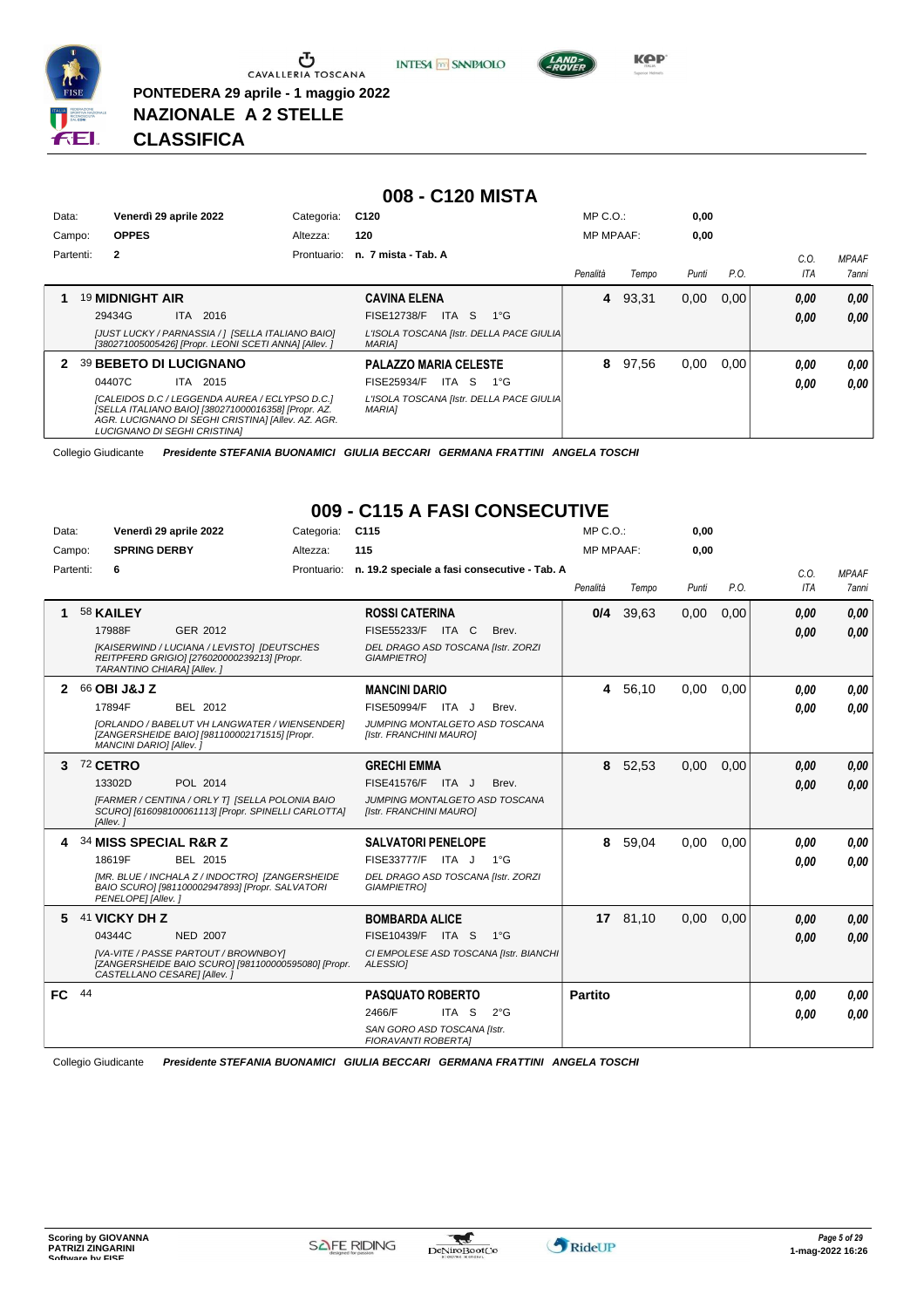**PONTEDERA 29 aprile - 1 maggio 2022**

**NAZIONALE A 2 STELLE**

**CLASSIFICA**

## 008 - C120 MISTA

| | | | | | |
|---|---|---|---|---|---|
| Data: | Venerdì 29 aprile 2022 | Categoria: | C120 | MP C.O.: | 0,00 |
| Campo: | OPPES | Altezza: | 120 | MP MPAAF: | 0,00 |
| Partenti: | 2 | Prontuario: | n. 7 mista - Tab. A | | |

| | Cavallo | Cavaliere | Penalità | Tempo | Punti | P.O. | C.O. ITA | MPAAF 7anni |
|---|---|---|---|---|---|---|---|---|
| 1 | 19 **MIDNIGHT AIR**<br>29434G ITA 2016<br>*[JUST LUCKY / PARNASSIA / ] [SELLA ITALIANO BAIO] [380271005005426] [Propr. LEONI SCETI ANNA] [Allev. ]* | **CAVINA ELENA**<br>FISE12738/F ITA S 1°G<br>*L'ISOLA TOSCANA [Istr. DELLA PACE GIULIA MARIA]* | 4 | 93,31 | 0,00 | 0,00 | 0,00<br>0,00 | 0,00<br>0,00 |
| 2 | 39 **BEBETO DI LUCIGNANO**<br>04407C ITA 2015<br>*[CALEIDOS D.C / LEGGENDA AUREA / ECLYPSO D.C.] [SELLA ITALIANO BAIO] [380271000016358] [Propr. AZ. AGR. LUCIGNANO DI SEGHI CRISTINA] [Allev. AZ. AGR. LUCIGNANO DI SEGHI CRISTINA]* | **PALAZZO MARIA CELESTE**<br>FISE25934/F ITA S 1°G<br>*L'ISOLA TOSCANA [Istr. DELLA PACE GIULIA MARIA]* | 8 | 97,56 | 0,00 | 0,00 | 0,00<br>0,00 | 0,00<br>0,00 |

Collegio Giudicante ***Presidente STEFANIA BUONAMICI GIULIA BECCARI GERMANA FRATTINI ANGELA TOSCHI***

## 009 - C115 A FASI CONSECUTIVE

| | | | | | |
|---|---|---|---|---|---|
| Data: | Venerdì 29 aprile 2022 | Categoria: | C115 | MP C.O.: | 0,00 |
| Campo: | SPRING DERBY | Altezza: | 115 | MP MPAAF: | 0,00 |
| Partenti: | 6 | Prontuario: | n. 19.2 speciale a fasi consecutive - Tab. A | | |

| | Cavallo | Cavaliere | Penalità | Tempo | Punti | P.O. | C.O. ITA | MPAAF 7anni |
|---|---|---|---|---|---|---|---|---|
| 1 | 58 **KAILEY**<br>17988F GER 2012<br>*[KAISERWIND / LUCIANA / LEVISTO] [DEUTSCHES REITPFERD GRIGIO] [276020000239213] [Propr. TARANTINO CHIARA] [Allev. ]* | **ROSSI CATERINA**<br>FISE55233/F ITA C Brev.<br>*DEL DRAGO ASD TOSCANA [Istr. ZORZI GIAMPIETRO]* | 0/4 | 39,63 | 0,00 | 0,00 | 0,00<br>0,00 | 0,00<br>0,00 |
| 2 | 66 **OBI J&J Z**<br>17894F BEL 2012<br>*[ORLANDO / BABELUT VH LANGWATER / WIENSENDER] [ZANGERSHEIDE BAIO] [981100002171515] [Propr. MANCINI DARIO] [Allev. ]* | **MANCINI DARIO**<br>FISE50994/F ITA J Brev.<br>*JUMPING MONTALGETO ASD TOSCANA [Istr. FRANCHINI MAURO]* | 4 | 56,10 | 0,00 | 0,00 | 0,00<br>0,00 | 0,00<br>0,00 |
| 3 | 72 **CETRO**<br>13302D POL 2014<br>*[FARMER / CENTINA / ORLY T] [SELLA POLONIA BAIO SCURO] [616098100061113] [Propr. SPINELLI CARLOTTA] [Allev. ]* | **GRECHI EMMA**<br>FISE41576/F ITA J Brev.<br>*JUMPING MONTALGETO ASD TOSCANA [Istr. FRANCHINI MAURO]* | 8 | 52,53 | 0,00 | 0,00 | 0,00<br>0,00 | 0,00<br>0,00 |
| 4 | 34 **MISS SPECIAL R&R Z**<br>18619F BEL 2015<br>*[MR. BLUE / INCHALA Z / INDOCTRO] [ZANGERSHEIDE BAIO SCURO] [981100002947893] [Propr. SALVATORI PENELOPE] [Allev. ]* | **SALVATORI PENELOPE**<br>FISE33777/F ITA J 1°G<br>*DEL DRAGO ASD TOSCANA [Istr. ZORZI GIAMPIETRO]* | 8 | 59,04 | 0,00 | 0,00 | 0,00<br>0,00 | 0,00<br>0,00 |
| 5 | 41 **VICKY DH Z**<br>04344C NED 2007<br>*[VA-VITE / PASSE PARTOUT / BROWNBOY] [ZANGERSHEIDE BAIO SCURO] [981100000595080] [Propr. CASTELLANO CESARE] [Allev. ]* | **BOMBARDA ALICE**<br>FISE10439/F ITA S 1°G<br>*CI EMPOLESE ASD TOSCANA [Istr. BIANCHI ALESSIO]* | 17 | 81,10 | 0,00 | 0,00 | 0,00<br>0,00 | 0,00<br>0,00 |
| FC | 44 | **PASQUATO ROBERTO**<br>2466/F ITA S 2°G<br>*SAN GORO ASD TOSCANA [Istr. FIORAVANTI ROBERTA]* | Partito | | | | 0,00<br>0,00 | 0,00<br>0,00 |

Collegio Giudicante ***Presidente STEFANIA BUONAMICI GIULIA BECCARI GERMANA FRATTINI ANGELA TOSCHI***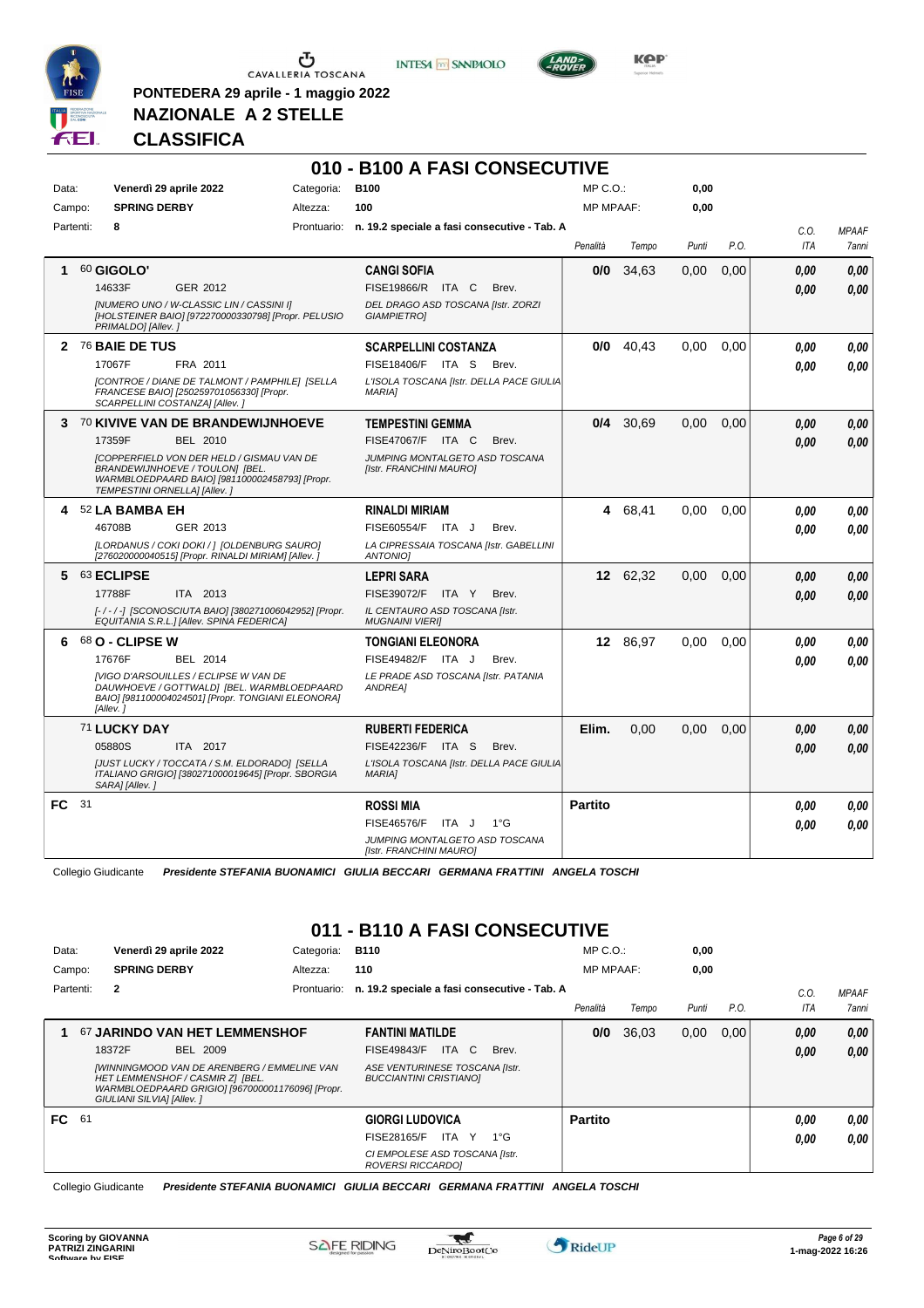PONTEDERA 29 aprile - 1 maggio 2022

**NAZIONALE A 2 STELLE**

**CLASSIFICA**

## 010 - B100 A FASI CONSECUTIVE

| | | | | | |
|---|---|---|---|---|---|
| Data: | **Venerdì 29 aprile 2022** | Categoria: | **B100** | MP C.O.: | **0,00** |
| Campo: | **SPRING DERBY** | Altezza: | **100** | MP MPAAF: | **0,00** |
| Partenti: | **8** | Prontuario: | **n. 19.2 speciale a fasi consecutive - Tab. A** | | |

| | Cavallo | Cavaliere | Penalità | Tempo | Punti | P.O. | C.O. ITA | MPAAF 7anni |
|---|---|---|---|---|---|---|---|---|
| 1 | 60 **GIGOLO'** 14633F GER 2012 *[NUMERO UNO / W-CLASSIC LIN / CASSINI I] [HOLSTEINER BAIO] [972270000330798] [Propr. PELUSIO PRIMALDO] [Allev. ]* | **CANGI SOFIA** FISE19866/R ITA C Brev. *DEL DRAGO ASD TOSCANA [Istr. ZORZI GIAMPIETRO]* | **0/0** | 34,63 | 0,00 | 0,00 | 0,00 / 0,00 | 0,00 / 0,00 |
| 2 | 76 **BAIE DE TUS** 17067F FRA 2011 *[CONTROE / DIANE DE TALMONT / PAMPHILE] [SELLA FRANCESE BAIO] [250259701056330] [Propr. SCARPELLINI COSTANZA] [Allev. ]* | **SCARPELLINI COSTANZA** FISE18406/F ITA S Brev. *L'ISOLA TOSCANA [Istr. DELLA PACE GIULIA MARIA]* | **0/0** | 40,43 | 0,00 | 0,00 | 0,00 / 0,00 | 0,00 / 0,00 |
| 3 | 70 **KIVIVE VAN DE BRANDEWIJNHOEVE** 17359F BEL 2010 *[COPPERFIELD VON DER HELD / GISMAU VAN DE BRANDEWIJNHOEVE / TOULON] [BEL. WARMBLOEDPAARD BAIO] [981100002458793] [Propr. TEMPESTINI ORNELLA] [Allev. ]* | **TEMPESTINI GEMMA** FISE47067/F ITA C Brev. *JUMPING MONTALGETO ASD TOSCANA [Istr. FRANCHINI MAURO]* | **0/4** | 30,69 | 0,00 | 0,00 | 0,00 / 0,00 | 0,00 / 0,00 |
| 4 | 52 **LA BAMBA EH** 46708B GER 2013 *[LORDANUS / COKI DOKI / ] [OLDENBURG SAURO] [276020000040515] [Propr. RINALDI MIRIAM] [Allev. ]* | **RINALDI MIRIAM** FISE60554/F ITA J Brev. *LA CIPRESSAIA TOSCANA [Istr. GABELLINI ANTONIO]* | **4** | 68,41 | 0,00 | 0,00 | 0,00 / 0,00 | 0,00 / 0,00 |
| 5 | 63 **ECLIPSE** 17788F ITA 2013 *[- / - / -] [SCONOSCIUTA BAIO] [380271006042952] [Propr. EQUITANIA S.R.L.] [Allev. SPINA FEDERICA]* | **LEPRI SARA** FISE39072/F ITA Y Brev. *IL CENTAURO ASD TOSCANA [Istr. MUGNAINI VIERI]* | **12** | 62,32 | 0,00 | 0,00 | 0,00 / 0,00 | 0,00 / 0,00 |
| 6 | 68 **O - CLIPSE W** 17676F BEL 2014 *[VIGO D'ARSOUILLES / ECLIPSE W VAN DE DAUWHOEVE / GOTTWALD] [BEL. WARMBLOEDPAARD BAIO] [981100004024501] [Propr. TONGIANI ELEONORA] [Allev. ]* | **TONGIANI ELEONORA** FISE49482/F ITA J Brev. *LE PRADE ASD TOSCANA [Istr. PATANIA ANDREA]* | **12** | 86,97 | 0,00 | 0,00 | 0,00 / 0,00 | 0,00 / 0,00 |
| | 71 **LUCKY DAY** 05880S ITA 2017 *[JUST LUCKY / TOCCATA / S.M. ELDORADO] [SELLA ITALIANO GRIGIO] [380271000019645] [Propr. SBORGIA SARA] [Allev. ]* | **RUBERTI FEDERICA** FISE42236/F ITA S Brev. *L'ISOLA TOSCANA [Istr. DELLA PACE GIULIA MARIA]* | **Elim.** | 0,00 | 0,00 | 0,00 | 0,00 / 0,00 | 0,00 / 0,00 |
| FC | 31 | **ROSSI MIA** FISE46576/F ITA J 1°G *JUMPING MONTALGETO ASD TOSCANA [Istr. FRANCHINI MAURO]* | **Partito** | | | | 0,00 / 0,00 | 0,00 / 0,00 |

Collegio Giudicante *Presidente STEFANIA BUONAMICI GIULIA BECCARI GERMANA FRATTINI ANGELA TOSCHI*

## 011 - B110 A FASI CONSECUTIVE

| | | | | | |
|---|---|---|---|---|---|
| Data: | **Venerdì 29 aprile 2022** | Categoria: | **B110** | MP C.O.: | **0,00** |
| Campo: | **SPRING DERBY** | Altezza: | **110** | MP MPAAF: | **0,00** |
| Partenti: | **2** | Prontuario: | **n. 19.2 speciale a fasi consecutive - Tab. A** | | |

| | Cavallo | Cavaliere | Penalità | Tempo | Punti | P.O. | C.O. ITA | MPAAF 7anni |
|---|---|---|---|---|---|---|---|---|
| 1 | 67 **JARINDO VAN HET LEMMENSHOF** 18372F BEL 2009 *[WINNINGMOOD VAN DE ARENBERG / EMMELINE VAN HET LEMMENSHOF / CASMIR Z] [BEL. WARMBLOEDPAARD GRIGIO] [967000001176096] [Propr. GIULIANI SILVIA] [Allev. ]* | **FANTINI MATILDE** FISE49843/F ITA C Brev. *ASE VENTURINESE TOSCANA [Istr. BUCCIANTINI CRISTIANO]* | **0/0** | 36,03 | 0,00 | 0,00 | 0,00 / 0,00 | 0,00 / 0,00 |
| FC | 61 | **GIORGI LUDOVICA** FISE28165/F ITA Y 1°G *CI EMPOLESE ASD TOSCANA [Istr. ROVERSI RICCARDO]* | **Partito** | | | | 0,00 / 0,00 | 0,00 / 0,00 |

Collegio Giudicante *Presidente STEFANIA BUONAMICI GIULIA BECCARI GERMANA FRATTINI ANGELA TOSCHI*

Scoring by GIOVANNA PATRIZI ZINGARINI
Software by FISE

1-mag-2022 16:26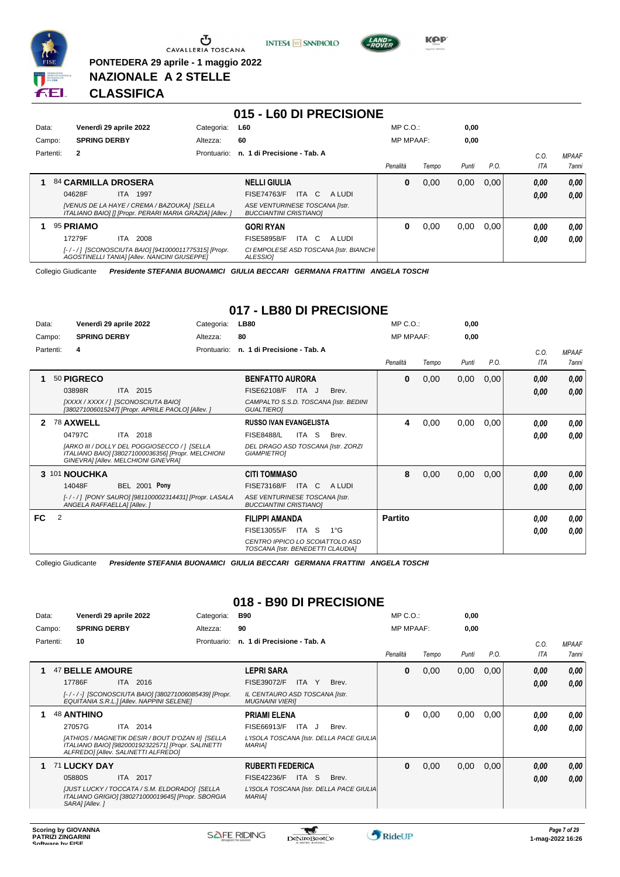PONTEDERA 29 aprile - 1 maggio 2022

**NAZIONALE A 2 STELLE**

**CLASSIFICA**

## 015 - L60 DI PRECISIONE

| | | | | | |
|---|---|---|---|---|---|
| Data: | Venerdì 29 aprile 2022 | Categoria: | L60 | MP C.O.: | 0,00 |
| Campo: | SPRING DERBY | Altezza: | 60 | MP MPAAF: | 0,00 |
| Partenti: | 2 | Prontuario: | n. 1 di Precisione - Tab. A | | |

| Cl. | Cavallo | Cavaliere | Penalità | Tempo | Punti | P.O. | C.O. ITA | MPAAF 7anni |
|---|---|---|---|---|---|---|---|---|
| 1 | 84 **CARMILLA DROSERA** 04628F ITA 1997 *[VENUS DE LA HAYE / CREMA / BAZOUKA] [SELLA ITALIANO BAIO] [] [Propr. PERARI MARIA GRAZIA] [Allev. ]* | **NELLI GIULIA** FISE74763/F ITA C A LUDI *ASE VENTURINESE TOSCANA [Istr. BUCCIANTINI CRISTIANO]* | 0 | 0,00 | 0,00 | 0,00 | 0,00 / 0,00 | 0,00 / 0,00 |
| 1 | 95 **PRIAMO** 17279F ITA 2008 *[-/-/] [SCONOSCIUTA BAIO] [941000011775315] [Propr. AGOSTINELLI TANIA] [Allev. NANCINI GIUSEPPE]* | **GORI RYAN** FISE58958/F ITA C A LUDI *CI EMPOLESE ASD TOSCANA [Istr. BIANCHI ALESSIO]* | 0 | 0,00 | 0,00 | 0,00 | 0,00 / 0,00 | 0,00 / 0,00 |

Collegio Giudicante *Presidente STEFANIA BUONAMICI GIULIA BECCARI GERMANA FRATTINI ANGELA TOSCHI*

## 017 - LB80 DI PRECISIONE

| | | | | | |
|---|---|---|---|---|---|
| Data: | Venerdì 29 aprile 2022 | Categoria: | LB80 | MP C.O.: | 0,00 |
| Campo: | SPRING DERBY | Altezza: | 80 | MP MPAAF: | 0,00 |
| Partenti: | 4 | Prontuario: | n. 1 di Precisione - Tab. A | | |

| Cl. | Cavallo | Cavaliere | Penalità | Tempo | Punti | P.O. | C.O. ITA | MPAAF 7anni |
|---|---|---|---|---|---|---|---|---|
| 1 | 50 **PIGRECO** 03898R ITA 2015 *[XXXX / XXXX / ] [SCONOSCIUTA BAIO] [380271006015247] [Propr. APRILE PAOLO] [Allev. ]* | **BENFATTO AURORA** FISE62108/F ITA J Brev. *CAMPALTO S.S.D. TOSCANA [Istr. BEDINI GUALTIERO]* | 0 | 0,00 | 0,00 | 0,00 | 0,00 / 0,00 | 0,00 / 0,00 |
| 2 | 78 **AXWELL** 04797C ITA 2018 *[ARKO III / DOLLY DEL POGGIOSECCO / ] [SELLA ITALIANO BAIO] [380271000036356] [Propr. MELCHIONI GINEVRA] [Allev. MELCHIONI GINEVRA]* | **RUSSO IVAN EVANGELISTA** FISE8488/L ITA S Brev. *DEL DRAGO ASD TOSCANA [Istr. ZORZI GIAMPIETRO]* | 4 | 0,00 | 0,00 | 0,00 | 0,00 / 0,00 | 0,00 / 0,00 |
| 3 | 101 **NOUCHKA** 14048F BEL 2001 **Pony** *[-/-/] [PONY SAURO] [981100002314431] [Propr. LASALA ANGELA RAFFAELLA] [Allev. ]* | **CITI TOMMASO** FISE73168/F ITA C A LUDI *ASE VENTURINESE TOSCANA [Istr. BUCCIANTINI CRISTIANO]* | 8 | 0,00 | 0,00 | 0,00 | 0,00 / 0,00 | 0,00 / 0,00 |
| FC | 2 | **FILIPPI AMANDA** FISE13055/F ITA S 1°G *CENTRO IPPICO LO SCOIATTOLO ASD TOSCANA [Istr. BENEDETTI CLAUDIA]* | Partito | | | | 0,00 / 0,00 | 0,00 / 0,00 |

Collegio Giudicante *Presidente STEFANIA BUONAMICI GIULIA BECCARI GERMANA FRATTINI ANGELA TOSCHI*

## 018 - B90 DI PRECISIONE

| | | | | | |
|---|---|---|---|---|---|
| Data: | Venerdì 29 aprile 2022 | Categoria: | B90 | MP C.O.: | 0,00 |
| Campo: | SPRING DERBY | Altezza: | 90 | MP MPAAF: | 0,00 |
| Partenti: | 10 | Prontuario: | n. 1 di Precisione - Tab. A | | |

| Cl. | Cavallo | Cavaliere | Penalità | Tempo | Punti | P.O. | C.O. ITA | MPAAF 7anni |
|---|---|---|---|---|---|---|---|---|
| 1 | 47 **BELLE AMOURE** 17786F ITA 2016 *[-/-/-] [SCONOSCIUTA BAIO] [380271006085439] [Propr. EQUITANIA S.R.L.] [Allev. NAPPINI SELENE]* | **LEPRI SARA** FISE39072/F ITA Y Brev. *IL CENTAURO ASD TOSCANA [Istr. MUGNAINI VIERI]* | 0 | 0,00 | 0,00 | 0,00 | 0,00 / 0,00 | 0,00 / 0,00 |
| 1 | 48 **ANTHINO** 27057G ITA 2014 *[ATHIOS / MAGNETIK DESIR / BOUT D'OZAN II] [SELLA ITALIANO BAIO] [982000192322571] [Propr. SALINETTI ALFREDO] [Allev. SALINETTI ALFREDO]* | **PRIAMI ELENA** FISE66913/F ITA J Brev. *L'ISOLA TOSCANA [Istr. DELLA PACE GIULIA MARIA]* | 0 | 0,00 | 0,00 | 0,00 | 0,00 / 0,00 | 0,00 / 0,00 |
| 1 | 71 **LUCKY DAY** 05880S ITA 2017 *[JUST LUCKY / TOCCATA / S.M. ELDORADO] [SELLA ITALIANO GRIGIO] [380271000019645] [Propr. SBORGIA SARA] [Allev. ]* | **RUBERTI FEDERICA** FISE42236/F ITA S Brev. *L'ISOLA TOSCANA [Istr. DELLA PACE GIULIA MARIA]* | 0 | 0,00 | 0,00 | 0,00 | 0,00 / 0,00 | 0,00 / 0,00 |

Scoring by GIOVANNA PATRIZI ZINGARINI

1-mag-2022 16:26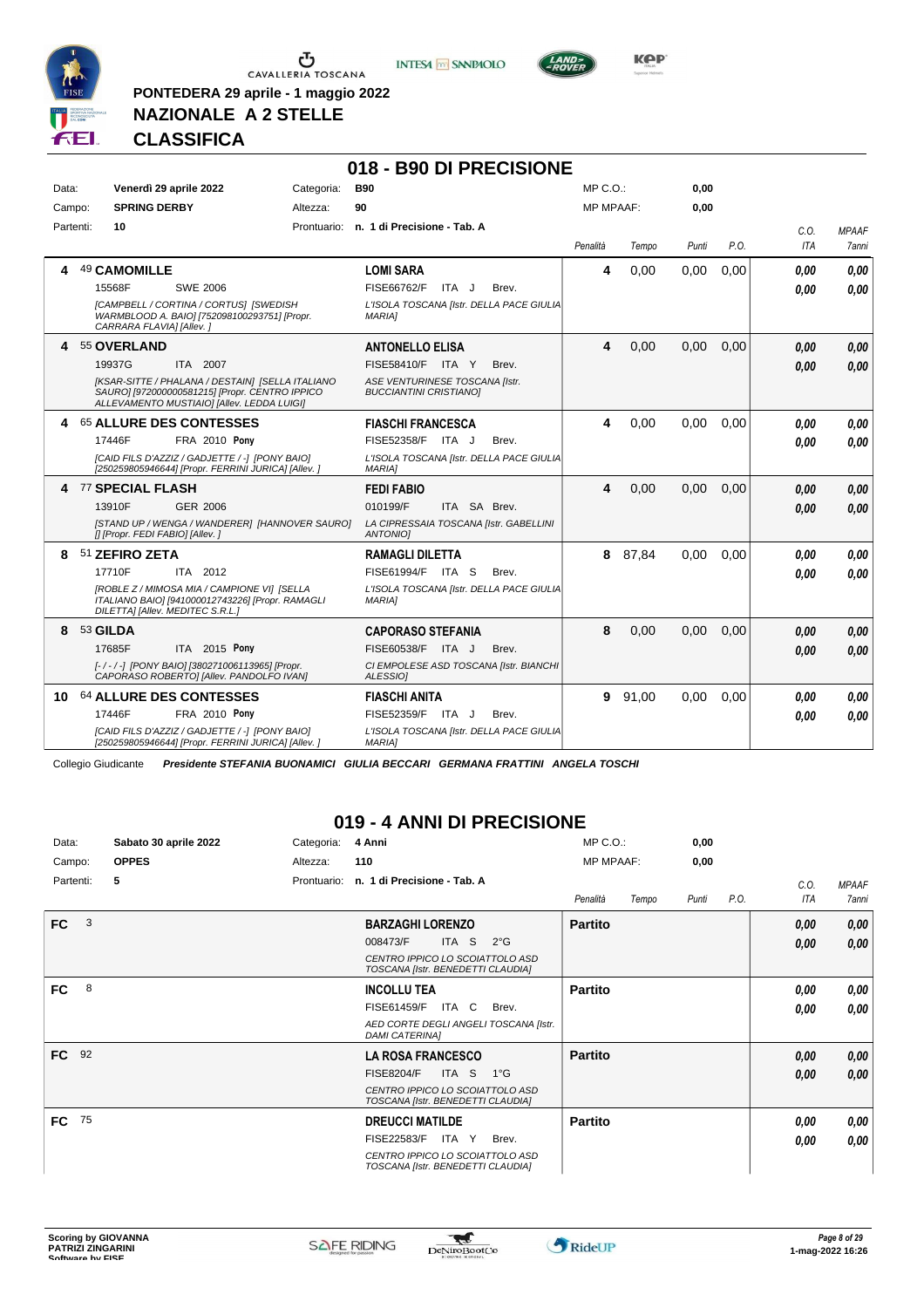PONTEDERA 29 aprile - 1 maggio 2022

**NAZIONALE A 2 STELLE**

**CLASSIFICA**

## 018 - B90 DI PRECISIONE

Data: **Venerdì 29 aprile 2022** Categoria: **B90** MP C.O.: **0,00**

Campo: **SPRING DERBY** Altezza: **90** MP MPAAF: **0,00**

Partenti: **10** Prontuario: **n. 1 di Precisione - Tab. A**

| | Cavallo | Cavaliere | Penalità | Tempo | Punti | P.O. | C.O. ITA | MPAAF 7anni |
|---|---|---|---|---|---|---|---|---|
| 4 | 49 **CAMOMILLE**<br>15568F SWE 2006<br>*[CAMPBELL / CORTINA / CORTUS] [SWEDISH WARMBLOOD A. BAIO] [752098100293751] [Propr. CARRARA FLAVIA] [Allev. ]* | **LOMI SARA**<br>FISE66762/F ITA J Brev.<br>*L'ISOLA TOSCANA [Istr. DELLA PACE GIULIA MARIA]* | 4 | 0,00 | 0,00 | 0,00 | 0,00<br>0,00 | 0,00<br>0,00 |
| 4 | 55 **OVERLAND**<br>19937G ITA 2007<br>*[KSAR-SITTE / PHALANA / DESTAIN] [SELLA ITALIANO SAURO] [972000000581215] [Propr. CENTRO IPPICO ALLEVAMENTO MUSTIAIO] [Allev. LEDDA LUIGI]* | **ANTONELLO ELISA**<br>FISE58410/F ITA Y Brev.<br>*ASE VENTURINESE TOSCANA [Istr. BUCCIANTINI CRISTIANO]* | 4 | 0,00 | 0,00 | 0,00 | 0,00<br>0,00 | 0,00<br>0,00 |
| 4 | 65 **ALLURE DES CONTESSES**<br>17446F FRA 2010 **Pony**<br>*[CAID FILS D'AZZIZ / GADJETTE / -] [PONY BAIO] [250259805946644] [Propr. FERRINI JURICA] [Allev. ]* | **FIASCHI FRANCESCA**<br>FISE52358/F ITA J Brev.<br>*L'ISOLA TOSCANA [Istr. DELLA PACE GIULIA MARIA]* | 4 | 0,00 | 0,00 | 0,00 | 0,00<br>0,00 | 0,00<br>0,00 |
| 4 | 77 **SPECIAL FLASH**<br>13910F GER 2006<br>*[STAND UP / WENGA / WANDERER] [HANNOVER SAURO] [] [Propr. FEDI FABIO] [Allev. ]* | **FEDI FABIO**<br>010199/F ITA SA Brev.<br>*LA CIPRESSAIA TOSCANA [Istr. GABELLINI ANTONIO]* | 4 | 0,00 | 0,00 | 0,00 | 0,00<br>0,00 | 0,00<br>0,00 |
| 8 | 51 **ZEFIRO ZETA**<br>17710F ITA 2012<br>*[ROBLE Z / MIMOSA MIA / CAMPIONE VI] [SELLA ITALIANO BAIO] [941000012743226] [Propr. RAMAGLI DILETTA] [Allev. MEDITEC S.R.L.]* | **RAMAGLI DILETTA**<br>FISE61994/F ITA S Brev.<br>*L'ISOLA TOSCANA [Istr. DELLA PACE GIULIA MARIA]* | 8 | 87,84 | 0,00 | 0,00 | 0,00<br>0,00 | 0,00<br>0,00 |
| 8 | 53 **GILDA**<br>17685F ITA 2015 **Pony**<br>*[- / - / -] [PONY BAIO] [380271006113965] [Propr. CAPORASO ROBERTO] [Allev. PANDOLFO IVAN]* | **CAPORASO STEFANIA**<br>FISE60538/F ITA J Brev.<br>*CI EMPOLESE ASD TOSCANA [Istr. BIANCHI ALESSIO]* | 8 | 0,00 | 0,00 | 0,00 | 0,00<br>0,00 | 0,00<br>0,00 |
| 10 | 64 **ALLURE DES CONTESSES**<br>17446F FRA 2010 **Pony**<br>*[CAID FILS D'AZZIZ / GADJETTE / -] [PONY BAIO] [250259805946644] [Propr. FERRINI JURICA] [Allev. ]* | **FIASCHI ANITA**<br>FISE52359/F ITA J Brev.<br>*L'ISOLA TOSCANA [Istr. DELLA PACE GIULIA MARIA]* | 9 | 91,00 | 0,00 | 0,00 | 0,00<br>0,00 | 0,00<br>0,00 |

Collegio Giudicante *Presidente STEFANIA BUONAMICI GIULIA BECCARI GERMANA FRATTINI ANGELA TOSCHI*

## 019 - 4 ANNI DI PRECISIONE

Data: **Sabato 30 aprile 2022** Categoria: **4 Anni** MP C.O.: **0,00**

Campo: **OPPES** Altezza: **110** MP MPAAF: **0,00**

Partenti: **5** Prontuario: **n. 1 di Precisione - Tab. A**

| | Cavallo | Cavaliere | Penalità | Tempo | Punti | P.O. | C.O. ITA | MPAAF 7anni |
|---|---|---|---|---|---|---|---|---|
| FC | 3 | **BARZAGHI LORENZO**<br>008473/F ITA S 2°G<br>*CENTRO IPPICO LO SCOIATTOLO ASD TOSCANA [Istr. BENEDETTI CLAUDIA]* | **Partito** | | | | 0,00<br>0,00 | 0,00<br>0,00 |
| FC | 8 | **INCOLLU TEA**<br>FISE61459/F ITA C Brev.<br>*AED CORTE DEGLI ANGELI TOSCANA [Istr. DAMI CATERINA]* | **Partito** | | | | 0,00<br>0,00 | 0,00<br>0,00 |
| FC | 92 | **LA ROSA FRANCESCO**<br>FISE8204/F ITA S 1°G<br>*CENTRO IPPICO LO SCOIATTOLO ASD TOSCANA [Istr. BENEDETTI CLAUDIA]* | **Partito** | | | | 0,00<br>0,00 | 0,00<br>0,00 |
| FC | 75 | **DREUCCI MATILDE**<br>FISE22583/F ITA Y Brev.<br>*CENTRO IPPICO LO SCOIATTOLO ASD TOSCANA [Istr. BENEDETTI CLAUDIA]* | **Partito** | | | | 0,00<br>0,00 | 0,00<br>0,00 |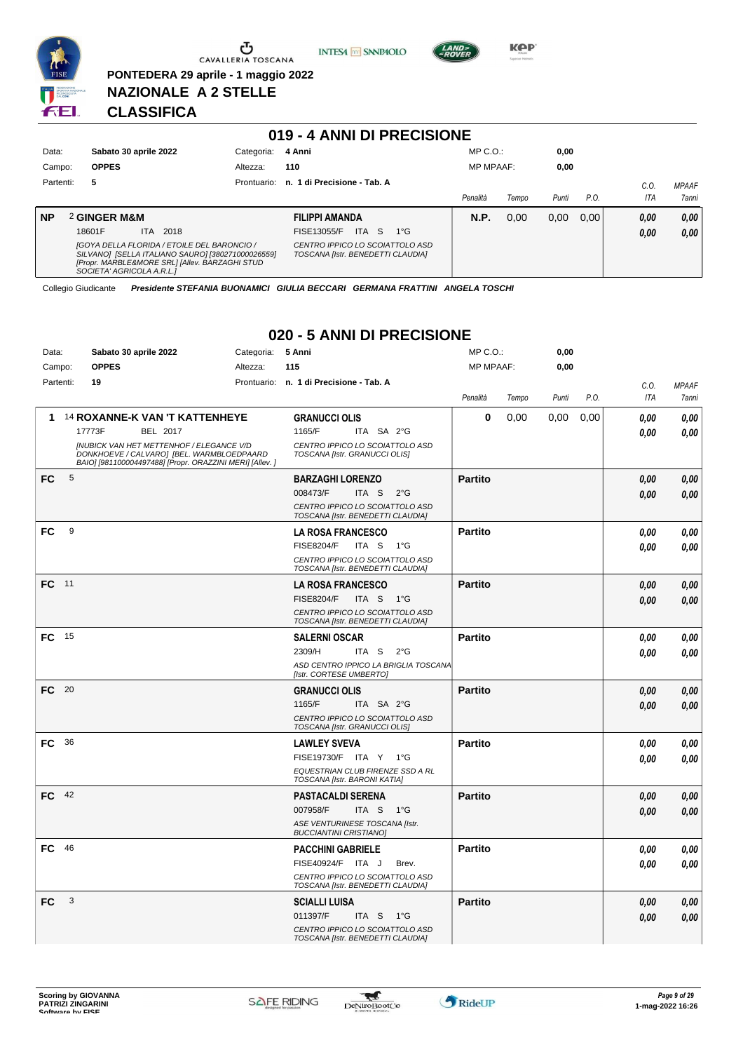PONTEDERA 29 aprile - 1 maggio 2022

NAZIONALE A 2 STELLE

**CLASSIFICA**

## 019 - 4 ANNI DI PRECISIONE

| | | | | | |
|---|---|---|---|---|---|
| Data: | Sabato 30 aprile 2022 | Categoria: | 4 Anni | MP C.O.: | 0,00 |
| Campo: | OPPES | Altezza: | 110 | MP MPAAF: | 0,00 |
| Partenti: | 5 | Prontuario: | n. 1 di Precisione - Tab. A | | |

| | Cavallo | Cavaliere | Penalità | Tempo | Punti | P.O. | C.O. ITA | MPAAF 7anni |
|---|---|---|---|---|---|---|---|---|
| NP | 2 GINGER M&M<br>18601F ITA 2018<br>*[GOYA DELLA FLORIDA / ETOILE DEL BARONCIO / SILVANO] [SELLA ITALIANO SAURO] [380271000026559] [Propr. MARBLE&MORE SRL] [Allev. BARZAGHI STUD SOCIETA' AGRICOLA A.R.L.]* | FILIPPI AMANDA<br>FISE13055/F ITA S 1°G<br>*CENTRO IPPICO LO SCOIATTOLO ASD TOSCANA [Istr. BENEDETTI CLAUDIA]* | N.P. | 0,00 | 0,00 | 0,00 | 0,00<br>0,00 | 0,00<br>0,00 |

Collegio Giudicante *Presidente STEFANIA BUONAMICI GIULIA BECCARI GERMANA FRATTINI ANGELA TOSCHI*

## 020 - 5 ANNI DI PRECISIONE

| | | | | | |
|---|---|---|---|---|---|
| Data: | Sabato 30 aprile 2022 | Categoria: | 5 Anni | MP C.O.: | 0,00 |
| Campo: | OPPES | Altezza: | 115 | MP MPAAF: | 0,00 |
| Partenti: | 19 | Prontuario: | n. 1 di Precisione - Tab. A | | |

| | Cavallo | Cavaliere | Penalità | Tempo | Punti | P.O. | C.O. ITA | MPAAF 7anni |
|---|---|---|---|---|---|---|---|---|
| 1 | 14 ROXANNE-K VAN 'T KATTENHEYE<br>17773F BEL 2017<br>*[NUBICK VAN HET METTENHOF / ELEGANCE V/D DONKHOEVE / CALVARO] [BEL. WARMBLOEDPAARD BAIO] [981100004497488] [Propr. ORAZZINI MERI] [Allev. ]* | GRANUCCI OLIS<br>1165/F ITA SA 2°G<br>*CENTRO IPPICO LO SCOIATTOLO ASD TOSCANA [Istr. GRANUCCI OLIS]* | 0 | 0,00 | 0,00 | 0,00 | 0,00<br>0,00 | 0,00<br>0,00 |
| FC | 5 | BARZAGHI LORENZO<br>008473/F ITA S 2°G<br>*CENTRO IPPICO LO SCOIATTOLO ASD TOSCANA [Istr. BENEDETTI CLAUDIA]* | Partito | | | | 0,00<br>0,00 | 0,00<br>0,00 |
| FC | 9 | LA ROSA FRANCESCO<br>FISE8204/F ITA S 1°G<br>*CENTRO IPPICO LO SCOIATTOLO ASD TOSCANA [Istr. BENEDETTI CLAUDIA]* | Partito | | | | 0,00<br>0,00 | 0,00<br>0,00 |
| FC | 11 | LA ROSA FRANCESCO<br>FISE8204/F ITA S 1°G<br>*CENTRO IPPICO LO SCOIATTOLO ASD TOSCANA [Istr. BENEDETTI CLAUDIA]* | Partito | | | | 0,00<br>0,00 | 0,00<br>0,00 |
| FC | 15 | SALERNI OSCAR<br>2309/H ITA S 2°G<br>*ASD CENTRO IPPICO LA BRIGLIA TOSCANA [Istr. CORTESE UMBERTO]* | Partito | | | | 0,00<br>0,00 | 0,00<br>0,00 |
| FC | 20 | GRANUCCI OLIS<br>1165/F ITA SA 2°G<br>*CENTRO IPPICO LO SCOIATTOLO ASD TOSCANA [Istr. GRANUCCI OLIS]* | Partito | | | | 0,00<br>0,00 | 0,00<br>0,00 |
| FC | 36 | LAWLEY SVEVA<br>FISE19730/F ITA Y 1°G<br>*EQUESTRIAN CLUB FIRENZE SSD A RL TOSCANA [Istr. BARONI KATIA]* | Partito | | | | 0,00<br>0,00 | 0,00<br>0,00 |
| FC | 42 | PASTACALDI SERENA<br>007958/F ITA S 1°G<br>*ASE VENTURINESE TOSCANA [Istr. BUCCIANTINI CRISTIANO]* | Partito | | | | 0,00<br>0,00 | 0,00<br>0,00 |
| FC | 46 | PACCHINI GABRIELE<br>FISE40924/F ITA J Brev.<br>*CENTRO IPPICO LO SCOIATTOLO ASD TOSCANA [Istr. BENEDETTI CLAUDIA]* | Partito | | | | 0,00<br>0,00 | 0,00<br>0,00 |
| FC | 3 | SCIALLI LUISA<br>011397/F ITA S 1°G<br>*CENTRO IPPICO LO SCOIATTOLO ASD TOSCANA [Istr. BENEDETTI CLAUDIA]* | Partito | | | | 0,00<br>0,00 | 0,00<br>0,00 |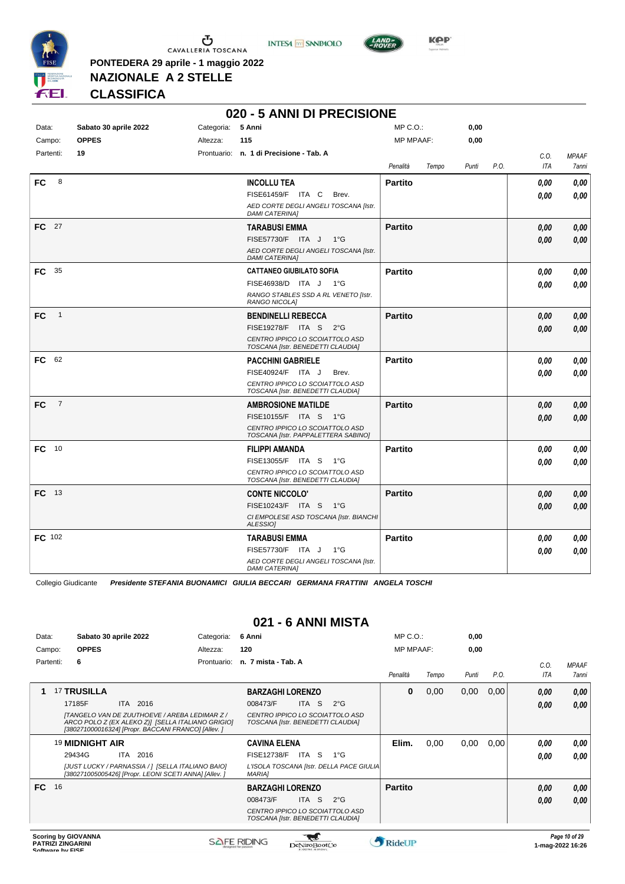PONTEDERA 29 aprile - 1 maggio 2022

**NAZIONALE A 2 STELLE**

**CLASSIFICA**

## 020 - 5 ANNI DI PRECISIONE

| | | | | | |
|---|---|---|---|---|---|
| Data: | Sabato 30 aprile 2022 | Categoria: | 5 Anni | MP C.O.: | 0,00 |
| Campo: | OPPES | Altezza: | 115 | MP MPAAF: | 0,00 |
| Partenti: | 19 | Prontuario: | n. 1 di Precisione - Tab. A | | |

| | Cavallo | Cavaliere | Penalità | Tempo | Punti | P.O. | C.O. ITA | MPAAF 7anni |
|---|---|---|---|---|---|---|---|---|
| FC 8 | | **INCOLLU TEA** FISE61459/F ITA C Brev. *AED CORTE DEGLI ANGELI TOSCANA [Istr. DAMI CATERINA]* | **Partito** | | | | 0,00 / 0,00 | 0,00 / 0,00 |
| FC 27 | | **TARABUSI EMMA** FISE57730/F ITA J 1°G *AED CORTE DEGLI ANGELI TOSCANA [Istr. DAMI CATERINA]* | **Partito** | | | | 0,00 / 0,00 | 0,00 / 0,00 |
| FC 35 | | **CATTANEO GIUBILATO SOFIA** FISE46938/D ITA J 1°G *RANGO STABLES SSD A RL VENETO [Istr. RANGO NICOLA]* | **Partito** | | | | 0,00 / 0,00 | 0,00 / 0,00 |
| FC 1 | | **BENDINELLI REBECCA** FISE19278/F ITA S 2°G *CENTRO IPPICO LO SCOIATTOLO ASD TOSCANA [Istr. BENEDETTI CLAUDIA]* | **Partito** | | | | 0,00 / 0,00 | 0,00 / 0,00 |
| FC 62 | | **PACCHINI GABRIELE** FISE40924/F ITA J Brev. *CENTRO IPPICO LO SCOIATTOLO ASD TOSCANA [Istr. BENEDETTI CLAUDIA]* | **Partito** | | | | 0,00 / 0,00 | 0,00 / 0,00 |
| FC 7 | | **AMBROSIONE MATILDE** FISE10155/F ITA S 1°G *CENTRO IPPICO LO SCOIATTOLO ASD TOSCANA [Istr. PAPPALETTERA SABINO]* | **Partito** | | | | 0,00 / 0,00 | 0,00 / 0,00 |
| FC 10 | | **FILIPPI AMANDA** FISE13055/F ITA S 1°G *CENTRO IPPICO LO SCOIATTOLO ASD TOSCANA [Istr. BENEDETTI CLAUDIA]* | **Partito** | | | | 0,00 / 0,00 | 0,00 / 0,00 |
| FC 13 | | **CONTE NICCOLO'** FISE10243/F ITA S 1°G *CI EMPOLESE ASD TOSCANA [Istr. BIANCHI ALESSIO]* | **Partito** | | | | 0,00 / 0,00 | 0,00 / 0,00 |
| FC 102 | | **TARABUSI EMMA** FISE57730/F ITA J 1°G *AED CORTE DEGLI ANGELI TOSCANA [Istr. DAMI CATERINA]* | **Partito** | | | | 0,00 / 0,00 | 0,00 / 0,00 |

Collegio Giudicante *Presidente STEFANIA BUONAMICI GIULIA BECCARI GERMANA FRATTINI ANGELA TOSCHI*

## 021 - 6 ANNI MISTA

| | | | | | |
|---|---|---|---|---|---|
| Data: | Sabato 30 aprile 2022 | Categoria: | 6 Anni | MP C.O.: | 0,00 |
| Campo: | OPPES | Altezza: | 120 | MP MPAAF: | 0,00 |
| Partenti: | 6 | Prontuario: | n. 7 mista - Tab. A | | |

| | Cavallo | Cavaliere | Penalità | Tempo | Punti | P.O. | C.O. ITA | MPAAF 7anni |
|---|---|---|---|---|---|---|---|---|
| 1 | 17 **TRUSILLA** 17185F ITA 2016 *[TANGELO VAN DE ZUUTHOEVE / AREBA LEDIMAR Z / ARCO POLO Z (EX ALEKO Z)] [SELLA ITALIANO GRIGIO] [380271000016324] [Propr. BACCANI FRANCO] [Allev. ]* | **BARZAGHI LORENZO** 008473/F ITA S 2°G *CENTRO IPPICO LO SCOIATTOLO ASD TOSCANA [Istr. BENEDETTI CLAUDIA]* | **0** | 0,00 | 0,00 | 0,00 | 0,00 / 0,00 | 0,00 / 0,00 |
| | 19 **MIDNIGHT AIR** 29434G ITA 2016 *[JUST LUCKY / PARNASSIA / ] [SELLA ITALIANO BAIO] [380271005005426] [Propr. LEONI SCETI ANNA] [Allev. ]* | **CAVINA ELENA** FISE12738/F ITA S 1°G *L'ISOLA TOSCANA [Istr. DELLA PACE GIULIA MARIA]* | **Elim.** | 0,00 | 0,00 | 0,00 | 0,00 / 0,00 | 0,00 / 0,00 |
| FC 16 | | **BARZAGHI LORENZO** 008473/F ITA S 2°G *CENTRO IPPICO LO SCOIATTOLO ASD TOSCANA [Istr. BENEDETTI CLAUDIA]* | **Partito** | | | | 0,00 / 0,00 | 0,00 / 0,00 |

Scoring by GIOVANNA PATRIZI ZINGARINI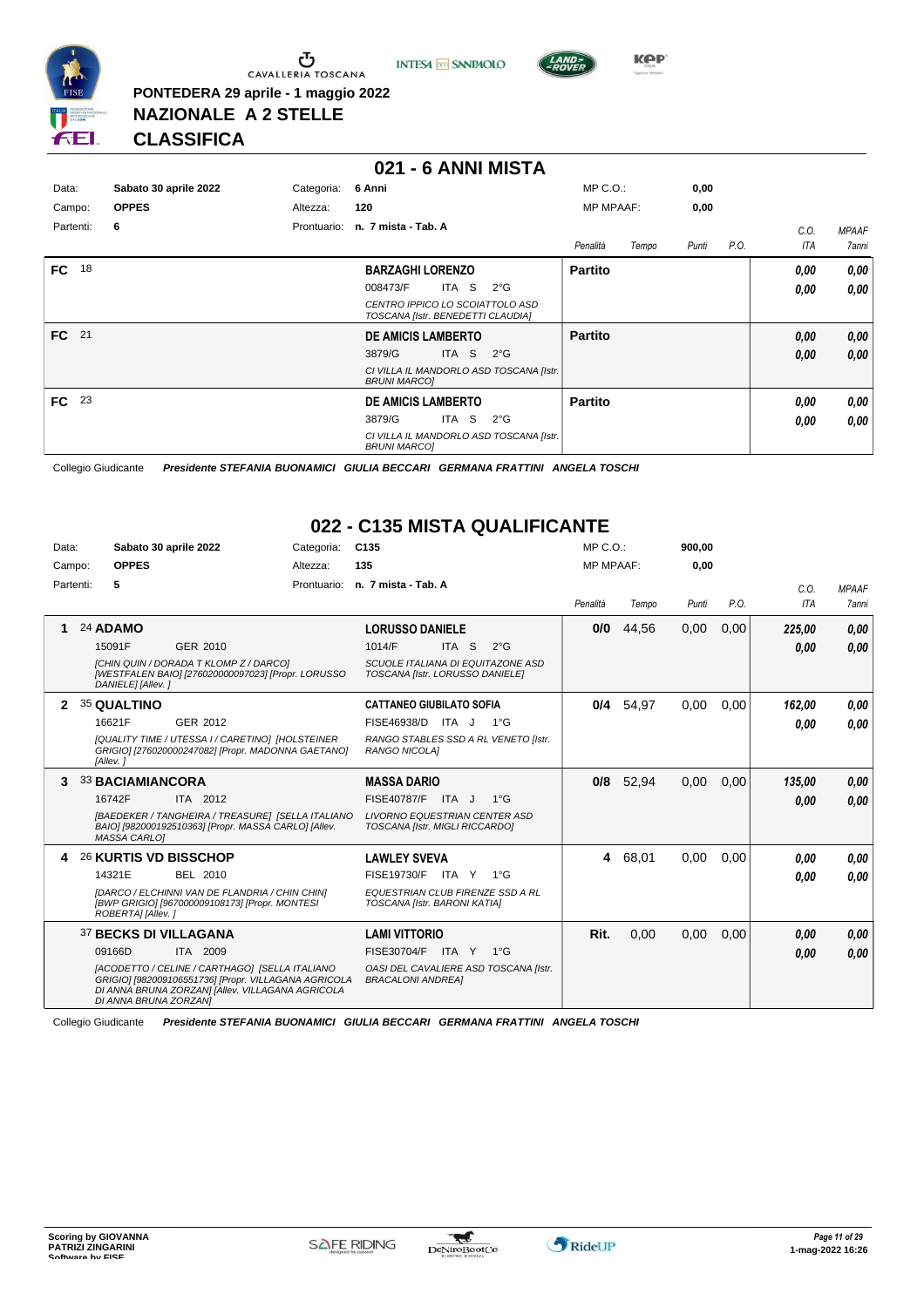PONTEDERA 29 aprile - 1 maggio 2022

# NAZIONALE A 2 STELLE

## CLASSIFICA

## 021 - 6 ANNI MISTA

| | | | | | |
|---|---|---|---|---|---|
| Data: | Sabato 30 aprile 2022 | Categoria: | 6 Anni | MP C.O.: | 0,00 |
| Campo: | OPPES | Altezza: | 120 | MP MPAAF: | 0,00 |
| Partenti: | 6 | Prontuario: | n. 7 mista - Tab. A | | |

| | | Cavaliere | Penalità | Tempo | Punti | P.O. | C.O. ITA | MPAAF 7anni |
|---|---|---|---|---|---|---|---|---|
| FC | 18 | **BARZAGHI LORENZO** 008473/F ITA S 2°G *CENTRO IPPICO LO SCOIATTOLO ASD TOSCANA [Istr. BENEDETTI CLAUDIA]* | **Partito** | | | | 0,00 / 0,00 | 0,00 / 0,00 |
| FC | 21 | **DE AMICIS LAMBERTO** 3879/G ITA S 2°G *CI VILLA IL MANDORLO ASD TOSCANA [Istr. BRUNI MARCO]* | **Partito** | | | | 0,00 / 0,00 | 0,00 / 0,00 |
| FC | 23 | **DE AMICIS LAMBERTO** 3879/G ITA S 2°G *CI VILLA IL MANDORLO ASD TOSCANA [Istr. BRUNI MARCO]* | **Partito** | | | | 0,00 / 0,00 | 0,00 / 0,00 |

Collegio Giudicante *Presidente STEFANIA BUONAMICI GIULIA BECCARI GERMANA FRATTINI ANGELA TOSCHI*

## 022 - C135 MISTA QUALIFICANTE

| | | | | | |
|---|---|---|---|---|---|
| Data: | Sabato 30 aprile 2022 | Categoria: | C135 | MP C.O.: | 900,00 |
| Campo: | OPPES | Altezza: | 135 | MP MPAAF: | 0,00 |
| Partenti: | 5 | Prontuario: | n. 7 mista - Tab. A | | |

| Class. | Cavallo | Cavaliere | Penalità | Tempo | Punti | P.O. | C.O. ITA | MPAAF 7anni |
|---|---|---|---|---|---|---|---|---|
| 1 | 24 **ADAMO** 15091F GER 2010 *[CHIN QUIN / DORADA T KLOMP Z / DARCO] [WESTFALEN BAIO] [276020000097023] [Propr. LORUSSO DANIELE] [Allev. ]* | **LORUSSO DANIELE** 1014/F ITA S 2°G *SCUOLE ITALIANA DI EQUITAZONE ASD TOSCANA [Istr. LORUSSO DANIELE]* | **0/0** | 44,56 | 0,00 | 0,00 | **225,00** / 0,00 | 0,00 / 0,00 |
| 2 | 35 **QUALTINO** 16621F GER 2012 *[QUALITY TIME / UTESSA I / CARETINO] [HOLSTEINER GRIGIO] [276020000247082] [Propr. MADONNA GAETANO] [Allev. ]* | **CATTANEO GIUBILATO SOFIA** FISE46938/D ITA J 1°G *RANGO STABLES SSD A RL VENETO [Istr. RANGO NICOLA]* | **0/4** | 54,97 | 0,00 | 0,00 | **162,00** / 0,00 | 0,00 / 0,00 |
| 3 | 33 **BACIAMIANCORA** 16742F ITA 2012 *[BAEDEKER / TANGHEIRA / TREASURE] [SELLA ITALIANO BAIO] [982000192510363] [Propr. MASSA CARLO] [Allev. MASSA CARLO]* | **MASSA DARIO** FISE40787/F ITA J 1°G *LIVORNO EQUESTRIAN CENTER ASD TOSCANA [Istr. MIGLI RICCARDO]* | **0/8** | 52,94 | 0,00 | 0,00 | **135,00** / 0,00 | 0,00 / 0,00 |
| 4 | 26 **KURTIS VD BISSCHOP** 14321E BEL 2010 *[DARCO / ELCHINNI VAN DE FLANDRIA / CHIN CHIN] [BWP GRIGIO] [967000009108173] [Propr. MONTESI ROBERTA] [Allev. ]* | **LAWLEY SVEVA** FISE19730/F ITA Y 1°G *EQUESTRIAN CLUB FIRENZE SSD A RL TOSCANA [Istr. BARONI KATIA]* | **4** | 68,01 | 0,00 | 0,00 | 0,00 / 0,00 | 0,00 / 0,00 |
| | 37 **BECKS DI VILLAGANA** 09166D ITA 2009 *[ACODETTO / CELINE / CARTHAGO] [SELLA ITALIANO GRIGIO] [982009106551736] [Propr. VILLAGANA AGRICOLA DI ANNA BRUNA ZORZAN] [Allev. VILLAGANA AGRICOLA DI ANNA BRUNA ZORZAN]* | **LAMI VITTORIO** FISE30704/F ITA Y 1°G *OASI DEL CAVALIERE ASD TOSCANA [Istr. BRACALONI ANDREA]* | **Rit.** | 0,00 | 0,00 | 0,00 | 0,00 / 0,00 | 0,00 / 0,00 |

Collegio Giudicante *Presidente STEFANIA BUONAMICI GIULIA BECCARI GERMANA FRATTINI ANGELA TOSCHI*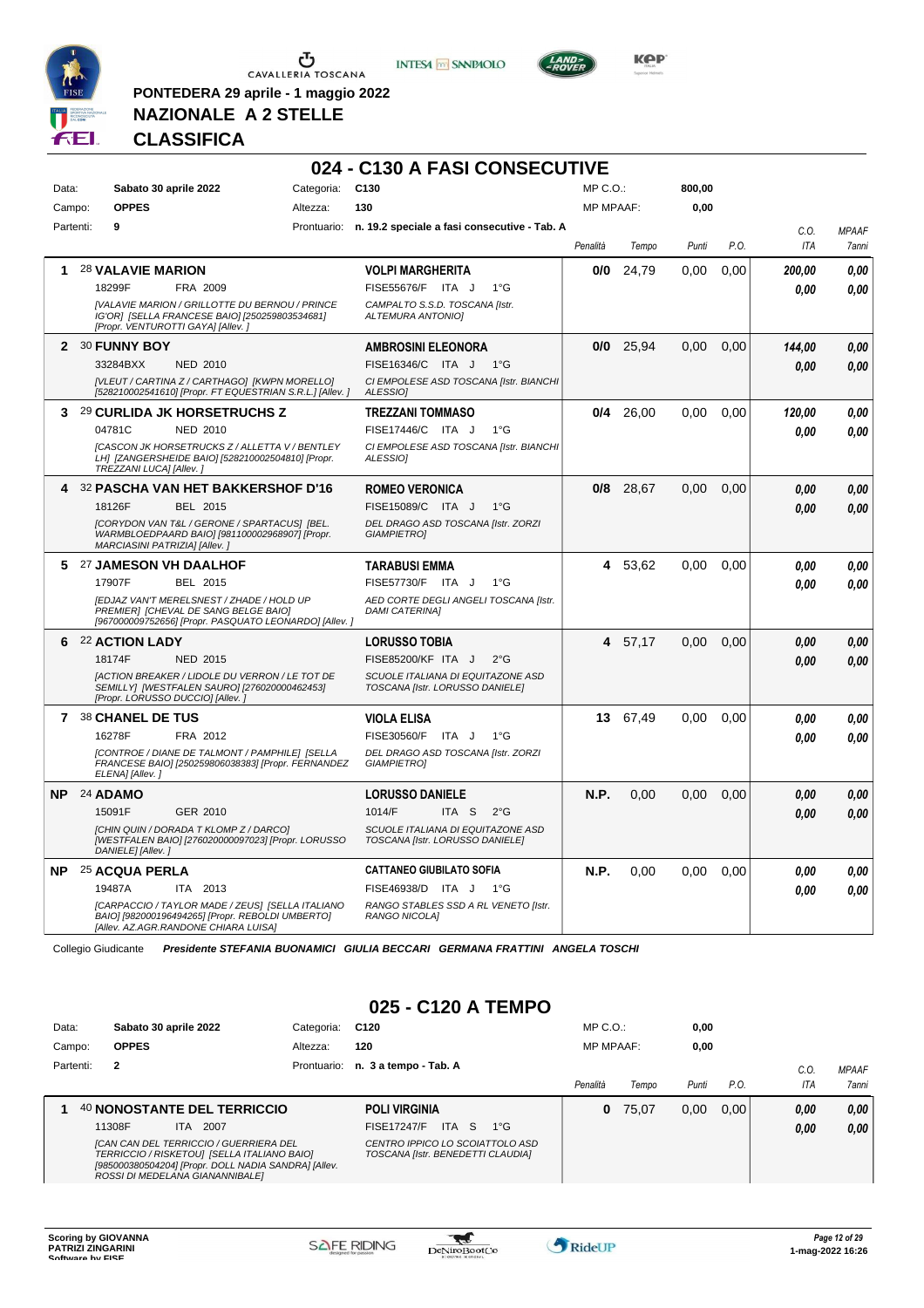PONTEDERA 29 aprile - 1 maggio 2022

# NAZIONALE A 2 STELLE

## CLASSIFICA

## 024 - C130 A FASI CONSECUTIVE

Data: **Sabato 30 aprile 2022** Categoria: **C130** MP C.O.: **800,00**

Campo: **OPPES** Altezza: **130** MP MPAAF: **0,00**

Partenti: **9** Prontuario: **n. 19.2 speciale a fasi consecutive - Tab. A**

| | Cavallo | Cavaliere | Penalità | Tempo | Punti | P.O. | C.O. ITA | MPAAF 7anni |
|---|---|---|---|---|---|---|---|---|
| 1 | 28 **VALAVIE MARION**<br>18299F FRA 2009<br>*[VALAVIE MARION / GRILLOTTE DU BERNOU / PRINCE IG'OR] [SELLA FRANCESE BAIO] [250259803534681] [Propr. VENTUROTTI GAYA] [Allev. ]* | **VOLPI MARGHERITA**<br>FISE55676/F ITA J 1°G<br>*CAMPALTO S.S.D. TOSCANA [Istr. ALTEMURA ANTONIO]* | 0/0 | 24,79 | 0,00 | 0,00 | 200,00<br>0,00 | 0,00<br>0,00 |
| 2 | 30 **FUNNY BOY**<br>33284BXX NED 2010<br>*[VLEUT / CARTINA Z / CARTHAGO] [KWPN MORELLO] [528210002541610] [Propr. FT EQUESTRIAN S.R.L.] [Allev. ]* | **AMBROSINI ELEONORA**<br>FISE16346/C ITA J 1°G<br>*CI EMPOLESE ASD TOSCANA [Istr. BIANCHI ALESSIO]* | 0/0 | 25,94 | 0,00 | 0,00 | 144,00<br>0,00 | 0,00<br>0,00 |
| 3 | 29 **CURLIDA JK HORSETRUCHS Z**<br>04781C NED 2010<br>*[CASCON JK HORSETRUCKS Z / ALLETTA V / BENTLEY LH] [ZANGERSHEIDE BAIO] [528210002504810] [Propr. TREZZANI LUCA] [Allev. ]* | **TREZZANI TOMMASO**<br>FISE17446/C ITA J 1°G<br>*CI EMPOLESE ASD TOSCANA [Istr. BIANCHI ALESSIO]* | 0/4 | 26,00 | 0,00 | 0,00 | 120,00<br>0,00 | 0,00<br>0,00 |
| 4 | 32 **PASCHA VAN HET BAKKERSHOF D'16**<br>18126F BEL 2015<br>*[CORYDON VAN T&L / GERONE / SPARTACUS] [BEL. WARMBLOEDPAARD BAIO] [981100002968907] [Propr. MARCIASINI PATRIZIA] [Allev. ]* | **ROMEO VERONICA**<br>FISE15089/C ITA J 1°G<br>*DEL DRAGO ASD TOSCANA [Istr. ZORZI GIAMPIETRO]* | 0/8 | 28,67 | 0,00 | 0,00 | 0,00<br>0,00 | 0,00<br>0,00 |
| 5 | 27 **JAMESON VH DAALHOF**<br>17907F BEL 2015<br>*[EDJAZ VAN'T MERELSNEST / ZHADE / HOLD UP PREMIER] [CHEVAL DE SANG BELGE BAIO] [967000009752656] [Propr. PASQUATO LEONARDO] [Allev. ]* | **TARABUSI EMMA**<br>FISE57730/F ITA J 1°G<br>*AED CORTE DEGLI ANGELI TOSCANA [Istr. DAMI CATERINA]* | 4 | 53,62 | 0,00 | 0,00 | 0,00<br>0,00 | 0,00<br>0,00 |
| 6 | 22 **ACTION LADY**<br>18174F NED 2015<br>*[ACTION BREAKER / LIDOLE DU VERRON / LE TOT DE SEMILLY] [WESTFALEN SAURO] [276020000462453] [Propr. LORUSSO DUCCIO] [Allev. ]* | **LORUSSO TOBIA**<br>FISE85200/KF ITA J 2°G<br>*SCUOLE ITALIANA DI EQUITAZONE ASD TOSCANA [Istr. LORUSSO DANIELE]* | 4 | 57,17 | 0,00 | 0,00 | 0,00<br>0,00 | 0,00<br>0,00 |
| 7 | 38 **CHANEL DE TUS**<br>16278F FRA 2012<br>*[CONTROE / DIANE DE TALMONT / PAMPHILE] [SELLA FRANCESE BAIO] [250259806038383] [Propr. FERNANDEZ ELENA] [Allev. ]* | **VIOLA ELISA**<br>FISE30560/F ITA J 1°G<br>*DEL DRAGO ASD TOSCANA [Istr. ZORZI GIAMPIETRO]* | 13 | 67,49 | 0,00 | 0,00 | 0,00<br>0,00 | 0,00<br>0,00 |
| NP | 24 **ADAMO**<br>15091F GER 2010<br>*[CHIN QUIN / DORADA T KLOMP Z / DARCO] [WESTFALEN BAIO] [276020000097023] [Propr. LORUSSO DANIELE] [Allev. ]* | **LORUSSO DANIELE**<br>1014/F ITA S 2°G<br>*SCUOLE ITALIANA DI EQUITAZONE ASD TOSCANA [Istr. LORUSSO DANIELE]* | N.P. | 0,00 | 0,00 | 0,00 | 0,00<br>0,00 | 0,00<br>0,00 |
| NP | 25 **ACQUA PERLA**<br>19487A ITA 2013<br>*[CARPACCIO / TAYLOR MADE / ZEUS] [SELLA ITALIANO BAIO] [982000196494265] [Propr. REBOLDI UMBERTO] [Allev. AZ.AGR.RANDONE CHIARA LUISA]* | **CATTANEO GIUBILATO SOFIA**<br>FISE46938/D ITA J 1°G<br>*RANGO STABLES SSD A RL VENETO [Istr. RANGO NICOLA]* | N.P. | 0,00 | 0,00 | 0,00 | 0,00<br>0,00 | 0,00<br>0,00 |

Collegio Giudicante *Presidente STEFANIA BUONAMICI GIULIA BECCARI GERMANA FRATTINI ANGELA TOSCHI*

## 025 - C120 A TEMPO

Data: **Sabato 30 aprile 2022** Categoria: **C120** MP C.O.: **0,00**

Campo: **OPPES** Altezza: **120** MP MPAAF: **0,00**

Partenti: **2** Prontuario: **n. 3 a tempo - Tab. A**

| | Cavallo | Cavaliere | Penalità | Tempo | Punti | P.O. | C.O. ITA | MPAAF 7anni |
|---|---|---|---|---|---|---|---|---|
| 1 | 40 **NONOSTANTE DEL TERRICCIO**<br>11308F ITA 2007<br>*[CAN CAN DEL TERRICCIO / GUERRIERA DEL TERRICCIO / RISKETOU] [SELLA ITALIANO BAIO] [985000380504204] [Propr. DOLL NADIA SANDRA] [Allev. ROSSI DI MEDELANA GIANANNIBALE]* | **POLI VIRGINIA**<br>FISE17247/F ITA S 1°G<br>*CENTRO IPPICO LO SCOIATTOLO ASD TOSCANA [Istr. BENEDETTI CLAUDIA]* | 0 | 75,07 | 0,00 | 0,00 | 0,00<br>0,00 | 0,00<br>0,00 |

Scoring by GIOVANNA PATRIZI ZINGARINI
Software by FISE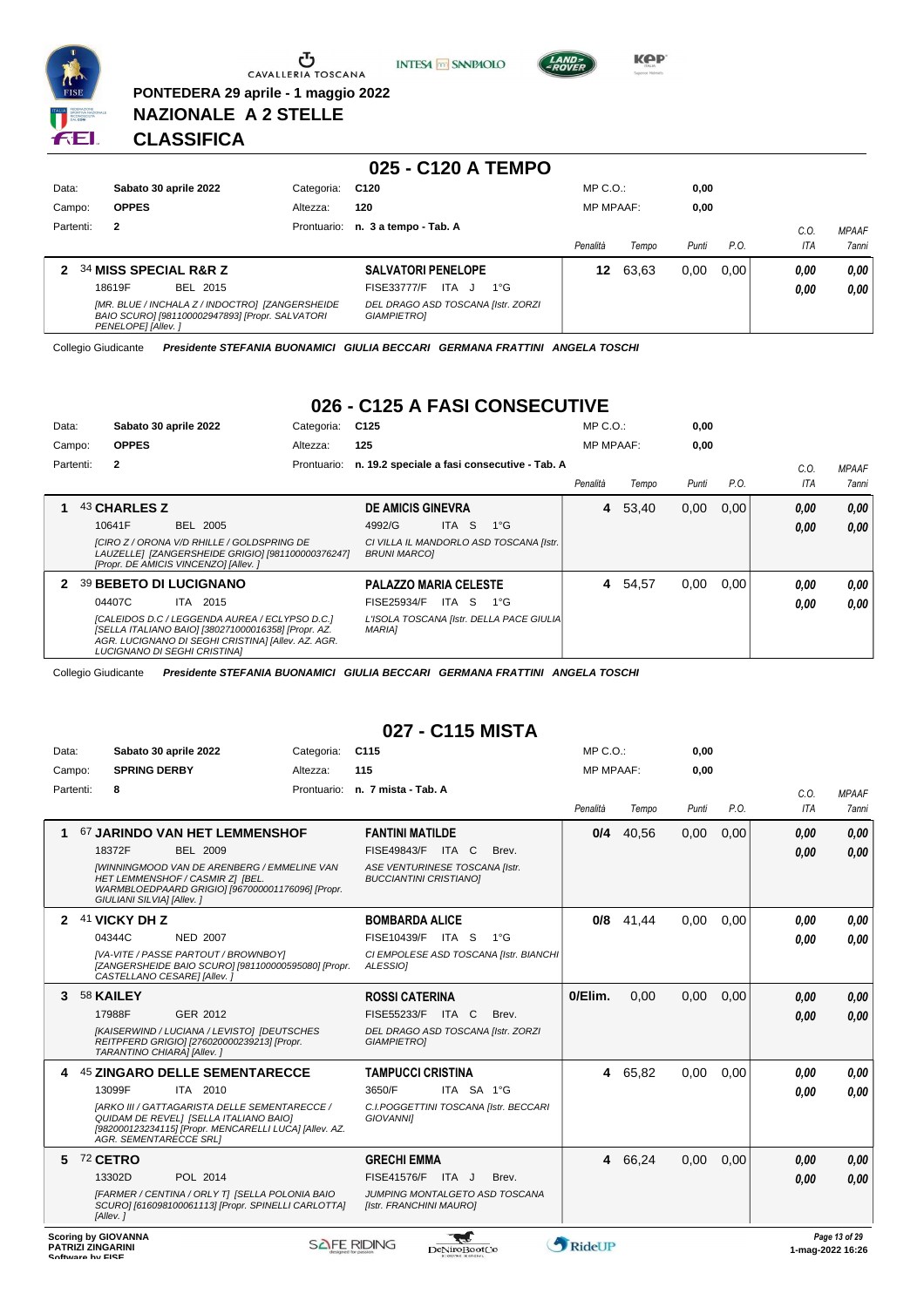PONTEDERA 29 aprile - 1 maggio 2022

# NAZIONALE A 2 STELLE

## CLASSIFICA

### 025 - C120 A TEMPO

Data: **Sabato 30 aprile 2022** Categoria: **C120** MP C.O.: **0,00**
Campo: **OPPES** Altezza: **120** MP MPAAF: **0,00**
Partenti: **2** Prontuario: **n. 3 a tempo - Tab. A**

| | | | Penalità | Tempo | Punti | P.O. | C.O. ITA | MPAAF 7anni |
|---|---|---|---|---|---|---|---|---|
| 2 | 34 **MISS SPECIAL R&R Z**<br>18619F BEL 2015<br>*[MR. BLUE / INCHALA Z / INDOCTRO] [ZANGERSHEIDE BAIO SCURO] [981100002947893] [Propr. SALVATORI PENELOPE] [Allev. ]* | **SALVATORI PENELOPE**<br>FISE33777/F ITA J 1°G<br>*DEL DRAGO ASD TOSCANA [Istr. ZORZI GIAMPIETRO]* | **12** | 63,63 | 0,00 | 0,00 | **0,00**<br>**0,00** | **0,00**<br>**0,00** |

Collegio Giudicante *Presidente STEFANIA BUONAMICI GIULIA BECCARI GERMANA FRATTINI ANGELA TOSCHI*

### 026 - C125 A FASI CONSECUTIVE

Data: **Sabato 30 aprile 2022** Categoria: **C125** MP C.O.: **0,00**
Campo: **OPPES** Altezza: **125** MP MPAAF: **0,00**
Partenti: **2** Prontuario: **n. 19.2 speciale a fasi consecutive - Tab. A**

| | | | Penalità | Tempo | Punti | P.O. | C.O. ITA | MPAAF 7anni |
|---|---|---|---|---|---|---|---|---|
| 1 | 43 **CHARLES Z**<br>10641F BEL 2005<br>*[CIRO Z / ORONA V/D RHILLE / GOLDSPRING DE LAUZELLE] [ZANGERSHEIDE GRIGIO] [981100000376247] [Propr. DE AMICIS VINCENZO] [Allev. ]* | **DE AMICIS GINEVRA**<br>4992/G ITA S 1°G<br>*CI VILLA IL MANDORLO ASD TOSCANA [Istr. BRUNI MARCO]* | **4** | 53,40 | 0,00 | 0,00 | **0,00**<br>**0,00** | **0,00**<br>**0,00** |
| 2 | 39 **BEBETO DI LUCIGNANO**<br>04407C ITA 2015<br>*[CALEIDOS D.C / LEGGENDA AUREA / ECLYPSO D.C.] [SELLA ITALIANO BAIO] [380271000016358] [Propr. AZ. AGR. LUCIGNANO DI SEGHI CRISTINA] [Allev. AZ. AGR. LUCIGNANO DI SEGHI CRISTINA]* | **PALAZZO MARIA CELESTE**<br>FISE25934/F ITA S 1°G<br>*L'ISOLA TOSCANA [Istr. DELLA PACE GIULIA MARIA]* | **4** | 54,57 | 0,00 | 0,00 | **0,00**<br>**0,00** | **0,00**<br>**0,00** |

Collegio Giudicante *Presidente STEFANIA BUONAMICI GIULIA BECCARI GERMANA FRATTINI ANGELA TOSCHI*

### 027 - C115 MISTA

Data: **Sabato 30 aprile 2022** Categoria: **C115** MP C.O.: **0,00**
Campo: **SPRING DERBY** Altezza: **115** MP MPAAF: **0,00**
Partenti: **8** Prontuario: **n. 7 mista - Tab. A**

| | | | Penalità | Tempo | Punti | P.O. | C.O. ITA | MPAAF 7anni |
|---|---|---|---|---|---|---|---|---|
| 1 | 67 **JARINDO VAN HET LEMMENSHOF**<br>18372F BEL 2009<br>*[WINNINGMOOD VAN DE ARENBERG / EMMELINE VAN HET LEMMENSHOF / CASMIR Z] [BEL. WARMBLOEDPAARD GRIGIO] [967000001176096] [Propr. GIULIANI SILVIA] [Allev. ]* | **FANTINI MATILDE**<br>FISE49843/F ITA C Brev.<br>*ASE VENTURINESE TOSCANA [Istr. BUCCIANTINI CRISTIANO]* | **0/4** | 40,56 | 0,00 | 0,00 | **0,00**<br>**0,00** | **0,00**<br>**0,00** |
| 2 | 41 **VICKY DH Z**<br>04344C NED 2007<br>*[VA-VITE / PASSE PARTOUT / BROWNBOY] [ZANGERSHEIDE BAIO SCURO] [981100000595080] [Propr. CASTELLANO CESARE] [Allev. ]* | **BOMBARDA ALICE**<br>FISE10439/F ITA S 1°G<br>*CI EMPOLESE ASD TOSCANA [Istr. BIANCHI ALESSIO]* | **0/8** | 41,44 | 0,00 | 0,00 | **0,00**<br>**0,00** | **0,00**<br>**0,00** |
| 3 | 58 **KAILEY**<br>17988F GER 2012<br>*[KAISERWIND / LUCIANA / LEVISTO] [DEUTSCHES REITPFERD GRIGIO] [276020000239213] [Propr. TARANTINO CHIARA] [Allev. ]* | **ROSSI CATERINA**<br>FISE55233/F ITA C Brev.<br>*DEL DRAGO ASD TOSCANA [Istr. ZORZI GIAMPIETRO]* | **0/Elim.** | 0,00 | 0,00 | 0,00 | **0,00**<br>**0,00** | **0,00**<br>**0,00** |
| 4 | 45 **ZINGARO DELLE SEMENTARECCE**<br>13099F ITA 2010<br>*[ARKO III / GATTAGARISTA DELLE SEMENTARECCE / QUIDAM DE REVEL] [SELLA ITALIANO BAIO] [982000123234115] [Propr. MENCARELLI LUCA] [Allev. AZ. AGR. SEMENTARECCE SRL]* | **TAMPUCCI CRISTINA**<br>3650/F ITA SA 1°G<br>*C.I.POGGETTINI TOSCANA [Istr. BECCARI GIOVANNI]* | **4** | 65,82 | 0,00 | 0,00 | **0,00**<br>**0,00** | **0,00**<br>**0,00** |
| 5 | 72 **CETRO**<br>13302D POL 2014<br>*[FARMER / CENTINA / ORLY T] [SELLA POLONIA BAIO SCURO] [616098100061113] [Propr. SPINELLI CARLOTTA] [Allev. ]* | **GRECHI EMMA**<br>FISE41576/F ITA J Brev.<br>*JUMPING MONTALGETO ASD TOSCANA [Istr. FRANCHINI MAURO]* | **4** | 66,24 | 0,00 | 0,00 | **0,00**<br>**0,00** | **0,00**<br>**0,00** |

Scoring by GIOVANNA PATRIZI ZINGARINI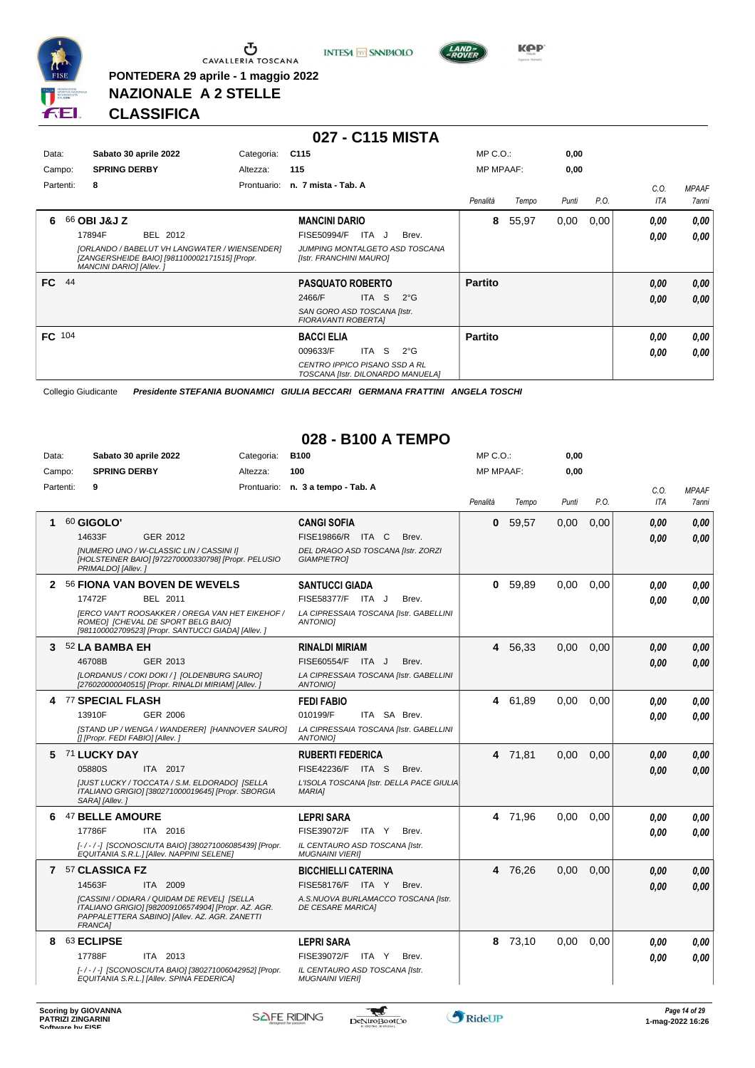PONTEDERA 29 aprile - 1 maggio 2022

# NAZIONALE A 2 STELLE

## CLASSIFICA

## 027 - C115 MISTA

| | | | | | |
|---|---|---|---|---|---|
| Data: | Sabato 30 aprile 2022 | Categoria: | C115 | MP C.O.: | 0,00 |
| Campo: | SPRING DERBY | Altezza: | 115 | MP MPAAF: | 0,00 |
| Partenti: | 8 | Prontuario: | n. 7 mista - Tab. A | | |

| Pos. | Cavallo | Cavaliere | Penalità | Tempo | Punti | P.O. | C.O. ITA | MPAAF 7anni |
|---|---|---|---|---|---|---|---|---|
| 6 | 66 **OBI J&J Z** 17894F BEL 2012 *[ORLANDO / BABELUT VH LANGWATER / WIENSENDER] [ZANGERSHEIDE BAIO] [981100002171515] [Propr. MANCINI DARIO] [Allev. ]* | **MANCINI DARIO** FISE50994/F ITA J Brev. *JUMPING MONTALGETO ASD TOSCANA [Istr. FRANCHINI MAURO]* | 8 | 55,97 | 0,00 | 0,00 | 0,00 / 0,00 | 0,00 / 0,00 |
| FC | 44 | **PASQUATO ROBERTO** 2466/F ITA S 2°G *SAN GORO ASD TOSCANA [Istr. FIORAVANTI ROBERTA]* | Partito | | | | 0,00 / 0,00 | 0,00 / 0,00 |
| FC | 104 | **BACCI ELIA** 009633/F ITA S 2°G *CENTRO IPPICO PISANO SSD A RL TOSCANA [Istr. DILONARDO MANUELA]* | Partito | | | | 0,00 / 0,00 | 0,00 / 0,00 |

Collegio Giudicante *Presidente STEFANIA BUONAMICI GIULIA BECCARI GERMANA FRATTINI ANGELA TOSCHI*

## 028 - B100 A TEMPO

| | | | | | |
|---|---|---|---|---|---|
| Data: | Sabato 30 aprile 2022 | Categoria: | B100 | MP C.O.: | 0,00 |
| Campo: | SPRING DERBY | Altezza: | 100 | MP MPAAF: | 0,00 |
| Partenti: | 9 | Prontuario: | n. 3 a tempo - Tab. A | | |

| Pos. | Cavallo | Cavaliere | Penalità | Tempo | Punti | P.O. | C.O. ITA | MPAAF 7anni |
|---|---|---|---|---|---|---|---|---|
| 1 | 60 **GIGOLO'** 14633F GER 2012 *[NUMERO UNO / W-CLASSIC LIN / CASSINI I] [HOLSTEINER BAIO] [972270000330798] [Propr. PELUSIO PRIMALDO] [Allev. ]* | **CANGI SOFIA** FISE19866/R ITA C Brev. *DEL DRAGO ASD TOSCANA [Istr. ZORZI GIAMPIETRO]* | 0 | 59,57 | 0,00 | 0,00 | 0,00 / 0,00 | 0,00 / 0,00 |
| 2 | 56 **FIONA VAN BOVEN DE WEVELS** 17472F BEL 2011 *[ERCO VAN'T ROOSAKKER / OREGA VAN HET EIKEHOF / ROMEO] [CHEVAL DE SPORT BELG BAIO] [981100002709523] [Propr. SANTUCCI GIADA] [Allev. ]* | **SANTUCCI GIADA** FISE58377/F ITA J Brev. *LA CIPRESSAIA TOSCANA [Istr. GABELLINI ANTONIO]* | 0 | 59,89 | 0,00 | 0,00 | 0,00 / 0,00 | 0,00 / 0,00 |
| 3 | 52 **LA BAMBA EH** 46708B GER 2013 *[LORDANUS / COKI DOKI / ] [OLDENBURG SAURO] [276020000040515] [Propr. RINALDI MIRIAM] [Allev. ]* | **RINALDI MIRIAM** FISE60554/F ITA J Brev. *LA CIPRESSAIA TOSCANA [Istr. GABELLINI ANTONIO]* | 4 | 56,33 | 0,00 | 0,00 | 0,00 / 0,00 | 0,00 / 0,00 |
| 4 | 77 **SPECIAL FLASH** 13910F GER 2006 *[STAND UP / WENGA / WANDERER] [HANNOVER SAURO] [] [Propr. FEDI FABIO] [Allev. ]* | **FEDI FABIO** 010199/F ITA SA Brev. *LA CIPRESSAIA TOSCANA [Istr. GABELLINI ANTONIO]* | 4 | 61,89 | 0,00 | 0,00 | 0,00 / 0,00 | 0,00 / 0,00 |
| 5 | 71 **LUCKY DAY** 05880S ITA 2017 *[JUST LUCKY / TOCCATA / S.M. ELDORADO] [SELLA ITALIANO GRIGIO] [380271000019645] [Propr. SBORGIA SARA] [Allev. ]* | **RUBERTI FEDERICA** FISE42236/F ITA S Brev. *L'ISOLA TOSCANA [Istr. DELLA PACE GIULIA MARIA]* | 4 | 71,81 | 0,00 | 0,00 | 0,00 / 0,00 | 0,00 / 0,00 |
| 6 | 47 **BELLE AMOURE** 17786F ITA 2016 *[- / - / -] [SCONOSCIUTA BAIO] [380271006085439] [Propr. EQUITANIA S.R.L.] [Allev. NAPPINI SELENE]* | **LEPRI SARA** FISE39072/F ITA Y Brev. *IL CENTAURO ASD TOSCANA [Istr. MUGNAINI VIERI]* | 4 | 71,96 | 0,00 | 0,00 | 0,00 / 0,00 | 0,00 / 0,00 |
| 7 | 57 **CLASSICA FZ** 14563F ITA 2009 *[CASSINI / ODIARA / QUIDAM DE REVEL] [SELLA ITALIANO GRIGIO] [982009106574904] [Propr. AZ. AGR. PAPPALETTERA SABINO] [Allev. AZ. AGR. ZANETTI FRANCA]* | **BICCHIELLI CATERINA** FISE58176/F ITA Y Brev. *A.S.NUOVA BURLAMACCO TOSCANA [Istr. DE CESARE MARICA]* | 4 | 76,26 | 0,00 | 0,00 | 0,00 / 0,00 | 0,00 / 0,00 |
| 8 | 63 **ECLIPSE** 17788F ITA 2013 *[- / - / -] [SCONOSCIUTA BAIO] [380271006042952] [Propr. EQUITANIA S.R.L.] [Allev. SPINA FEDERICA]* | **LEPRI SARA** FISE39072/F ITA Y Brev. *IL CENTAURO ASD TOSCANA [Istr. MUGNAINI VIERI]* | 8 | 73,10 | 0,00 | 0,00 | 0,00 / 0,00 | 0,00 / 0,00 |

Scoring by GIOVANNA PATRIZI ZINGARINI
Software by FISE

1-mag-2022 16:26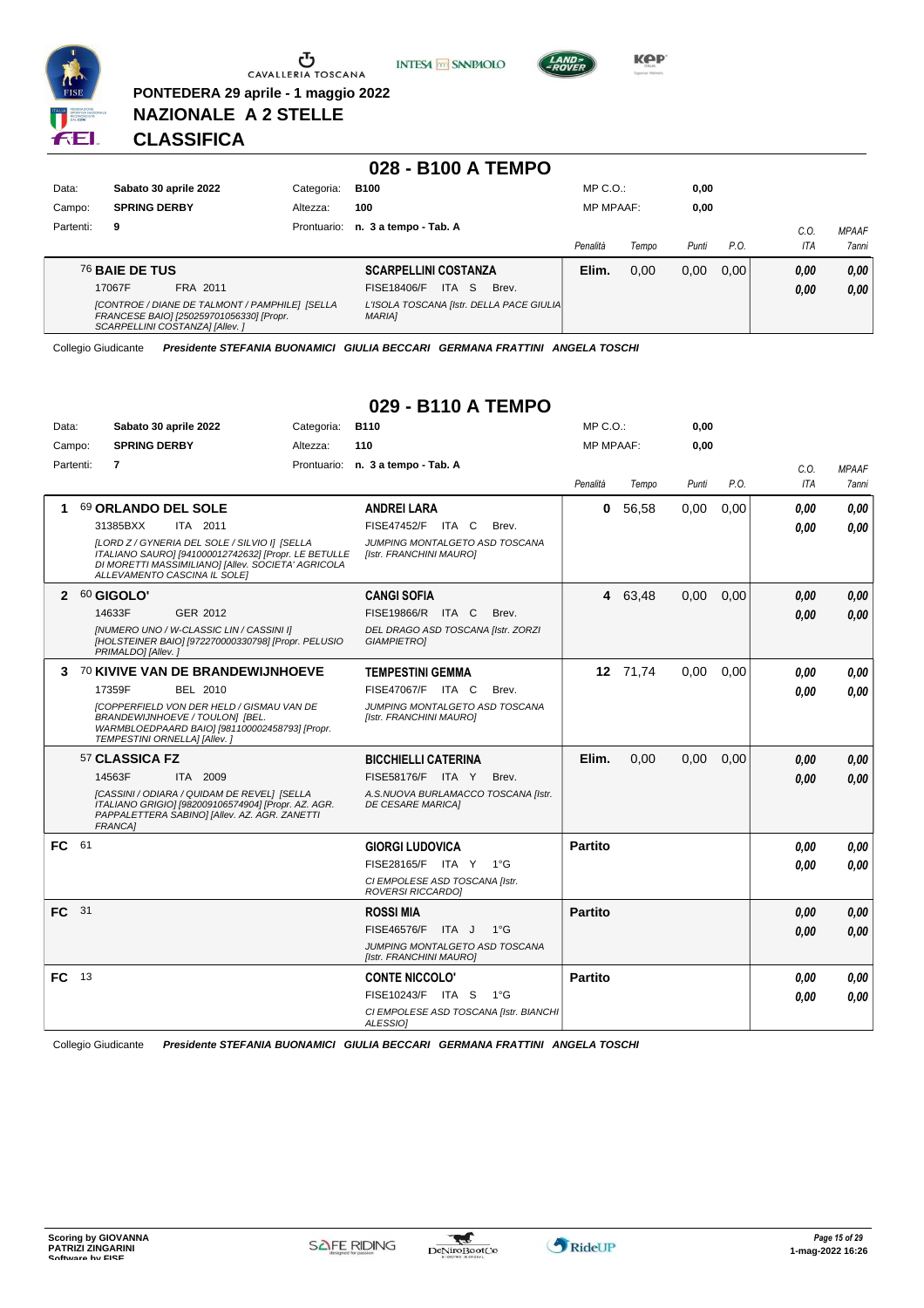PONTEDERA 29 aprile - 1 maggio 2022

# NAZIONALE A 2 STELLE

# CLASSIFICA

## 028 - B100 A TEMPO

| | | | | | |
|---|---|---|---|---|---|
| Data: | Sabato 30 aprile 2022 | Categoria: | B100 | MP C.O.: | 0,00 |
| Campo: | SPRING DERBY | Altezza: | 100 | MP MPAAF: | 0,00 |
| Partenti: | 9 | Prontuario: | n. 3 a tempo - Tab. A | | |

| Pos. | Cavallo | Cavaliere | Penalità | Tempo | Punti | P.O. | C.O. ITA | MPAAF 7anni |
|---|---|---|---|---|---|---|---|---|
| | 76 **BAIE DE TUS** 17067F FRA 2011 *[CONTROE / DIANE DE TALMONT / PAMPHILE] [SELLA FRANCESE BAIO] [250259701056330] [Propr. SCARPELLINI COSTANZA] [Allev. ]* | **SCARPELLINI COSTANZA** FISE18406/F ITA S Brev. *L'ISOLA TOSCANA [Istr. DELLA PACE GIULIA MARIA]* | Elim. | 0,00 | 0,00 | 0,00 | 0,00 / 0,00 | 0,00 / 0,00 |

Collegio Giudicante *Presidente STEFANIA BUONAMICI GIULIA BECCARI GERMANA FRATTINI ANGELA TOSCHI*

## 029 - B110 A TEMPO

| | | | | | |
|---|---|---|---|---|---|
| Data: | Sabato 30 aprile 2022 | Categoria: | B110 | MP C.O.: | 0,00 |
| Campo: | SPRING DERBY | Altezza: | 110 | MP MPAAF: | 0,00 |
| Partenti: | 7 | Prontuario: | n. 3 a tempo - Tab. A | | |

| Pos. | Cavallo | Cavaliere | Penalità | Tempo | Punti | P.O. | C.O. ITA | MPAAF 7anni |
|---|---|---|---|---|---|---|---|---|
| 1 | 69 **ORLANDO DEL SOLE** 31385BXX ITA 2011 *[LORD Z / GYNERIA DEL SOLE / SILVIO I] [SELLA ITALIANO SAURO] [941000012742632] [Propr. LE BETULLE DI MORETTI MASSIMILIANO] [Allev. SOCIETA' AGRICOLA ALLEVAMENTO CASCINA IL SOLE]* | **ANDREI LARA** FISE47452/F ITA C Brev. *JUMPING MONTALGETO ASD TOSCANA [Istr. FRANCHINI MAURO]* | 0 | 56,58 | 0,00 | 0,00 | 0,00 / 0,00 | 0,00 / 0,00 |
| 2 | 60 **GIGOLO'** 14633F GER 2012 *[NUMERO UNO / W-CLASSIC LIN / CASSINI I] [HOLSTEINER BAIO] [972270000330798] [Propr. PELUSIO PRIMALDO] [Allev. ]* | **CANGI SOFIA** FISE19866/R ITA C Brev. *DEL DRAGO ASD TOSCANA [Istr. ZORZI GIAMPIETRO]* | 4 | 63,48 | 0,00 | 0,00 | 0,00 / 0,00 | 0,00 / 0,00 |
| 3 | 70 **KIVIVE VAN DE BRANDEWIJNHOEVE** 17359F BEL 2010 *[COPPERFIELD VON DER HELD / GISMAU VAN DE BRANDEWIJNHOEVE / TOULON] [BEL. WARMBLOEDPAARD BAIO] [981100002458793] [Propr. TEMPESTINI ORNELLA] [Allev. ]* | **TEMPESTINI GEMMA** FISE47067/F ITA C Brev. *JUMPING MONTALGETO ASD TOSCANA [Istr. FRANCHINI MAURO]* | 12 | 71,74 | 0,00 | 0,00 | 0,00 / 0,00 | 0,00 / 0,00 |
| | 57 **CLASSICA FZ** 14563F ITA 2009 *[CASSINI / ODIARA / QUIDAM DE REVEL] [SELLA ITALIANO GRIGIO] [982009106574904] [Propr. AZ. AGR. PAPPALETTERA SABINO] [Allev. AZ. AGR. ZANETTI FRANCA]* | **BICCHIELLI CATERINA** FISE58176/F ITA Y Brev. *A.S.NUOVA BURLAMACCO TOSCANA [Istr. DE CESARE MARICA]* | Elim. | 0,00 | 0,00 | 0,00 | 0,00 / 0,00 | 0,00 / 0,00 |
| FC | 61 | **GIORGI LUDOVICA** FISE28165/F ITA Y 1°G *CI EMPOLESE ASD TOSCANA [Istr. ROVERSI RICCARDO]* | Partito | | | | 0,00 / 0,00 | 0,00 / 0,00 |
| FC | 31 | **ROSSI MIA** FISE46576/F ITA J 1°G *JUMPING MONTALGETO ASD TOSCANA [Istr. FRANCHINI MAURO]* | Partito | | | | 0,00 / 0,00 | 0,00 / 0,00 |
| FC | 13 | **CONTE NICCOLO'** FISE10243/F ITA S 1°G *CI EMPOLESE ASD TOSCANA [Istr. BIANCHI ALESSIO]* | Partito | | | | 0,00 / 0,00 | 0,00 / 0,00 |

Collegio Giudicante *Presidente STEFANIA BUONAMICI GIULIA BECCARI GERMANA FRATTINI ANGELA TOSCHI*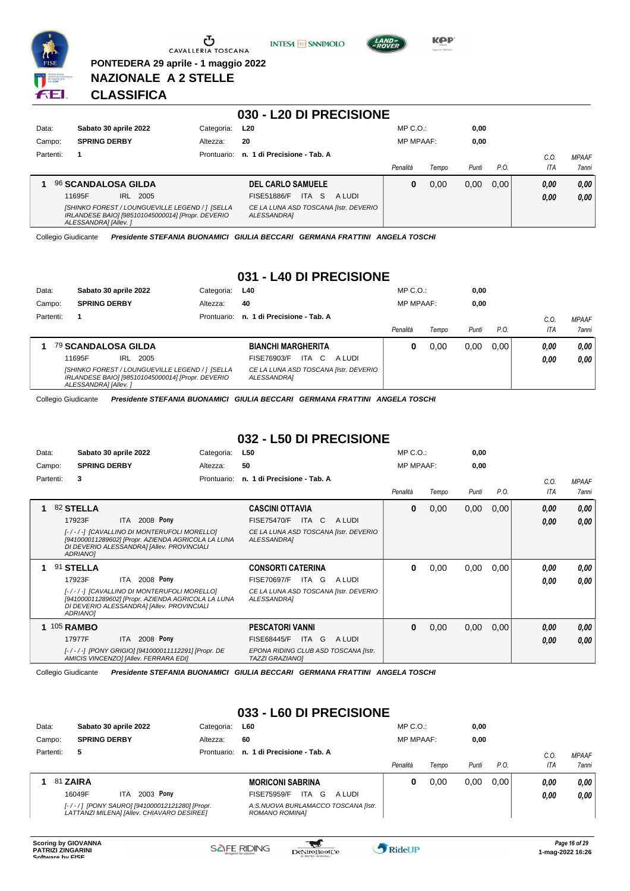PONTEDERA 29 aprile - 1 maggio 2022

# NAZIONALE A 2 STELLE

## CLASSIFICA

### 030 - L20 DI PRECISIONE

| | | | | | |
|---|---|---|---|---|---|
| Data: | Sabato 30 aprile 2022 | Categoria: | L20 | MP C.O.: | 0,00 |
| Campo: | SPRING DERBY | Altezza: | 20 | MP MPAAF: | 0,00 |
| Partenti: | 1 | Prontuario: | n. 1 di Precisione - Tab. A | | |

| | Cavallo | Cavaliere | Penalità | Tempo | Punti | P.O. | C.O. ITA | MPAAF 7anni |
|---|---|---|---|---|---|---|---|---|
| 1 | 96 SCANDALOSA GILDA<br>11695F IRL 2005<br>*[SHINKO FOREST / LOUNGUEVILLE LEGEND / ] [SELLA IRLANDESE BAIO] [985101045000014] [Propr. DEVERIO ALESSANDRA] [Allev. ]* | DEL CARLO SAMUELE<br>FISE51886/F ITA S A LUDI<br>*CE LA LUNA ASD TOSCANA [Istr. DEVERIO ALESSANDRA]* | 0 | 0,00 | 0,00 | 0,00 | 0,00<br>0,00 | 0,00<br>0,00 |

Collegio Giudicante *Presidente STEFANIA BUONAMICI GIULIA BECCARI GERMANA FRATTINI ANGELA TOSCHI*

### 031 - L40 DI PRECISIONE

| | | | | | |
|---|---|---|---|---|---|
| Data: | Sabato 30 aprile 2022 | Categoria: | L40 | MP C.O.: | 0,00 |
| Campo: | SPRING DERBY | Altezza: | 40 | MP MPAAF: | 0,00 |
| Partenti: | 1 | Prontuario: | n. 1 di Precisione - Tab. A | | |

| | Cavallo | Cavaliere | Penalità | Tempo | Punti | P.O. | C.O. ITA | MPAAF 7anni |
|---|---|---|---|---|---|---|---|---|
| 1 | 79 SCANDALOSA GILDA<br>11695F IRL 2005<br>*[SHINKO FOREST / LOUNGUEVILLE LEGEND / ] [SELLA IRLANDESE BAIO] [985101045000014] [Propr. DEVERIO ALESSANDRA] [Allev. ]* | BIANCHI MARGHERITA<br>FISE76903/F ITA C A LUDI<br>*CE LA LUNA ASD TOSCANA [Istr. DEVERIO ALESSANDRA]* | 0 | 0,00 | 0,00 | 0,00 | 0,00<br>0,00 | 0,00<br>0,00 |

Collegio Giudicante *Presidente STEFANIA BUONAMICI GIULIA BECCARI GERMANA FRATTINI ANGELA TOSCHI*

### 032 - L50 DI PRECISIONE

| | | | | | |
|---|---|---|---|---|---|
| Data: | Sabato 30 aprile 2022 | Categoria: | L50 | MP C.O.: | 0,00 |
| Campo: | SPRING DERBY | Altezza: | 50 | MP MPAAF: | 0,00 |
| Partenti: | 3 | Prontuario: | n. 1 di Precisione - Tab. A | | |

| | Cavallo | Cavaliere | Penalità | Tempo | Punti | P.O. | C.O. ITA | MPAAF 7anni |
|---|---|---|---|---|---|---|---|---|
| 1 | 82 STELLA<br>17923F ITA 2008 Pony<br>*[- / - / -] [CAVALLINO DI MONTERUFOLI MORELLO] [941000011289602] [Propr. AZIENDA AGRICOLA LA LUNA DI DEVERIO ALESSANDRA] [Allev. PROVINCIALI ADRIANO]* | CASCINI OTTAVIA<br>FISE75470/F ITA C A LUDI<br>*CE LA LUNA ASD TOSCANA [Istr. DEVERIO ALESSANDRA]* | 0 | 0,00 | 0,00 | 0,00 | 0,00<br>0,00 | 0,00<br>0,00 |
| 1 | 91 STELLA<br>17923F ITA 2008 Pony<br>*[- / - / -] [CAVALLINO DI MONTERUFOLI MORELLO] [941000011289602] [Propr. AZIENDA AGRICOLA LA LUNA DI DEVERIO ALESSANDRA] [Allev. PROVINCIALI ADRIANO]* | CONSORTI CATERINA<br>FISE70697/F ITA G A LUDI<br>*CE LA LUNA ASD TOSCANA [Istr. DEVERIO ALESSANDRA]* | 0 | 0,00 | 0,00 | 0,00 | 0,00<br>0,00 | 0,00<br>0,00 |
| 1 | 105 RAMBO<br>17977F ITA 2008 Pony<br>*[- / - / -] [PONY GRIGIO] [941000011112291] [Propr. DE AMICIS VINCENZO] [Allev. FERRARA EDI]* | PESCATORI VANNI<br>FISE68445/F ITA G A LUDI<br>*EPONA RIDING CLUB ASD TOSCANA [Istr. TAZZI GRAZIANO]* | 0 | 0,00 | 0,00 | 0,00 | 0,00<br>0,00 | 0,00<br>0,00 |

Collegio Giudicante *Presidente STEFANIA BUONAMICI GIULIA BECCARI GERMANA FRATTINI ANGELA TOSCHI*

### 033 - L60 DI PRECISIONE

| | | | | | |
|---|---|---|---|---|---|
| Data: | Sabato 30 aprile 2022 | Categoria: | L60 | MP C.O.: | 0,00 |
| Campo: | SPRING DERBY | Altezza: | 60 | MP MPAAF: | 0,00 |
| Partenti: | 5 | Prontuario: | n. 1 di Precisione - Tab. A | | |

| | Cavallo | Cavaliere | Penalità | Tempo | Punti | P.O. | C.O. ITA | MPAAF 7anni |
|---|---|---|---|---|---|---|---|---|
| 1 | 81 ZAIRA<br>16049F ITA 2003 Pony<br>*[- / - / ] [PONY SAURO] [941000012121280] [Propr. LATTANZI MILENA] [Allev. CHIAVARO DESIREE]* | MORICONI SABRINA<br>FISE75959/F ITA G A LUDI<br>*A.S.NUOVA BURLAMACCO TOSCANA [Istr. ROMANO ROMINA]* | 0 | 0,00 | 0,00 | 0,00 | 0,00<br>0,00 | 0,00<br>0,00 |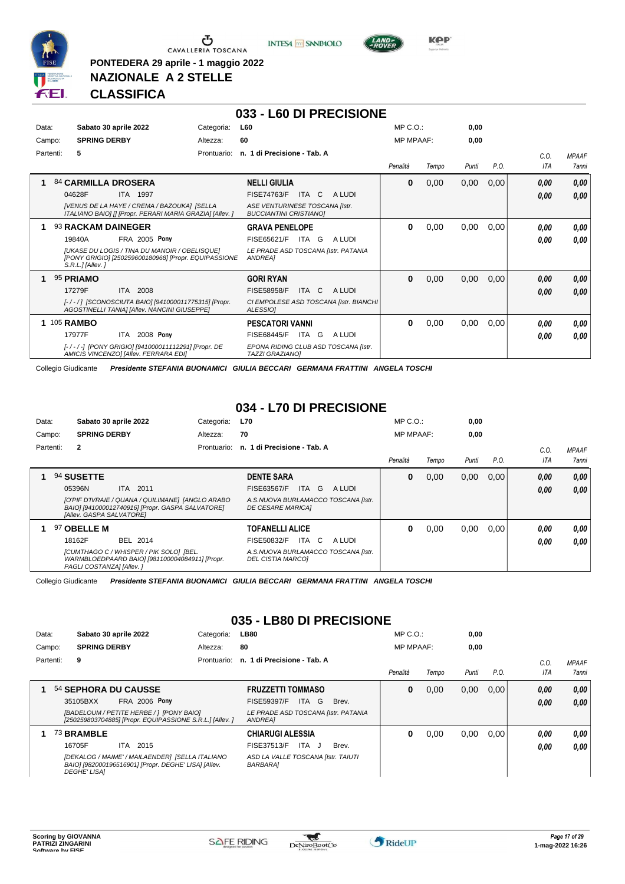PONTEDERA 29 aprile - 1 maggio 2022

# NAZIONALE A 2 STELLE

# CLASSIFICA

## 033 - L60 DI PRECISIONE

Data: **Sabato 30 aprile 2022** Categoria: **L60** MP C.O.: **0,00**

Campo: **SPRING DERBY** Altezza: **60** MP MPAAF: **0,00**

Partenti: **5** Prontuario: **n. 1 di Precisione - Tab. A**

| | Cavallo | Cavaliere | Penalità | Tempo | Punti | P.O. | C.O. ITA | MPAAF 7anni |
|---|---|---|---|---|---|---|---|---|
| 1 | 84 **CARMILLA DROSERA** 04628F ITA 1997 *[VENUS DE LA HAYE / CREMA / BAZOUKA] [SELLA ITALIANO BAIO] [] [Propr. PERARI MARIA GRAZIA] [Allev. ]* | **NELLI GIULIA** FISE74763/F ITA C A LUDI *ASE VENTURINESE TOSCANA [Istr. BUCCIANTINI CRISTIANO]* | **0** | 0,00 | 0,00 | 0,00 | ***0,00*** ***0,00*** | ***0,00*** ***0,00*** |
| 1 | 93 **RACKAM DAINEGER** 19840A FRA 2005 **Pony** *[UKASE DU LOGIS / TINA DU MANOIR / OBELISQUE] [PONY GRIGIO] [250259600180968] [Propr. EQUIPASSIONE S.R.L.] [Allev. ]* | **GRAVA PENELOPE** FISE65621/F ITA G A LUDI *LE PRADE ASD TOSCANA [Istr. PATANIA ANDREA]* | **0** | 0,00 | 0,00 | 0,00 | ***0,00*** ***0,00*** | ***0,00*** ***0,00*** |
| 1 | 95 **PRIAMO** 17279F ITA 2008 *[-/-/] [SCONOSCIUTA BAIO] [941000011775315] [Propr. AGOSTINELLI TANIA] [Allev. NANCINI GIUSEPPE]* | **GORI RYAN** FISE58958/F ITA C A LUDI *CI EMPOLESE ASD TOSCANA [Istr. BIANCHI ALESSIO]* | **0** | 0,00 | 0,00 | 0,00 | ***0,00*** ***0,00*** | ***0,00*** ***0,00*** |
| 1 | 105 **RAMBO** 17977F ITA 2008 **Pony** *[-/-/-] [PONY GRIGIO] [941000011112291] [Propr. DE AMICIS VINCENZO] [Allev. FERRARA EDI]* | **PESCATORI VANNI** FISE68445/F ITA G A LUDI *EPONA RIDING CLUB ASD TOSCANA [Istr. TAZZI GRAZIANO]* | **0** | 0,00 | 0,00 | 0,00 | ***0,00*** ***0,00*** | ***0,00*** ***0,00*** |

Collegio Giudicante ***Presidente STEFANIA BUONAMICI GIULIA BECCARI GERMANA FRATTINI ANGELA TOSCHI***

## 034 - L70 DI PRECISIONE

Data: **Sabato 30 aprile 2022** Categoria: **L70** MP C.O.: **0,00**

Campo: **SPRING DERBY** Altezza: **70** MP MPAAF: **0,00**

Partenti: **2** Prontuario: **n. 1 di Precisione - Tab. A**

| | Cavallo | Cavaliere | Penalità | Tempo | Punti | P.O. | C.O. ITA | MPAAF 7anni |
|---|---|---|---|---|---|---|---|---|
| 1 | 94 **SUSETTE** 05396N ITA 2011 *[O'PIF D'IVRAIE / QUANA / QUILIMANE] [ANGLO ARABO BAIO] [941000012740916] [Propr. GASPA SALVATORE] [Allev. GASPA SALVATORE]* | **DENTE SARA** FISE63567/F ITA G A LUDI *A.S.NUOVA BURLAMACCO TOSCANA [Istr. DE CESARE MARICA]* | **0** | 0,00 | 0,00 | 0,00 | ***0,00*** ***0,00*** | ***0,00*** ***0,00*** |
| 1 | 97 **OBELLE M** 18162F BEL 2014 *[CUMTHAGO C / WHISPER / PIK SOLO] [BEL. WARMBLOEDPAARD BAIO] [981100004084911] [Propr. PAGLI COSTANZA] [Allev. ]* | **TOFANELLI ALICE** FISE50832/F ITA C A LUDI *A.S.NUOVA BURLAMACCO TOSCANA [Istr. DEL CISTIA MARCO]* | **0** | 0,00 | 0,00 | 0,00 | ***0,00*** ***0,00*** | ***0,00*** ***0,00*** |

Collegio Giudicante ***Presidente STEFANIA BUONAMICI GIULIA BECCARI GERMANA FRATTINI ANGELA TOSCHI***

## 035 - LB80 DI PRECISIONE

Data: **Sabato 30 aprile 2022** Categoria: **LB80** MP C.O.: **0,00**

Campo: **SPRING DERBY** Altezza: **80** MP MPAAF: **0,00**

Partenti: **9** Prontuario: **n. 1 di Precisione - Tab. A**

| | Cavallo | Cavaliere | Penalità | Tempo | Punti | P.O. | C.O. ITA | MPAAF 7anni |
|---|---|---|---|---|---|---|---|---|
| 1 | 54 **SEPHORA DU CAUSSE** 35105BXX FRA 2006 **Pony** *[BADELOUM / PETITE HERBE / ] [PONY BAIO] [250259803704885] [Propr. EQUIPASSIONE S.R.L.] [Allev. ]* | **FRUZZETTI TOMMASO** FISE59397/F ITA G Brev. *LE PRADE ASD TOSCANA [Istr. PATANIA ANDREA]* | **0** | 0,00 | 0,00 | 0,00 | ***0,00*** ***0,00*** | ***0,00*** ***0,00*** |
| 1 | 73 **BRAMBLE** 16705F ITA 2015 *[DEKALOG / MAIME' / MAILAENDER] [SELLA ITALIANO BAIO] [982000196516901] [Propr. DEGHE' LISA] [Allev. DEGHE' LISA]* | **CHIARUGI ALESSIA** FISE37513/F ITA J Brev. *ASD LA VALLE TOSCANA [Istr. TAIUTI BARBARA]* | **0** | 0,00 | 0,00 | 0,00 | ***0,00*** ***0,00*** | ***0,00*** ***0,00*** |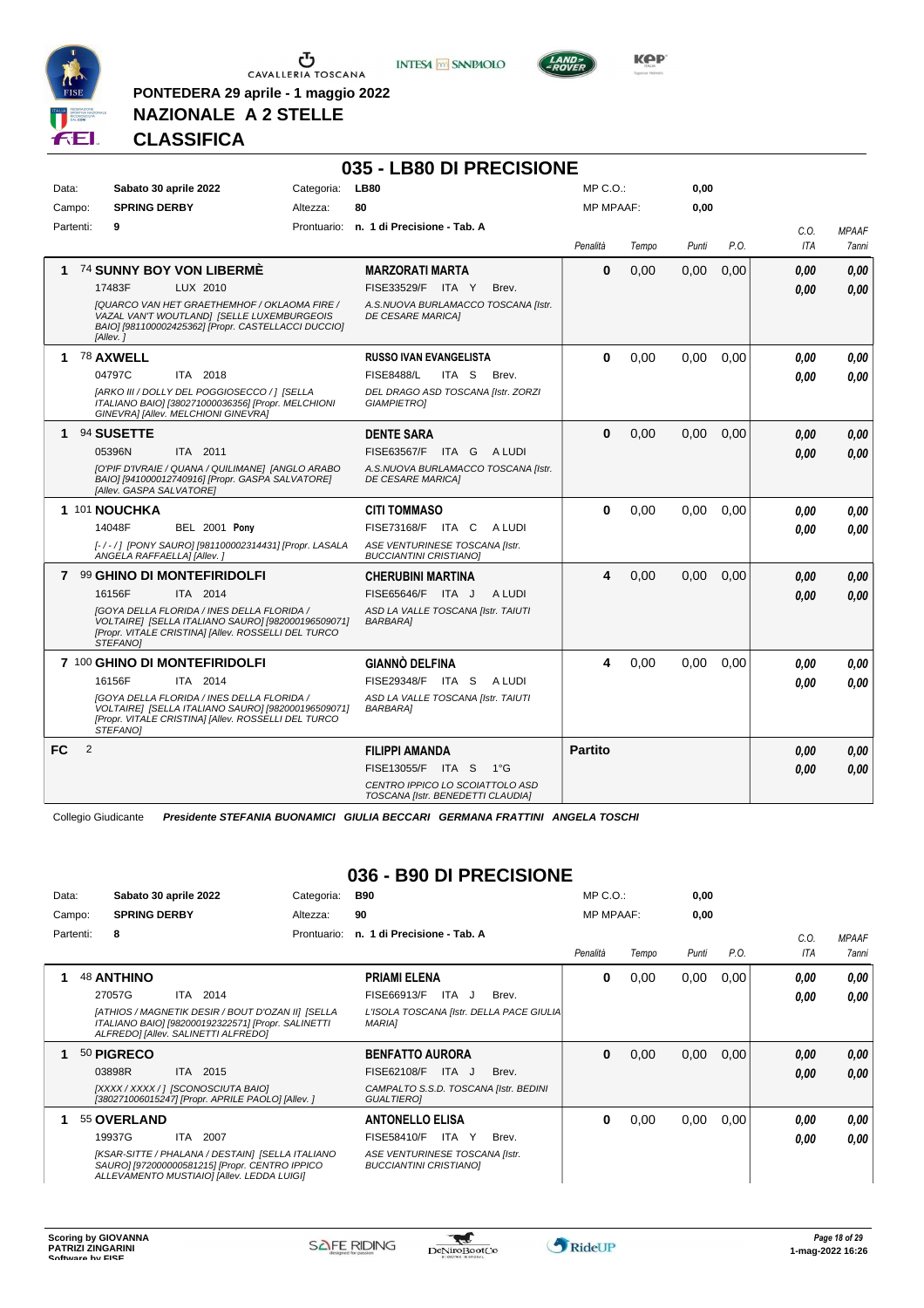PONTEDERA 29 aprile - 1 maggio 2022

**NAZIONALE A 2 STELLE**

**CLASSIFICA**

## 035 - LB80 DI PRECISIONE

| | | | | | |
|---|---|---|---|---|---|
| Data: | Sabato 30 aprile 2022 | Categoria: | LB80 | MP C.O.: | 0,00 |
| Campo: | SPRING DERBY | Altezza: | 80 | MP MPAAF: | 0,00 |
| Partenti: | 9 | Prontuario: | n. 1 di Precisione - Tab. A | | |

| Cl. | Cavallo | Cavaliere | Penalità | Tempo | Punti | P.O. | C.O. ITA | MPAAF 7anni |
|---|---|---|---|---|---|---|---|---|
| 1 | 74 **SUNNY BOY VON LIBERMÈ** 17483F LUX 2010 *[QUARCO VAN HET GRAETHEMHOF / OKLAOMA FIRE / VAZAL VAN'T WOUTLAND] [SELLE LUXEMBURGEOIS BAIO] [981100002425362] [Propr. CASTELLACCI DUCCIO] [Allev. ]* | **MARZORATI MARTA** FISE33529/F ITA Y Brev. *A.S.NUOVA BURLAMACCO TOSCANA [Istr. DE CESARE MARICA]* | 0 | 0,00 | 0,00 | 0,00 | 0,00 0,00 | 0,00 0,00 |
| 1 | 78 **AXWELL** 04797C ITA 2018 *[ARKO III / DOLLY DEL POGGIOSECCO / ] [SELLA ITALIANO BAIO] [380271000036356] [Propr. MELCHIONI GINEVRA] [Allev. MELCHIONI GINEVRA]* | **RUSSO IVAN EVANGELISTA** FISE8488/L ITA S Brev. *DEL DRAGO ASD TOSCANA [Istr. ZORZI GIAMPIETRO]* | 0 | 0,00 | 0,00 | 0,00 | 0,00 0,00 | 0,00 0,00 |
| 1 | 94 **SUSETTE** 05396N ITA 2011 *[O'PIF D'IVRAIE / QUANA / QUILIMANE] [ANGLO ARABO BAIO] [941000012740916] [Propr. GASPA SALVATORE] [Allev. GASPA SALVATORE]* | **DENTE SARA** FISE63567/F ITA G A LUDI *A.S.NUOVA BURLAMACCO TOSCANA [Istr. DE CESARE MARICA]* | 0 | 0,00 | 0,00 | 0,00 | 0,00 0,00 | 0,00 0,00 |
| 1 | 101 **NOUCHKA** 14048F BEL 2001 **Pony** *[- / - / ] [PONY SAURO] [981100002314431] [Propr. LASALA ANGELA RAFFAELLA] [Allev. ]* | **CITI TOMMASO** FISE73168/F ITA C A LUDI *ASE VENTURINESE TOSCANA [Istr. BUCCIANTINI CRISTIANO]* | 0 | 0,00 | 0,00 | 0,00 | 0,00 0,00 | 0,00 0,00 |
| 7 | 99 **GHINO DI MONTEFIRIDOLFI** 16156F ITA 2014 *[GOYA DELLA FLORIDA / INES DELLA FLORIDA / VOLTAIRE] [SELLA ITALIANO SAURO] [982000196509071] [Propr. VITALE CRISTINA] [Allev. ROSSELLI DEL TURCO STEFANO]* | **CHERUBINI MARTINA** FISE65646/F ITA J A LUDI *ASD LA VALLE TOSCANA [Istr. TAIUTI BARBARA]* | 4 | 0,00 | 0,00 | 0,00 | 0,00 0,00 | 0,00 0,00 |
| 7 | 100 **GHINO DI MONTEFIRIDOLFI** 16156F ITA 2014 *[GOYA DELLA FLORIDA / INES DELLA FLORIDA / VOLTAIRE] [SELLA ITALIANO SAURO] [982000196509071] [Propr. VITALE CRISTINA] [Allev. ROSSELLI DEL TURCO STEFANO]* | **GIANNÒ DELFINA** FISE29348/F ITA S A LUDI *ASD LA VALLE TOSCANA [Istr. TAIUTI BARBARA]* | 4 | 0,00 | 0,00 | 0,00 | 0,00 0,00 | 0,00 0,00 |
| FC | 2 | **FILIPPI AMANDA** FISE13055/F ITA S 1°G *CENTRO IPPICO LO SCOIATTOLO ASD TOSCANA [Istr. BENEDETTI CLAUDIA]* | **Partito** | | | | 0,00 0,00 | 0,00 0,00 |

Collegio Giudicante ***Presidente STEFANIA BUONAMICI GIULIA BECCARI GERMANA FRATTINI ANGELA TOSCHI***

## 036 - B90 DI PRECISIONE

| | | | | | |
|---|---|---|---|---|---|
| Data: | Sabato 30 aprile 2022 | Categoria: | B90 | MP C.O.: | 0,00 |
| Campo: | SPRING DERBY | Altezza: | 90 | MP MPAAF: | 0,00 |
| Partenti: | 8 | Prontuario: | n. 1 di Precisione - Tab. A | | |

| Cl. | Cavallo | Cavaliere | Penalità | Tempo | Punti | P.O. | C.O. ITA | MPAAF 7anni |
|---|---|---|---|---|---|---|---|---|
| 1 | 48 **ANTHINO** 27057G ITA 2014 *[ATHIOS / MAGNETIK DESIR / BOUT D'OZAN II] [SELLA ITALIANO BAIO] [982000192322571] [Propr. SALINETTI ALFREDO] [Allev. SALINETTI ALFREDO]* | **PRIAMI ELENA** FISE66913/F ITA J Brev. *L'ISOLA TOSCANA [Istr. DELLA PACE GIULIA MARIA]* | 0 | 0,00 | 0,00 | 0,00 | 0,00 0,00 | 0,00 0,00 |
| 1 | 50 **PIGRECO** 03898R ITA 2015 *[XXXX / XXXX / ] [SCONOSCIUTA BAIO] [380271006015247] [Propr. APRILE PAOLO] [Allev. ]* | **BENFATTO AURORA** FISE62108/F ITA J Brev. *CAMPALTO S.S.D. TOSCANA [Istr. BEDINI GUALTIERO]* | 0 | 0,00 | 0,00 | 0,00 | 0,00 0,00 | 0,00 0,00 |
| 1 | 55 **OVERLAND** 19937G ITA 2007 *[KSAR-SITTE / PHALANA / DESTAIN] [SELLA ITALIANO SAURO] [972000000581215] [Propr. CENTRO IPPICO ALLEVAMENTO MUSTIAO] [Allev. LEDDA LUIGI]* | **ANTONELLO ELISA** FISE58410/F ITA Y Brev. *ASE VENTURINESE TOSCANA [Istr. BUCCIANTINI CRISTIANO]* | 0 | 0,00 | 0,00 | 0,00 | 0,00 0,00 | 0,00 0,00 |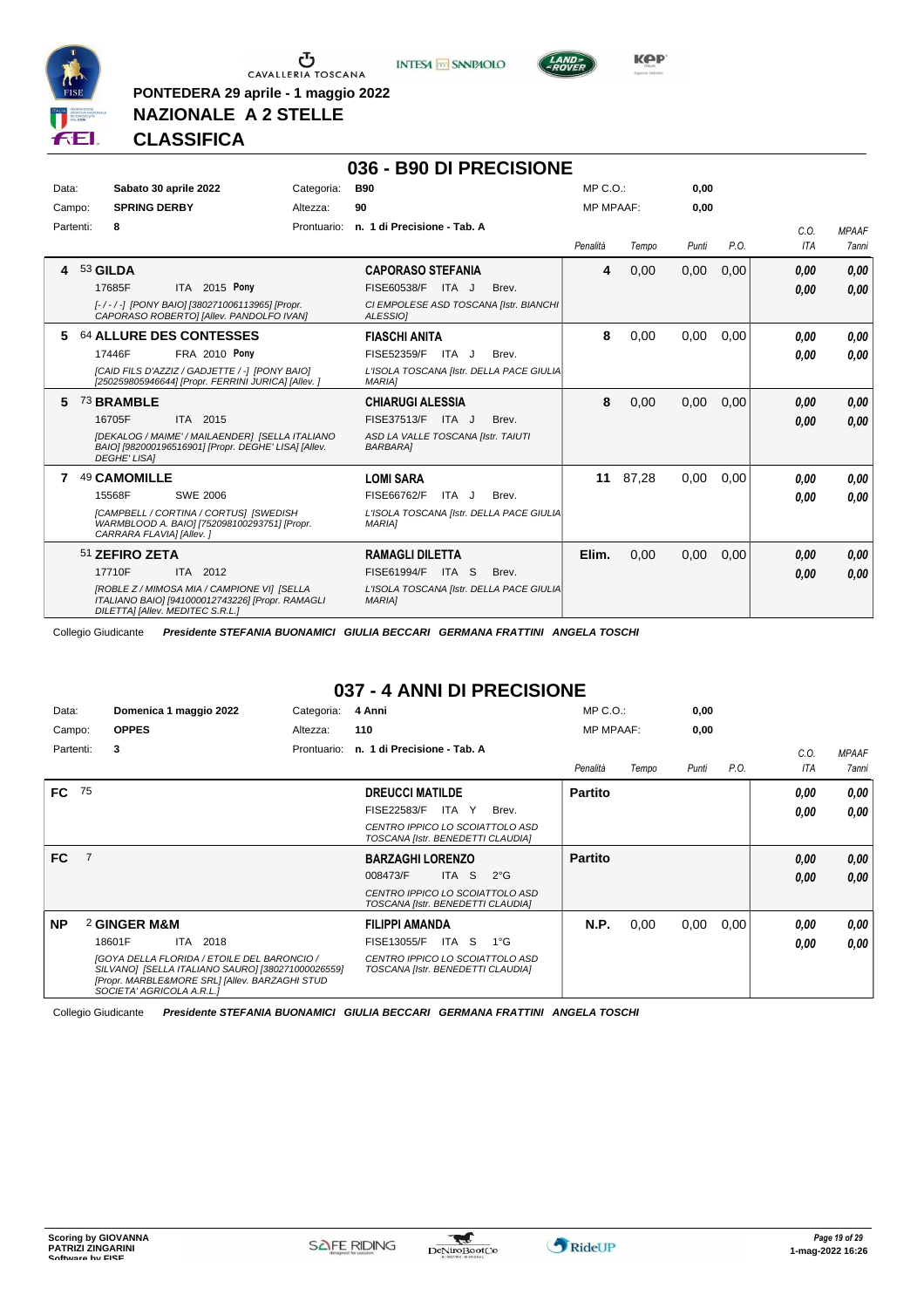PONTEDERA 29 aprile - 1 maggio 2022

**NAZIONALE A 2 STELLE**

**CLASSIFICA**

## 036 - B90 DI PRECISIONE

| | | | | | |
|---|---|---|---|---|---|
| Data: | **Sabato 30 aprile 2022** | Categoria: | **B90** | MP C.O.: | **0,00** |
| Campo: | **SPRING DERBY** | Altezza: | **90** | MP MPAAF: | **0,00** |
| Partenti: | **8** | Prontuario: | **n. 1 di Precisione - Tab. A** | | |

| | Cavallo | Cavaliere | Penalità | Tempo | Punti | P.O. | C.O. ITA | MPAAF 7anni |
|---|---|---|---|---|---|---|---|---|
| **4** | 53 **GILDA**<br>17685F ITA 2015 **Pony**<br>*[- / - / -] [PONY BAIO] [380271006113965] [Propr. CAPORASO ROBERTO] [Allev. PANDOLFO IVAN]* | **CAPORASO STEFANIA**<br>FISE60538/F ITA J Brev.<br>*CI EMPOLESE ASD TOSCANA [Istr. BIANCHI ALESSIO]* | **4** | 0,00 | 0,00 | 0,00 | *0,00*<br>*0,00* | *0,00*<br>*0,00* |
| **5** | 64 **ALLURE DES CONTESSES**<br>17446F FRA 2010 **Pony**<br>*[CAID FILS D'AZZIZ / GADJETTE / -] [PONY BAIO] [250259805946644] [Propr. FERRINI JURICA] [Allev. ]* | **FIASCHI ANITA**<br>FISE52359/F ITA J Brev.<br>*L'ISOLA TOSCANA [Istr. DELLA PACE GIULIA MARIA]* | **8** | 0,00 | 0,00 | 0,00 | *0,00*<br>*0,00* | *0,00*<br>*0,00* |
| **5** | 73 **BRAMBLE**<br>16705F ITA 2015<br>*[DEKALOG / MAIME' / MAILAENDER] [SELLA ITALIANO BAIO] [982000196516901] [Propr. DEGHE' LISA] [Allev. DEGHE' LISA]* | **CHIARUGI ALESSIA**<br>FISE37513/F ITA J Brev.<br>*ASD LA VALLE TOSCANA [Istr. TAIUTI BARBARA]* | **8** | 0,00 | 0,00 | 0,00 | *0,00*<br>*0,00* | *0,00*<br>*0,00* |
| **7** | 49 **CAMOMILLE**<br>15568F SWE 2006<br>*[CAMPBELL / CORTINA / CORTUS] [SWEDISH WARMBLOOD A. BAIO] [752098100293751] [Propr. CARRARA FLAVIA] [Allev. ]* | **LOMI SARA**<br>FISE66762/F ITA J Brev.<br>*L'ISOLA TOSCANA [Istr. DELLA PACE GIULIA MARIA]* | **11** | 87,28 | 0,00 | 0,00 | *0,00*<br>*0,00* | *0,00*<br>*0,00* |
| | 51 **ZEFIRO ZETA**<br>17710F ITA 2012<br>*[ROBLE Z / MIMOSA MIA / CAMPIONE VI] [SELLA ITALIANO BAIO] [941000012743226] [Propr. RAMAGLI DILETTA] [Allev. MEDITEC S.R.L.]* | **RAMAGLI DILETTA**<br>FISE61994/F ITA S Brev.<br>*L'ISOLA TOSCANA [Istr. DELLA PACE GIULIA MARIA]* | **Elim.** | 0,00 | 0,00 | 0,00 | *0,00*<br>*0,00* | *0,00*<br>*0,00* |

Collegio Giudicante *Presidente STEFANIA BUONAMICI GIULIA BECCARI GERMANA FRATTINI ANGELA TOSCHI*

## 037 - 4 ANNI DI PRECISIONE

| | | | | | |
|---|---|---|---|---|---|
| Data: | **Domenica 1 maggio 2022** | Categoria: | **4 Anni** | MP C.O.: | **0,00** |
| Campo: | **OPPES** | Altezza: | **110** | MP MPAAF: | **0,00** |
| Partenti: | **3** | Prontuario: | **n. 1 di Precisione - Tab. A** | | |

| | Cavallo | Cavaliere | Penalità | Tempo | Punti | P.O. | C.O. ITA | MPAAF 7anni |
|---|---|---|---|---|---|---|---|---|
| **FC** | 75 | **DREUCCI MATILDE**<br>FISE22583/F ITA Y Brev.<br>*CENTRO IPPICO LO SCOIATTOLO ASD TOSCANA [Istr. BENEDETTI CLAUDIA]* | **Partito** | | | | *0,00*<br>*0,00* | *0,00*<br>*0,00* |
| **FC** | 7 | **BARZAGHI LORENZO**<br>008473/F ITA S 2°G<br>*CENTRO IPPICO LO SCOIATTOLO ASD TOSCANA [Istr. BENEDETTI CLAUDIA]* | **Partito** | | | | *0,00*<br>*0,00* | *0,00*<br>*0,00* |
| **NP** | 2 **GINGER M&M**<br>18601F ITA 2018<br>*[GOYA DELLA FLORIDA / ETOILE DEL BARONCIO / SILVANO] [SELLA ITALIANO SAURO] [380271000026559] [Propr. MARBLE&MORE SRL] [Allev. BARZAGHI STUD SOCIETA' AGRICOLA A.R.L.]* | **FILIPPI AMANDA**<br>FISE13055/F ITA S 1°G<br>*CENTRO IPPICO LO SCOIATTOLO ASD TOSCANA [Istr. BENEDETTI CLAUDIA]* | **N.P.** | 0,00 | 0,00 | 0,00 | *0,00*<br>*0,00* | *0,00*<br>*0,00* |

Collegio Giudicante *Presidente STEFANIA BUONAMICI GIULIA BECCARI GERMANA FRATTINI ANGELA TOSCHI*

Scoring by GIOVANNA PATRIZI ZINGARINI
Software by FISE

1-mag-2022 16:26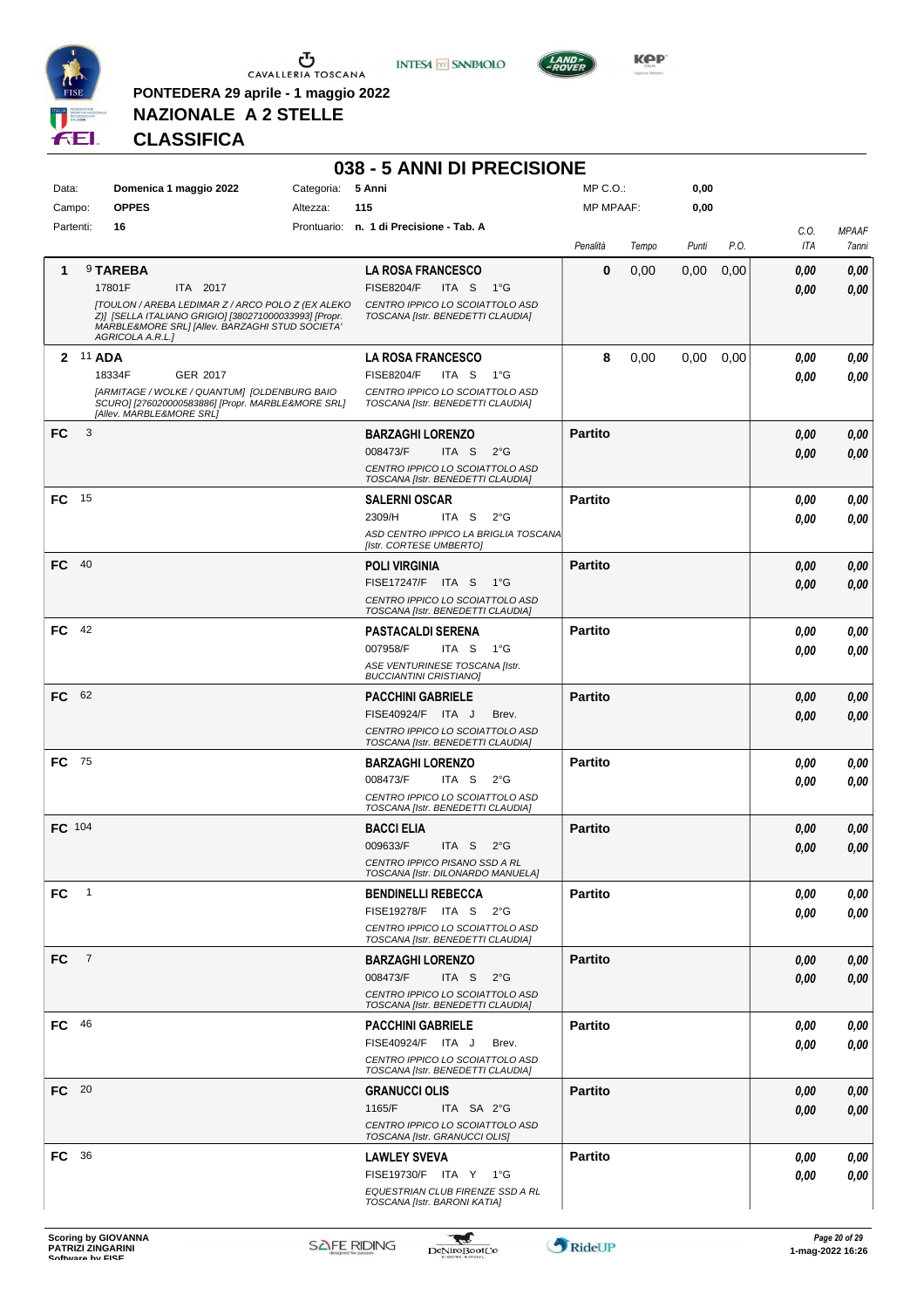PONTEDERA 29 aprile - 1 maggio 2022

**NAZIONALE A 2 STELLE**

**CLASSIFICA**

## 038 - 5 ANNI DI PRECISIONE

| | | | | | |
|---|---|---|---|---|---|
| Data: | **Domenica 1 maggio 2022** | Categoria: | **5 Anni** | MP C.O.: | **0,00** |
| Campo: | **OPPES** | Altezza: | **115** | MP MPAAF: | **0,00** |
| Partenti: | **16** | Prontuario: | **n. 1 di Precisione - Tab. A** | | |

| | | | Penalità | Tempo | Punti | P.O. | C.O. ITA | MPAAF 7anni |
|---|---|---|---|---|---|---|---|---|
| **1** | 9 **TAREBA**<br>17801F ITA 2017<br>*[TOULON / AREBA LEDIMAR Z / ARCO POLO Z (EX ALEKO Z)] [SELLA ITALIANO GRIGIO] [380271000033993] [Propr. MARBLE&MORE SRL] [Allev. BARZAGHI STUD SOCIETA' AGRICOLA A.R.L.]* | **LA ROSA FRANCESCO**<br>FISE8204/F ITA S 1°G<br>*CENTRO IPPICO LO SCOIATTOLO ASD TOSCANA [Istr. BENEDETTI CLAUDIA]* | **0** | 0,00 | 0,00 | 0,00 | *0,00*<br>*0,00* | *0,00*<br>*0,00* |
| **2** | 11 **ADA**<br>18334F GER 2017<br>*[ARMITAGE / WOLKE / QUANTUM] [OLDENBURG BAIO SCURO] [276020000583886] [Propr. MARBLE&MORE SRL] [Allev. MARBLE&MORE SRL]* | **LA ROSA FRANCESCO**<br>FISE8204/F ITA S 1°G<br>*CENTRO IPPICO LO SCOIATTOLO ASD TOSCANA [Istr. BENEDETTI CLAUDIA]* | **8** | 0,00 | 0,00 | 0,00 | *0,00*<br>*0,00* | *0,00*<br>*0,00* |
| **FC** | 3 | **BARZAGHI LORENZO**<br>008473/F ITA S 2°G<br>*CENTRO IPPICO LO SCOIATTOLO ASD TOSCANA [Istr. BENEDETTI CLAUDIA]* | **Partito** | | | | *0,00*<br>*0,00* | *0,00*<br>*0,00* |
| **FC** | 15 | **SALERNI OSCAR**<br>2309/H ITA S 2°G<br>*ASD CENTRO IPPICO LA BRIGLIA TOSCANA [Istr. CORTESE UMBERTO]* | **Partito** | | | | *0,00*<br>*0,00* | *0,00*<br>*0,00* |
| **FC** | 40 | **POLI VIRGINIA**<br>FISE17247/F ITA S 1°G<br>*CENTRO IPPICO LO SCOIATTOLO ASD TOSCANA [Istr. BENEDETTI CLAUDIA]* | **Partito** | | | | *0,00*<br>*0,00* | *0,00*<br>*0,00* |
| **FC** | 42 | **PASTACALDI SERENA**<br>007958/F ITA S 1°G<br>*ASE VENTURINESE TOSCANA [Istr. BUCCIANTINI CRISTIANO]* | **Partito** | | | | *0,00*<br>*0,00* | *0,00*<br>*0,00* |
| **FC** | 62 | **PACCHINI GABRIELE**<br>FISE40924/F ITA J Brev.<br>*CENTRO IPPICO LO SCOIATTOLO ASD TOSCANA [Istr. BENEDETTI CLAUDIA]* | **Partito** | | | | *0,00*<br>*0,00* | *0,00*<br>*0,00* |
| **FC** | 75 | **BARZAGHI LORENZO**<br>008473/F ITA S 2°G<br>*CENTRO IPPICO LO SCOIATTOLO ASD TOSCANA [Istr. BENEDETTI CLAUDIA]* | **Partito** | | | | *0,00*<br>*0,00* | *0,00*<br>*0,00* |
| **FC** | 104 | **BACCI ELIA**<br>009633/F ITA S 2°G<br>*CENTRO IPPICO PISANO SSD A RL TOSCANA [Istr. DILONARDO MANUELA]* | **Partito** | | | | *0,00*<br>*0,00* | *0,00*<br>*0,00* |
| **FC** | 1 | **BENDINELLI REBECCA**<br>FISE19278/F ITA S 2°G<br>*CENTRO IPPICO LO SCOIATTOLO ASD TOSCANA [Istr. BENEDETTI CLAUDIA]* | **Partito** | | | | *0,00*<br>*0,00* | *0,00*<br>*0,00* |
| **FC** | 7 | **BARZAGHI LORENZO**<br>008473/F ITA S 2°G<br>*CENTRO IPPICO LO SCOIATTOLO ASD TOSCANA [Istr. BENEDETTI CLAUDIA]* | **Partito** | | | | *0,00*<br>*0,00* | *0,00*<br>*0,00* |
| **FC** | 46 | **PACCHINI GABRIELE**<br>FISE40924/F ITA J Brev.<br>*CENTRO IPPICO LO SCOIATTOLO ASD TOSCANA [Istr. BENEDETTI CLAUDIA]* | **Partito** | | | | *0,00*<br>*0,00* | *0,00*<br>*0,00* |
| **FC** | 20 | **GRANUCCI OLIS**<br>1165/F ITA SA 2°G<br>*CENTRO IPPICO LO SCOIATTOLO ASD TOSCANA [Istr. GRANUCCI OLIS]* | **Partito** | | | | *0,00*<br>*0,00* | *0,00*<br>*0,00* |
| **FC** | 36 | **LAWLEY SVEVA**<br>FISE19730/F ITA Y 1°G<br>*EQUESTRIAN CLUB FIRENZE SSD A RL TOSCANA [Istr. BARONI KATIA]* | **Partito** | | | | *0,00*<br>*0,00* | *0,00*<br>*0,00* |

**Scoring by GIOVANNA PATRIZI ZINGARINI**
**Software by FISE**

**1-mag-2022 16:26**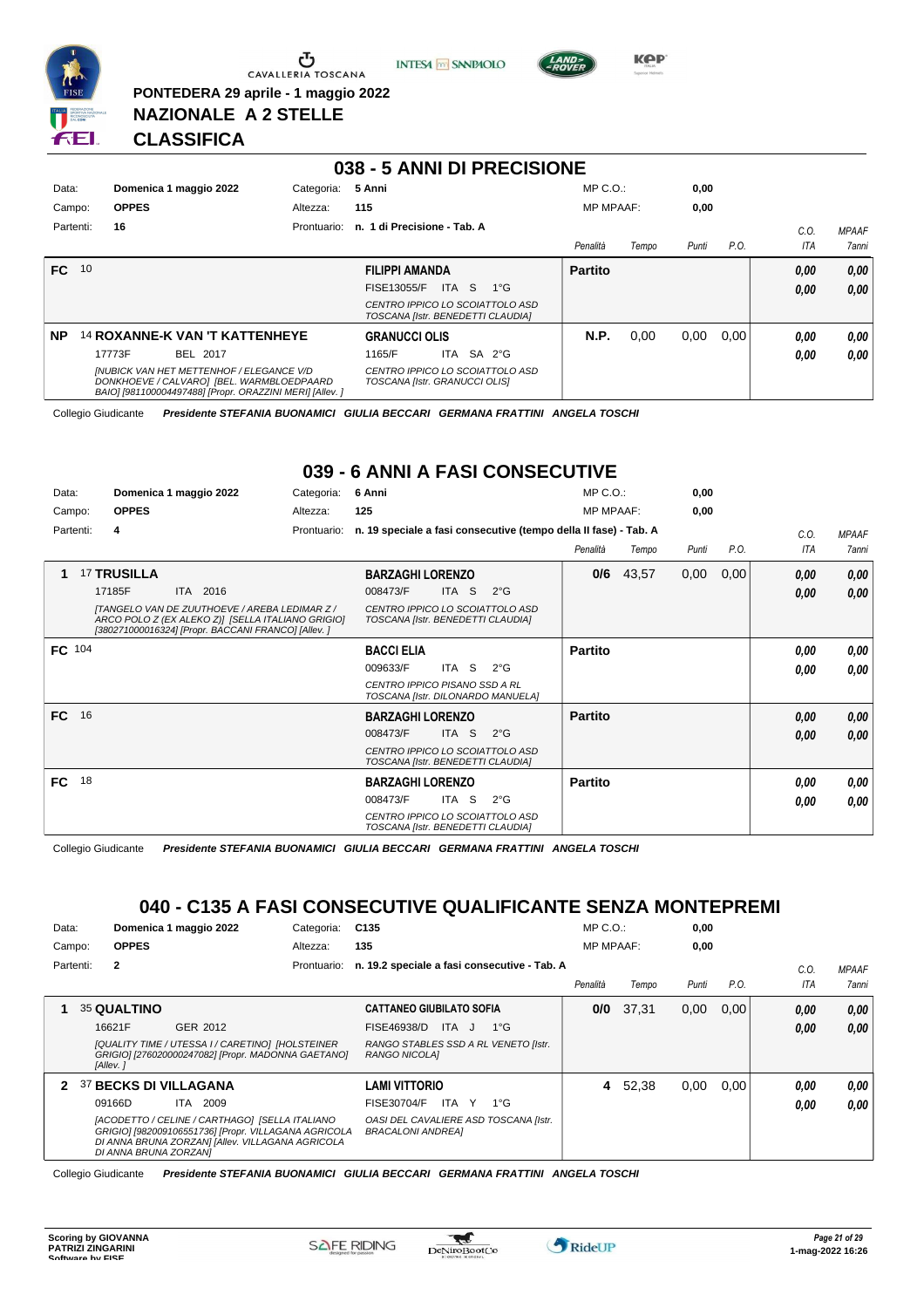**PONTEDERA 29 aprile - 1 maggio 2022**

**NAZIONALE A 2 STELLE**

**CLASSIFICA**

## 038 - 5 ANNI DI PRECISIONE

| Data: | Domenica 1 maggio 2022 | Categoria: | 5 Anni | MP C.O.: | 0,00 |
|---|---|---|---|---|---|
| Campo: | OPPES | Altezza: | 115 | MP MPAAF: | 0,00 |
| Partenti: | 16 | Prontuario: | n. 1 di Precisione - Tab. A | | |

| Pos. | Cavallo | Cavaliere | Penalità | Tempo | Punti | P.O. | C.O. ITA | MPAAF 7anni |
|---|---|---|---|---|---|---|---|---|
| FC | 10 | FILIPPI AMANDA<br>FISE13055/F ITA S 1°G<br>CENTRO IPPICO LO SCOIATTOLO ASD TOSCANA [Istr. BENEDETTI CLAUDIA] | Partito | | | | 0,00<br>0,00 | 0,00<br>0,00 |
| NP | 14 ROXANNE-K VAN 'T KATTENHEYE<br>17773F BEL 2017<br>[NUBICK VAN HET METTENHOF / ELEGANCE V/D DONKHOEVE / CALVARO] [BEL. WARMBLOEDPAARD BAIO] [981100004497488] [Propr. ORAZZINI MERI] [Allev. ] | GRANUCCI OLIS<br>1165/F ITA SA 2°G<br>CENTRO IPPICO LO SCOIATTOLO ASD TOSCANA [Istr. GRANUCCI OLIS] | N.P. | 0,00 | 0,00 | 0,00 | 0,00<br>0,00 | 0,00<br>0,00 |

Collegio Giudicante *Presidente STEFANIA BUONAMICI GIULIA BECCARI GERMANA FRATTINI ANGELA TOSCHI*

## 039 - 6 ANNI A FASI CONSECUTIVE

| Data: | Domenica 1 maggio 2022 | Categoria: | 6 Anni | MP C.O.: | 0,00 |
|---|---|---|---|---|---|
| Campo: | OPPES | Altezza: | 125 | MP MPAAF: | 0,00 |
| Partenti: | 4 | Prontuario: | n. 19 speciale a fasi consecutive (tempo della II fase) - Tab. A | | |

| Pos. | Cavallo | Cavaliere | Penalità | Tempo | Punti | P.O. | C.O. ITA | MPAAF 7anni |
|---|---|---|---|---|---|---|---|---|
| 1 | 17 TRUSILLA<br>17185F ITA 2016<br>[TANGELO VAN DE ZUUTHOEVE / AREBA LEDIMAR Z / ARCO POLO Z (EX ALEKO Z)] [SELLA ITALIANO GRIGIO] [380271000016324] [Propr. BACCANI FRANCO] [Allev. ] | BARZAGHI LORENZO<br>008473/F ITA S 2°G<br>CENTRO IPPICO LO SCOIATTOLO ASD TOSCANA [Istr. BENEDETTI CLAUDIA] | 0/6 | 43,57 | 0,00 | 0,00 | 0,00<br>0,00 | 0,00<br>0,00 |
| FC | 104 | BACCI ELIA<br>009633/F ITA S 2°G<br>CENTRO IPPICO PISANO SSD A RL TOSCANA [Istr. DILONARDO MANUELA] | Partito | | | | 0,00<br>0,00 | 0,00<br>0,00 |
| FC | 16 | BARZAGHI LORENZO<br>008473/F ITA S 2°G<br>CENTRO IPPICO LO SCOIATTOLO ASD TOSCANA [Istr. BENEDETTI CLAUDIA] | Partito | | | | 0,00<br>0,00 | 0,00<br>0,00 |
| FC | 18 | BARZAGHI LORENZO<br>008473/F ITA S 2°G<br>CENTRO IPPICO LO SCOIATTOLO ASD TOSCANA [Istr. BENEDETTI CLAUDIA] | Partito | | | | 0,00<br>0,00 | 0,00<br>0,00 |

Collegio Giudicante *Presidente STEFANIA BUONAMICI GIULIA BECCARI GERMANA FRATTINI ANGELA TOSCHI*

## 040 - C135 A FASI CONSECUTIVE QUALIFICANTE SENZA MONTEPREMI

| Data: | Domenica 1 maggio 2022 | Categoria: | C135 | MP C.O.: | 0,00 |
|---|---|---|---|---|---|
| Campo: | OPPES | Altezza: | 135 | MP MPAAF: | 0,00 |
| Partenti: | 2 | Prontuario: | n. 19.2 speciale a fasi consecutive - Tab. A | | |

| Pos. | Cavallo | Cavaliere | Penalità | Tempo | Punti | P.O. | C.O. ITA | MPAAF 7anni |
|---|---|---|---|---|---|---|---|---|
| 1 | 35 QUALTINO<br>16621F GER 2012<br>[QUALITY TIME / UTESSA I / CARETINO] [HOLSTEINER GRIGIO] [276020000247082] [Propr. MADONNA GAETANO] [Allev. ] | CATTANEO GIUBILATO SOFIA<br>FISE46938/D ITA J 1°G<br>RANGO STABLES SSD A RL VENETO [Istr. RANGO NICOLA] | 0/0 | 37,31 | 0,00 | 0,00 | 0,00<br>0,00 | 0,00<br>0,00 |
| 2 | 37 BECKS DI VILLAGANA<br>09166D ITA 2009<br>[ACODETTO / CELINE / CARTHAGO] [SELLA ITALIANO GRIGIO] [982009106551736] [Propr. VILLAGANA AGRICOLA DI ANNA BRUNA ZORZAN] [Allev. VILLAGANA AGRICOLA DI ANNA BRUNA ZORZAN] | LAMI VITTORIO<br>FISE30704/F ITA Y 1°G<br>OASI DEL CAVALIERE ASD TOSCANA [Istr. BRACALONI ANDREA] | 4 | 52,38 | 0,00 | 0,00 | 0,00<br>0,00 | 0,00<br>0,00 |

Collegio Giudicante *Presidente STEFANIA BUONAMICI GIULIA BECCARI GERMANA FRATTINI ANGELA TOSCHI*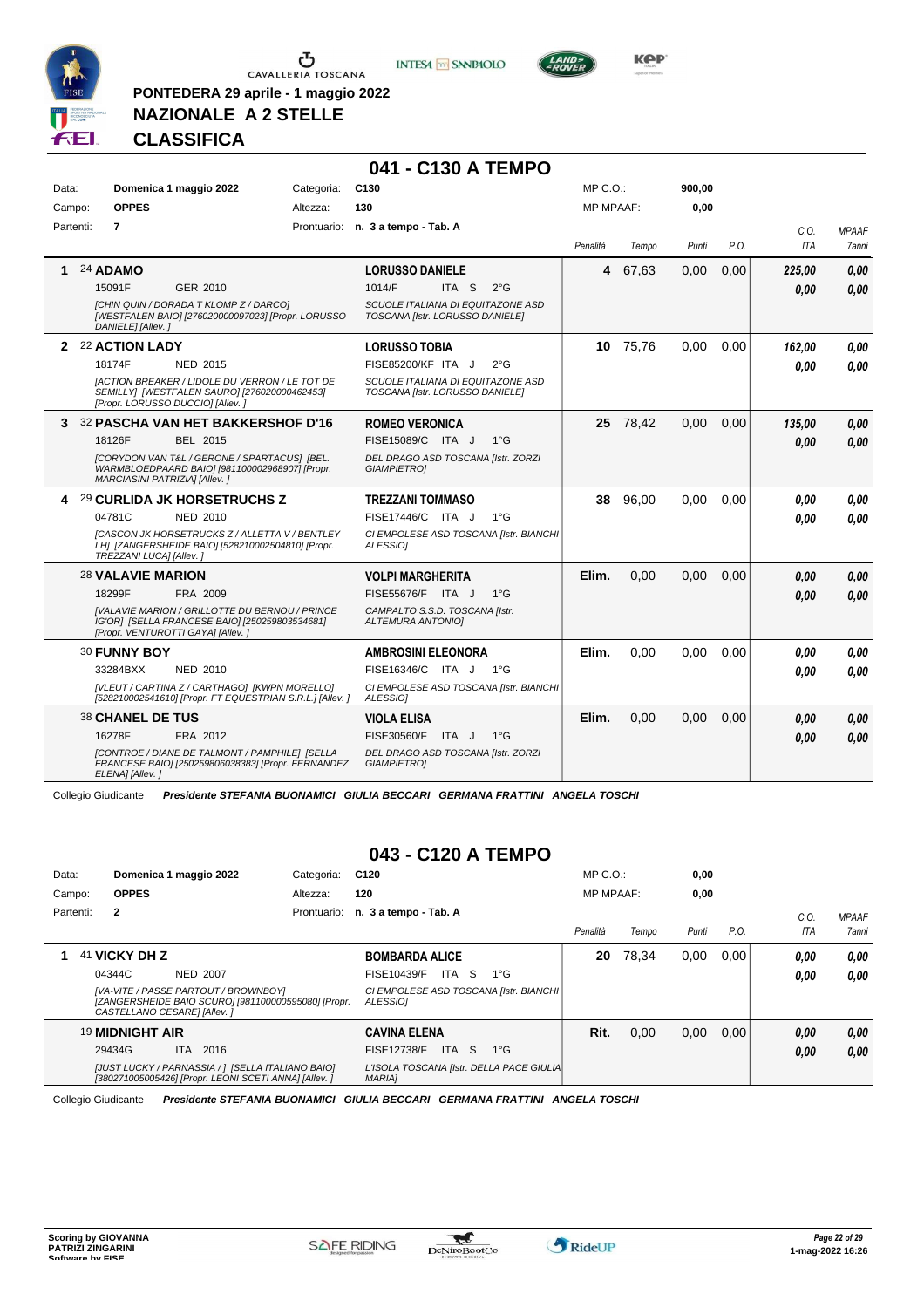**PONTEDERA 29 aprile - 1 maggio 2022**

**NAZIONALE A 2 STELLE**

**CLASSIFICA**

## 041 - C130 A TEMPO

| | | | | | |
|---|---|---|---|---|---|
| Data: | Domenica 1 maggio 2022 | Categoria: | C130 | MP C.O.: | 900,00 |
| Campo: | OPPES | Altezza: | 130 | MP MPAAF: | 0,00 |
| Partenti: | 7 | Prontuario: | n. 3 a tempo - Tab. A | | |

| | Cavallo | Cavaliere | Penalità | Tempo | Punti | P.O. | C.O. ITA | MPAAF 7anni |
|---|---|---|---|---|---|---|---|---|
| 1 | 24 **ADAMO**<br>15091F GER 2010<br>*[CHIN QUIN / DORADA T KLOMP Z / DARCO] [WESTFALEN BAIO] [276020000097023] [Propr. LORUSSO DANIELE] [Allev. ]* | **LORUSSO DANIELE**<br>1014/F ITA S 2°G<br>*SCUOLE ITALIANA DI EQUITAZONE ASD TOSCANA [Istr. LORUSSO DANIELE]* | 4 | 67,63 | 0,00 | 0,00 | 225,00<br>0,00 | 0,00<br>0,00 |
| 2 | 22 **ACTION LADY**<br>18174F NED 2015<br>*[ACTION BREAKER / LIDOLE DU VERRON / LE TOT DE SEMILLY] [WESTFALEN SAURO] [276020000462453] [Propr. LORUSSO DUCCIO] [Allev. ]* | **LORUSSO TOBIA**<br>FISE85200/KF ITA J 2°G<br>*SCUOLE ITALIANA DI EQUITAZONE ASD TOSCANA [Istr. LORUSSO DANIELE]* | 10 | 75,76 | 0,00 | 0,00 | 162,00<br>0,00 | 0,00<br>0,00 |
| 3 | 32 **PASCHA VAN HET BAKKERSHOF D'16**<br>18126F BEL 2015<br>*[CORYDON VAN T&L / GERONE / SPARTACUS] [BEL. WARMBLOEDPAARD BAIO] [981100002968907] [Propr. MARCIASINI PATRIZIA] [Allev. ]* | **ROMEO VERONICA**<br>FISE15089/C ITA J 1°G<br>*DEL DRAGO ASD TOSCANA [Istr. ZORZI GIAMPIETRO]* | 25 | 78,42 | 0,00 | 0,00 | 135,00<br>0,00 | 0,00<br>0,00 |
| 4 | 29 **CURLIDA JK HORSETRUCHS Z**<br>04781C NED 2010<br>*[CASCON JK HORSETRUCKS Z / ALLETTA V / BENTLEY LH] [ZANGERSHEIDE BAIO] [528210002504810] [Propr. TREZZANI LUCA] [Allev. ]* | **TREZZANI TOMMASO**<br>FISE17446/C ITA J 1°G<br>*CI EMPOLESE ASD TOSCANA [Istr. BIANCHI ALESSIO]* | 38 | 96,00 | 0,00 | 0,00 | 0,00<br>0,00 | 0,00<br>0,00 |
| | 28 **VALAVIE MARION**<br>18299F FRA 2009<br>*[VALAVIE MARION / GRILLOTTE DU BERNOU / PRINCE IG'OR] [SELLA FRANCESE BAIO] [250259803534681] [Propr. VENTUROTTI GAYA] [Allev. ]* | **VOLPI MARGHERITA**<br>FISE55676/F ITA J 1°G<br>*CAMPALTO S.S.D. TOSCANA [Istr. ALTEMURA ANTONIO]* | Elim. | 0,00 | 0,00 | 0,00 | 0,00<br>0,00 | 0,00<br>0,00 |
| | 30 **FUNNY BOY**<br>33284BXX NED 2010<br>*[VLEUT / CARTINA Z / CARTHAGO] [KWPN MORELLO] [528210002541610] [Propr. FT EQUESTRIAN S.R.L.] [Allev. ]* | **AMBROSINI ELEONORA**<br>FISE16346/C ITA J 1°G<br>*CI EMPOLESE ASD TOSCANA [Istr. BIANCHI ALESSIO]* | Elim. | 0,00 | 0,00 | 0,00 | 0,00<br>0,00 | 0,00<br>0,00 |
| | 38 **CHANEL DE TUS**<br>16278F FRA 2012<br>*[CONTROE / DIANE DE TALMONT / PAMPHILE] [SELLA FRANCESE BAIO] [250259806038383] [Propr. FERNANDEZ ELENA] [Allev. ]* | **VIOLA ELISA**<br>FISE30560/F ITA J 1°G<br>*DEL DRAGO ASD TOSCANA [Istr. ZORZI GIAMPIETRO]* | Elim. | 0,00 | 0,00 | 0,00 | 0,00<br>0,00 | 0,00<br>0,00 |

Collegio Giudicante ***Presidente STEFANIA BUONAMICI GIULIA BECCARI GERMANA FRATTINI ANGELA TOSCHI***

## 043 - C120 A TEMPO

| | | | | | |
|---|---|---|---|---|---|
| Data: | Domenica 1 maggio 2022 | Categoria: | C120 | MP C.O.: | 0,00 |
| Campo: | OPPES | Altezza: | 120 | MP MPAAF: | 0,00 |
| Partenti: | 2 | Prontuario: | n. 3 a tempo - Tab. A | | |

| | Cavallo | Cavaliere | Penalità | Tempo | Punti | P.O. | C.O. ITA | MPAAF 7anni |
|---|---|---|---|---|---|---|---|---|
| 1 | 41 **VICKY DH Z**<br>04344C NED 2007<br>*[VA-VITE / PASSE PARTOUT / BROWNBOY] [ZANGERSHEIDE BAIO SCURO] [981100000595080] [Propr. CASTELLANO CESARE] [Allev. ]* | **BOMBARDA ALICE**<br>FISE10439/F ITA S 1°G<br>*CI EMPOLESE ASD TOSCANA [Istr. BIANCHI ALESSIO]* | 20 | 78,34 | 0,00 | 0,00 | 0,00<br>0,00 | 0,00<br>0,00 |
| | 19 **MIDNIGHT AIR**<br>29434G ITA 2016<br>*[JUST LUCKY / PARNASSIA / ] [SELLA ITALIANO BAIO] [380271005005426] [Propr. LEONI SCETI ANNA] [Allev. ]* | **CAVINA ELENA**<br>FISE12738/F ITA S 1°G<br>*L'ISOLA TOSCANA [Istr. DELLA PACE GIULIA MARIA]* | Rit. | 0,00 | 0,00 | 0,00 | 0,00<br>0,00 | 0,00<br>0,00 |

Collegio Giudicante ***Presidente STEFANIA BUONAMICI GIULIA BECCARI GERMANA FRATTINI ANGELA TOSCHI***

Scoring by GIOVANNA PATRIZI ZINGARINI
Software by FISE

1-mag-2022 16:26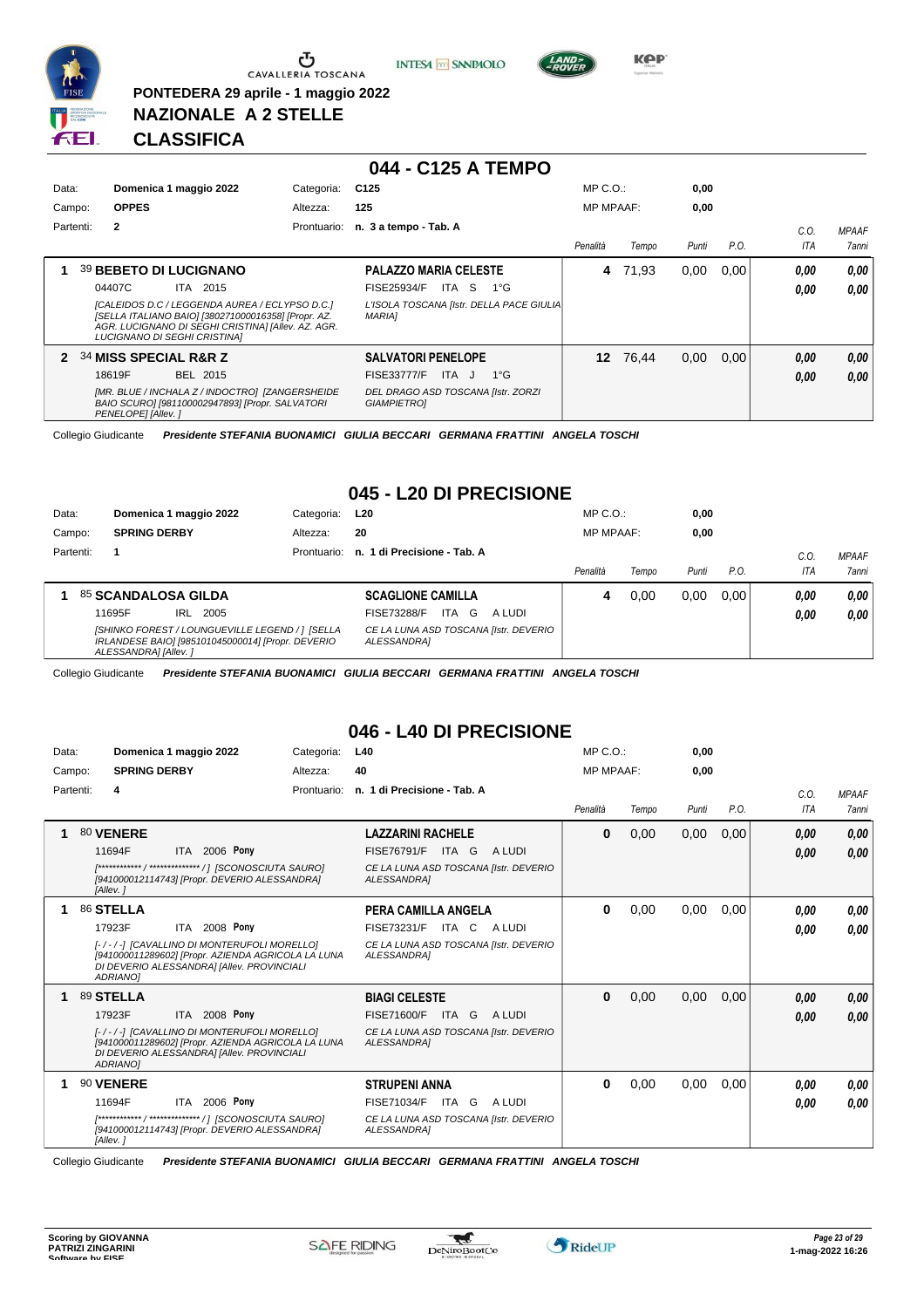PONTEDERA 29 aprile - 1 maggio 2022

**NAZIONALE A 2 STELLE**

**CLASSIFICA**

## 044 - C125 A TEMPO

| | | | | | |
|---|---|---|---|---|---|
| Data: | Domenica 1 maggio 2022 | Categoria: | C125 | MP C.O.: | 0,00 |
| Campo: | OPPES | Altezza: | 125 | MP MPAAF: | 0,00 |
| Partenti: | 2 | Prontuario: | n. 3 a tempo - Tab. A | | |

| | Cavallo | Cavaliere | Penalità | Tempo | Punti | P.O. | C.O. ITA | MPAAF 7anni |
|---|---|---|---|---|---|---|---|---|
| 1 | 39 **BEBETO DI LUCIGNANO** 04407C ITA 2015 *[CALEIDOS D.C / LEGGENDA AUREA / ECLYPSO D.C.] [SELLA ITALIANO BAIO] [380271000016358] [Propr. AZ. AGR. LUCIGNANO DI SEGHI CRISTINA] [Allev. AZ. AGR. LUCIGNANO DI SEGHI CRISTINA]* | **PALAZZO MARIA CELESTE** FISE25934/F ITA S 1°G *L'ISOLA TOSCANA [Istr. DELLA PACE GIULIA MARIA]* | 4 | 71,93 | 0,00 | 0,00 | 0,00 0,00 | 0,00 0,00 |
| 2 | 34 **MISS SPECIAL R&R Z** 18619F BEL 2015 *[MR. BLUE / INCHALA Z / INDOCTRO] [ZANGERSHEIDE BAIO SCURO] [981100002947893] [Propr. SALVATORI PENELOPE] [Allev. ]* | **SALVATORI PENELOPE** FISE33777/F ITA J 1°G *DEL DRAGO ASD TOSCANA [Istr. ZORZI GIAMPIETRO]* | 12 | 76,44 | 0,00 | 0,00 | 0,00 0,00 | 0,00 0,00 |

Collegio Giudicante *Presidente STEFANIA BUONAMICI GIULIA BECCARI GERMANA FRATTINI ANGELA TOSCHI*

## 045 - L20 DI PRECISIONE

| | | | | | |
|---|---|---|---|---|---|
| Data: | Domenica 1 maggio 2022 | Categoria: | L20 | MP C.O.: | 0,00 |
| Campo: | SPRING DERBY | Altezza: | 20 | MP MPAAF: | 0,00 |
| Partenti: | 1 | Prontuario: | n. 1 di Precisione - Tab. A | | |

| | Cavallo | Cavaliere | Penalità | Tempo | Punti | P.O. | C.O. ITA | MPAAF 7anni |
|---|---|---|---|---|---|---|---|---|
| 1 | 85 **SCANDALOSA GILDA** 11695F IRL 2005 *[SHINKO FOREST / LOUNGUEVILLE LEGEND / ] [SELLA IRLANDESE BAIO] [985101045000014] [Propr. DEVERIO ALESSANDRA] [Allev. ]* | **SCAGLIONE CAMILLA** FISE73288/F ITA G A LUDI *CE LA LUNA ASD TOSCANA [Istr. DEVERIO ALESSANDRA]* | 4 | 0,00 | 0,00 | 0,00 | 0,00 0,00 | 0,00 0,00 |

Collegio Giudicante *Presidente STEFANIA BUONAMICI GIULIA BECCARI GERMANA FRATTINI ANGELA TOSCHI*

## 046 - L40 DI PRECISIONE

| | | | | | |
|---|---|---|---|---|---|
| Data: | Domenica 1 maggio 2022 | Categoria: | L40 | MP C.O.: | 0,00 |
| Campo: | SPRING DERBY | Altezza: | 40 | MP MPAAF: | 0,00 |
| Partenti: | 4 | Prontuario: | n. 1 di Precisione - Tab. A | | |

| | Cavallo | Cavaliere | Penalità | Tempo | Punti | P.O. | C.O. ITA | MPAAF 7anni |
|---|---|---|---|---|---|---|---|---|
| 1 | 80 **VENERE** 11694F ITA 2006 **Pony** *[************ / ************** / ] [SCONOSCIUTA SAURO] [941000012114743] [Propr. DEVERIO ALESSANDRA] [Allev. ]* | **LAZZARINI RACHELE** FISE76791/F ITA G A LUDI *CE LA LUNA ASD TOSCANA [Istr. DEVERIO ALESSANDRA]* | 0 | 0,00 | 0,00 | 0,00 | 0,00 0,00 | 0,00 0,00 |
| 1 | 86 **STELLA** 17923F ITA 2008 **Pony** *[-/-/-] [CAVALLINO DI MONTERUFOLI MORELLO] [941000011289602] [Propr. AZIENDA AGRICOLA LA LUNA DI DEVERIO ALESSANDRA] [Allev. PROVINCIALI ADRIANO]* | **PERA CAMILLA ANGELA** FISE73231/F ITA C A LUDI *CE LA LUNA ASD TOSCANA [Istr. DEVERIO ALESSANDRA]* | 0 | 0,00 | 0,00 | 0,00 | 0,00 0,00 | 0,00 0,00 |
| 1 | 89 **STELLA** 17923F ITA 2008 **Pony** *[-/-/-] [CAVALLINO DI MONTERUFOLI MORELLO] [941000011289602] [Propr. AZIENDA AGRICOLA LA LUNA DI DEVERIO ALESSANDRA] [Allev. PROVINCIALI ADRIANO]* | **BIAGI CELESTE** FISE71600/F ITA G A LUDI *CE LA LUNA ASD TOSCANA [Istr. DEVERIO ALESSANDRA]* | 0 | 0,00 | 0,00 | 0,00 | 0,00 0,00 | 0,00 0,00 |
| 1 | 90 **VENERE** 11694F ITA 2006 **Pony** *[************ / ************** / ] [SCONOSCIUTA SAURO] [941000012114743] [Propr. DEVERIO ALESSANDRA] [Allev. ]* | **STRUPENI ANNA** FISE71034/F ITA G A LUDI *CE LA LUNA ASD TOSCANA [Istr. DEVERIO ALESSANDRA]* | 0 | 0,00 | 0,00 | 0,00 | 0,00 0,00 | 0,00 0,00 |

Collegio Giudicante *Presidente STEFANIA BUONAMICI GIULIA BECCARI GERMANA FRATTINI ANGELA TOSCHI*

Scoring by GIOVANNA PATRIZI ZINGARINI
Software by FISE

1-mag-2022 16:26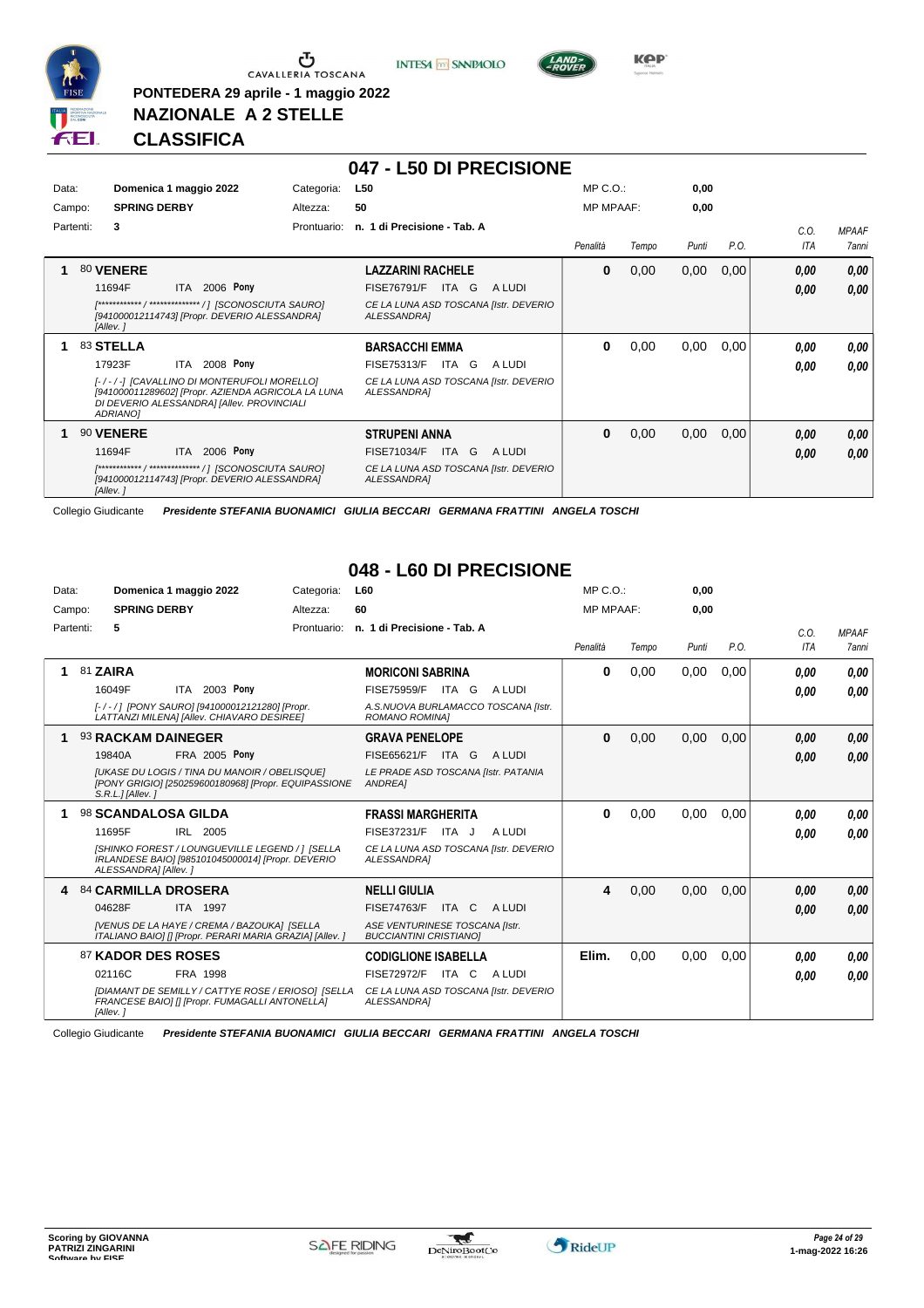**PONTEDERA 29 aprile - 1 maggio 2022**

**NAZIONALE A 2 STELLE**

**CLASSIFICA**

## 047 - L50 DI PRECISIONE

| | | | | | | | |
|---|---|---|---|---|---|---|---|
| Data: | **Domenica 1 maggio 2022** | Categoria: | **L50** | MP C.O.: | **0,00** | | |
| Campo: | **SPRING DERBY** | Altezza: | **50** | MP MPAAF: | **0,00** | | |
| Partenti: | **3** | Prontuario: | **n. 1 di Precisione - Tab. A** | | | | |

| Pos. | Cavallo | Cavaliere | Penalità | Tempo | Punti | P.O. | C.O. ITA | MPAAF 7anni |
|---|---|---|---|---|---|---|---|---|
| 1 | 80 **VENERE**<br>11694F ITA 2006 **Pony**<br>*[************ / ************** / ] [SCONOSCIUTA SAURO] [941000012114743] [Propr. DEVERIO ALESSANDRA] [Allev. ]* | **LAZZARINI RACHELE**<br>FISE76791/F ITA G A LUDI<br>*CE LA LUNA ASD TOSCANA [Istr. DEVERIO ALESSANDRA]* | **0** | 0,00 | 0,00 | 0,00 | ***0,00***<br>***0,00*** | ***0,00***<br>***0,00*** |
| 1 | 83 **STELLA**<br>17923F ITA 2008 **Pony**<br>*[- / - / -] [CAVALLINO DI MONTERUFOLI MORELLO] [941000011289602] [Propr. AZIENDA AGRICOLA LA LUNA DI DEVERIO ALESSANDRA] [Allev. PROVINCIALI ADRIANO]* | **BARSACCHI EMMA**<br>FISE75313/F ITA G A LUDI<br>*CE LA LUNA ASD TOSCANA [Istr. DEVERIO ALESSANDRA]* | **0** | 0,00 | 0,00 | 0,00 | ***0,00***<br>***0,00*** | ***0,00***<br>***0,00*** |
| 1 | 90 **VENERE**<br>11694F ITA 2006 **Pony**<br>*[************ / ************** / ] [SCONOSCIUTA SAURO] [941000012114743] [Propr. DEVERIO ALESSANDRA] [Allev. ]* | **STRUPENI ANNA**<br>FISE71034/F ITA G A LUDI<br>*CE LA LUNA ASD TOSCANA [Istr. DEVERIO ALESSANDRA]* | **0** | 0,00 | 0,00 | 0,00 | ***0,00***<br>***0,00*** | ***0,00***<br>***0,00*** |

Collegio Giudicante ***Presidente STEFANIA BUONAMICI GIULIA BECCARI GERMANA FRATTINI ANGELA TOSCHI***

## 048 - L60 DI PRECISIONE

| | | | | | | | |
|---|---|---|---|---|---|---|---|
| Data: | **Domenica 1 maggio 2022** | Categoria: | **L60** | MP C.O.: | **0,00** | | |
| Campo: | **SPRING DERBY** | Altezza: | **60** | MP MPAAF: | **0,00** | | |
| Partenti: | **5** | Prontuario: | **n. 1 di Precisione - Tab. A** | | | | |

| Pos. | Cavallo | Cavaliere | Penalità | Tempo | Punti | P.O. | C.O. ITA | MPAAF 7anni |
|---|---|---|---|---|---|---|---|---|
| 1 | 81 **ZAIRA**<br>16049F ITA 2003 **Pony**<br>*[- / - / ] [PONY SAURO] [941000012121280] [Propr. LATTANZI MILENA] [Allev. CHIAVARO DESIREE]* | **MORICONI SABRINA**<br>FISE75959/F ITA G A LUDI<br>*A.S.NUOVA BURLAMACCO TOSCANA [Istr. ROMANO ROMINA]* | **0** | 0,00 | 0,00 | 0,00 | ***0,00***<br>***0,00*** | ***0,00***<br>***0,00*** |
| 1 | 93 **RACKAM DAINEGER**<br>19840A FRA 2005 **Pony**<br>*[UKASE DU LOGIS / TINA DU MANOIR / OBELISQUE] [PONY GRIGIO] [250259600180968] [Propr. EQUIPASSIONE S.R.L.] [Allev. ]* | **GRAVA PENELOPE**<br>FISE65621/F ITA G A LUDI<br>*LE PRADE ASD TOSCANA [Istr. PATANIA ANDREA]* | **0** | 0,00 | 0,00 | 0,00 | ***0,00***<br>***0,00*** | ***0,00***<br>***0,00*** |
| 1 | 98 **SCANDALOSA GILDA**<br>11695F IRL 2005<br>*[SHINKO FOREST / LOUNGUEVILLE LEGEND / ] [SELLA IRLANDESE BAIO] [985101045000014] [Propr. DEVERIO ALESSANDRA] [Allev. ]* | **FRASSI MARGHERITA**<br>FISE37231/F ITA J A LUDI<br>*CE LA LUNA ASD TOSCANA [Istr. DEVERIO ALESSANDRA]* | **0** | 0,00 | 0,00 | 0,00 | ***0,00***<br>***0,00*** | ***0,00***<br>***0,00*** |
| 4 | 84 **CARMILLA DROSERA**<br>04628F ITA 1997<br>*[VENUS DE LA HAYE / CREMA / BAZOUKA] [SELLA ITALIANO BAIO] [] [Propr. PERARI MARIA GRAZIA] [Allev. ]* | **NELLI GIULIA**<br>FISE74763/F ITA C A LUDI<br>*ASE VENTURINESE TOSCANA [Istr. BUCCIANTINI CRISTIANO]* | **4** | 0,00 | 0,00 | 0,00 | ***0,00***<br>***0,00*** | ***0,00***<br>***0,00*** |
| | 87 **KADOR DES ROSES**<br>02116C FRA 1998<br>*[DIAMANT DE SEMILLY / CATTYE ROSE / ERIOSO] [SELLA FRANCESE BAIO] [] [Propr. FUMAGALLI ANTONELLA] [Allev. ]* | **CODIGLIONE ISABELLA**<br>FISE72972/F ITA C A LUDI<br>*CE LA LUNA ASD TOSCANA [Istr. DEVERIO ALESSANDRA]* | **Elim.** | 0,00 | 0,00 | 0,00 | ***0,00***<br>***0,00*** | ***0,00***<br>***0,00*** |

Collegio Giudicante ***Presidente STEFANIA BUONAMICI GIULIA BECCARI GERMANA FRATTINI ANGELA TOSCHI***

**Scoring by GIOVANNA PATRIZI ZINGARINI**
**Software by FISE**

***1-mag-2022 16:26***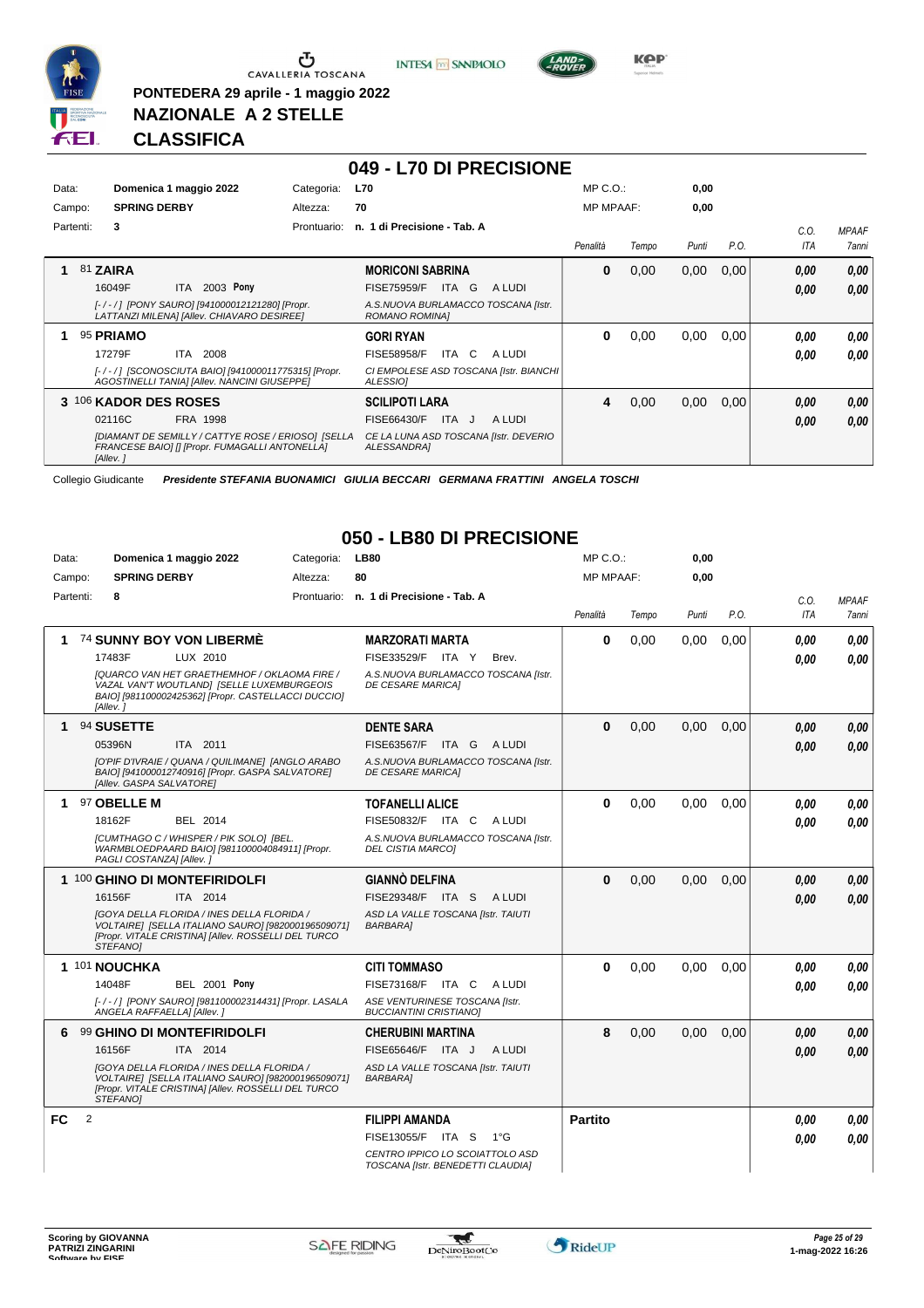PONTEDERA 29 aprile - 1 maggio 2022

# NAZIONALE A 2 STELLE

## CLASSIFICA

## 049 - L70 DI PRECISIONE

| | | | | | |
|---|---|---|---|---|---|
| Data: | Domenica 1 maggio 2022 | Categoria: | L70 | MP C.O.: | 0,00 |
| Campo: | SPRING DERBY | Altezza: | 70 | MP MPAAF: | 0,00 |
| Partenti: | 3 | Prontuario: | n. 1 di Precisione - Tab. A | | |

| Pos. | Cavallo | Cavaliere | Penalità | Tempo | Punti | P.O. | C.O. ITA | MPAAF 7anni |
|---|---|---|---|---|---|---|---|---|
| 1 | 81 **ZAIRA** 16049F ITA 2003 **Pony** *[-/-/] [PONY SAURO] [941000012121280] [Propr. LATTANZI MILENA] [Allev. CHIAVARO DESIREE]* | **MORICONI SABRINA** FISE75959/F ITA G A LUDI *A.S.NUOVA BURLAMACCO TOSCANA [Istr. ROMANO ROMINA]* | 0 | 0,00 | 0,00 | 0,00 | 0,00 / 0,00 | 0,00 / 0,00 |
| 1 | 95 **PRIAMO** 17279F ITA 2008 *[-/-/] [SCONOSCIUTA BAIO] [941000011775315] [Propr. AGOSTINELLI TANIA] [Allev. NANCINI GIUSEPPE]* | **GORI RYAN** FISE58958/F ITA C A LUDI *CI EMPOLESE ASD TOSCANA [Istr. BIANCHI ALESSIO]* | 0 | 0,00 | 0,00 | 0,00 | 0,00 / 0,00 | 0,00 / 0,00 |
| 3 | 106 **KADOR DES ROSES** 02116C FRA 1998 *[DIAMANT DE SEMILLY / CATTYE ROSE / ERIOSO] [SELLA FRANCESE BAIO] [] [Propr. FUMAGALLI ANTONELLA] [Allev. ]* | **SCILIPOTI LARA** FISE66430/F ITA J A LUDI *CE LA LUNA ASD TOSCANA [Istr. DEVERIO ALESSANDRA]* | 4 | 0,00 | 0,00 | 0,00 | 0,00 / 0,00 | 0,00 / 0,00 |

Collegio Giudicante *Presidente STEFANIA BUONAMICI GIULIA BECCARI GERMANA FRATTINI ANGELA TOSCHI*

## 050 - LB80 DI PRECISIONE

| | | | | | |
|---|---|---|---|---|---|
| Data: | Domenica 1 maggio 2022 | Categoria: | LB80 | MP C.O.: | 0,00 |
| Campo: | SPRING DERBY | Altezza: | 80 | MP MPAAF: | 0,00 |
| Partenti: | 8 | Prontuario: | n. 1 di Precisione - Tab. A | | |

| Pos. | Cavallo | Cavaliere | Penalità | Tempo | Punti | P.O. | C.O. ITA | MPAAF 7anni |
|---|---|---|---|---|---|---|---|---|
| 1 | 74 **SUNNY BOY VON LIBERMÈ** 17483F LUX 2010 *[QUARCO VAN HET GRAETHEMHOF / OKLAMA FIRE / VAZAL VAN'T WOUTLAND] [SELLE LUXEMBURGEOIS BAIO] [981100002425362] [Propr. CASTELLACCI DUCCIO] [Allev. ]* | **MARZORATI MARTA** FISE33529/F ITA Y Brev. *A.S.NUOVA BURLAMACCO TOSCANA [Istr. DE CESARE MARICA]* | 0 | 0,00 | 0,00 | 0,00 | 0,00 / 0,00 | 0,00 / 0,00 |
| 1 | 94 **SUSETTE** 05396N ITA 2011 *[O'PIF D'IVRAIE / QUANA / QUILIMANE] [ANGLO ARABO BAIO] [941000012740916] [Propr. GASPA SALVATORE] [Allev. GASPA SALVATORE]* | **DENTE SARA** FISE63567/F ITA G A LUDI *A.S.NUOVA BURLAMACCO TOSCANA [Istr. DE CESARE MARICA]* | 0 | 0,00 | 0,00 | 0,00 | 0,00 / 0,00 | 0,00 / 0,00 |
| 1 | 97 **OBELLE M** 18162F BEL 2014 *[CUMTHAGO C / WHISPER / PIK SOLO] [BEL. WARMBLOEDPAARD BAIO] [981100004084911] [Propr. PAGLI COSTANZA] [Allev. ]* | **TOFANELLI ALICE** FISE50832/F ITA C A LUDI *A.S.NUOVA BURLAMACCO TOSCANA [Istr. DEL CISTIA MARCO]* | 0 | 0,00 | 0,00 | 0,00 | 0,00 / 0,00 | 0,00 / 0,00 |
| 1 | 100 **GHINO DI MONTEFIRIDOLFI** 16156F ITA 2014 *[GOYA DELLA FLORIDA / INES DELLA FLORIDA / VOLTAIRE] [SELLA ITALIANO SAURO] [982000196509071] [Propr. VITALE CRISTINA] [Allev. ROSSELLI DEL TURCO STEFANO]* | **GIANNÒ DELFINA** FISE29348/F ITA S A LUDI *ASD LA VALLE TOSCANA [Istr. TAIUTI BARBARA]* | 0 | 0,00 | 0,00 | 0,00 | 0,00 / 0,00 | 0,00 / 0,00 |
| 1 | 101 **NOUCHKA** 14048F BEL 2001 **Pony** *[-/-/] [PONY SAURO] [981100002314431] [Propr. LASALA ANGELA RAFFAELLA] [Allev. ]* | **CITI TOMMASO** FISE73168/F ITA C A LUDI *ASE VENTURINESE TOSCANA [Istr. BUCCIANTINI CRISTIANO]* | 0 | 0,00 | 0,00 | 0,00 | 0,00 / 0,00 | 0,00 / 0,00 |
| 6 | 99 **GHINO DI MONTEFIRIDOLFI** 16156F ITA 2014 *[GOYA DELLA FLORIDA / INES DELLA FLORIDA / VOLTAIRE] [SELLA ITALIANO SAURO] [982000196509071] [Propr. VITALE CRISTINA] [Allev. ROSSELLI DEL TURCO STEFANO]* | **CHERUBINI MARTINA** FISE65646/F ITA J A LUDI *ASD LA VALLE TOSCANA [Istr. TAIUTI BARBARA]* | 8 | 0,00 | 0,00 | 0,00 | 0,00 / 0,00 | 0,00 / 0,00 |
| FC | 2 | **FILIPPI AMANDA** FISE13055/F ITA S 1°G *CENTRO IPPICO LO SCOIATTOLO ASD TOSCANA [Istr. BENEDETTI CLAUDIA]* | Partito | | | | 0,00 / 0,00 | 0,00 / 0,00 |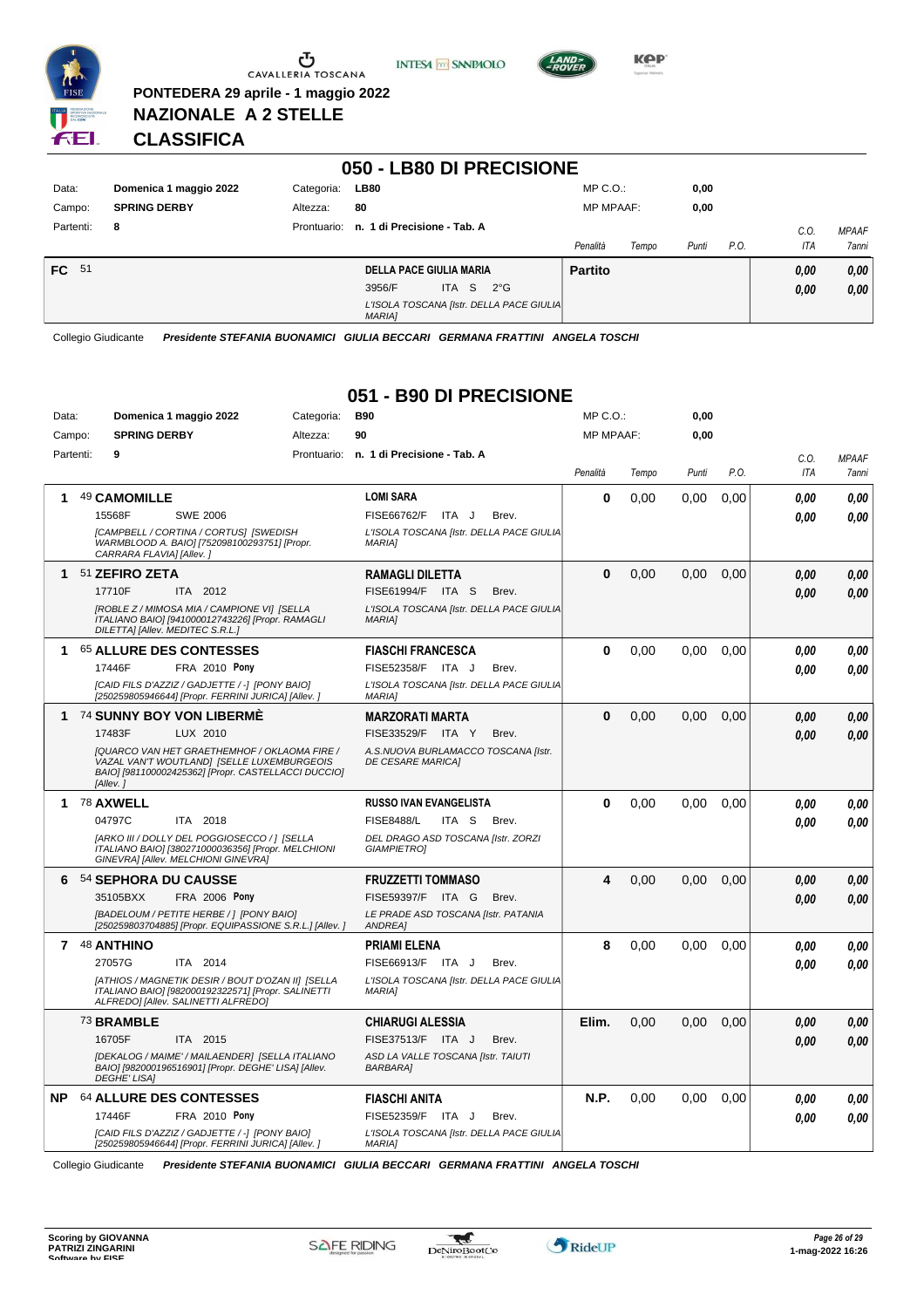PONTEDERA 29 aprile - 1 maggio 2022

# NAZIONALE A 2 STELLE

## CLASSIFICA

### 050 - LB80 DI PRECISIONE

| | | | | | |
|---|---|---|---|---|---|
| Data: | Domenica 1 maggio 2022 | Categoria: | LB80 | MP C.O.: | 0,00 |
| Campo: | SPRING DERBY | Altezza: | 80 | MP MPAAF: | 0,00 |
| Partenti: | 8 | Prontuario: | n. 1 di Precisione - Tab. A | | |

| | Cavallo | Cavaliere | Penalità | Tempo | Punti | P.O. | C.O. ITA | MPAAF 7anni |
|---|---|---|---|---|---|---|---|---|
| FC | 51 | DELLA PACE GIULIA MARIA 3956/F ITA S 2°G L'ISOLA TOSCANA [Istr. DELLA PACE GIULIA MARIA] | Partito | | | | 0,00 / 0,00 | 0,00 / 0,00 |

Collegio Giudicante *Presidente STEFANIA BUONAMICI GIULIA BECCARI GERMANA FRATTINI ANGELA TOSCHI*

### 051 - B90 DI PRECISIONE

| | | | | | |
|---|---|---|---|---|---|
| Data: | Domenica 1 maggio 2022 | Categoria: | B90 | MP C.O.: | 0,00 |
| Campo: | SPRING DERBY | Altezza: | 90 | MP MPAAF: | 0,00 |
| Partenti: | 9 | Prontuario: | n. 1 di Precisione - Tab. A | | |

| | Cavallo | Cavaliere | Penalità | Tempo | Punti | P.O. | C.O. ITA | MPAAF 7anni |
|---|---|---|---|---|---|---|---|---|
| 1 | 49 CAMOMILLE 15568F SWE 2006 [CAMPBELL / CORTINA / CORTUS] [SWEDISH WARMBLOOD A. BAIO] [752098100293751] [Propr. CARRARA FLAVIA] [Allev. ] | LOMI SARA FISE66762/F ITA J Brev. L'ISOLA TOSCANA [Istr. DELLA PACE GIULIA MARIA] | 0 | 0,00 | 0,00 | 0,00 | 0,00 / 0,00 | 0,00 / 0,00 |
| 1 | 51 ZEFIRO ZETA 17710F ITA 2012 [ROBLE Z / MIMOSA MIA / CAMPIONE VI] [SELLA ITALIANO BAIO] [941000012743226] [Propr. RAMAGLI DILETTA] [Allev. MEDITEC S.R.L.] | RAMAGLI DILETTA FISE61994/F ITA S Brev. L'ISOLA TOSCANA [Istr. DELLA PACE GIULIA MARIA] | 0 | 0,00 | 0,00 | 0,00 | 0,00 / 0,00 | 0,00 / 0,00 |
| 1 | 65 ALLURE DES CONTESSES 17446F FRA 2010 Pony [CAID FILS D'AZZIZ / GADJETTE / -] [PONY BAIO] [250259805946644] [Propr. FERRINI JURICA] [Allev. ] | FIASCHI FRANCESCA FISE52358/F ITA J Brev. L'ISOLA TOSCANA [Istr. DELLA PACE GIULIA MARIA] | 0 | 0,00 | 0,00 | 0,00 | 0,00 / 0,00 | 0,00 / 0,00 |
| 1 | 74 SUNNY BOY VON LIBERMÈ 17483F LUX 2010 [QUARCO VAN HET GRAETHEMHOF / OKLAOMA FIRE / VAZAL VAN'T WOUTLAND] [SELLE LUXEMBURGEOIS BAIO] [981100002425362] [Propr. CASTELLACCI DUCCIO] [Allev. ] | MARZORATI MARTA FISE33529/F ITA Y Brev. A.S.NUOVA BURLAMACCO TOSCANA [Istr. DE CESARE MARICA] | 0 | 0,00 | 0,00 | 0,00 | 0,00 / 0,00 | 0,00 / 0,00 |
| 1 | 78 AXWELL 04797C ITA 2018 [ARKO III / DOLLY DEL POGGIOSECCO / ] [SELLA ITALIANO BAIO] [380271000036356] [Propr. MELCHIONI GINEVRA] [Allev. MELCHIONI GINEVRA] | RUSSO IVAN EVANGELISTA FISE8488/L ITA S Brev. DEL DRAGO ASD TOSCANA [Istr. ZORZI GIAMPIETRO] | 0 | 0,00 | 0,00 | 0,00 | 0,00 / 0,00 | 0,00 / 0,00 |
| 6 | 54 SEPHORA DU CAUSSE 35105BXX FRA 2006 Pony [BADELOUM / PETITE HERBE / ] [PONY BAIO] [250259803704885] [Propr. EQUIPASSIONE S.R.L.] [Allev. ] | FRUZZETTI TOMMASO FISE59397/F ITA G Brev. LE PRADE ASD TOSCANA [Istr. PATANIA ANDREA] | 4 | 0,00 | 0,00 | 0,00 | 0,00 / 0,00 | 0,00 / 0,00 |
| 7 | 48 ANTHINO 27057G ITA 2014 [ATHIOS / MAGNETIK DESIR / BOUT D'OZAN II] [SELLA ITALIANO BAIO] [982000192322571] [Propr. SALINETTI ALFREDO] [Allev. SALINETTI ALFREDO] | PRIAMI ELENA FISE66913/F ITA J Brev. L'ISOLA TOSCANA [Istr. DELLA PACE GIULIA MARIA] | 8 | 0,00 | 0,00 | 0,00 | 0,00 / 0,00 | 0,00 / 0,00 |
| | 73 BRAMBLE 16705F ITA 2015 [DEKALOG / MAIME' / MAILAENDER] [SELLA ITALIANO BAIO] [982000196516901] [Propr. DEGHE' LISA] [Allev. DEGHE' LISA] | CHIARUGI ALESSIA FISE37513/F ITA J Brev. ASD LA VALLE TOSCANA [Istr. TAIUTI BARBARA] | Elim. | 0,00 | 0,00 | 0,00 | 0,00 / 0,00 | 0,00 / 0,00 |
| NP | 64 ALLURE DES CONTESSES 17446F FRA 2010 Pony [CAID FILS D'AZZIZ / GADJETTE / -] [PONY BAIO] [250259805946644] [Propr. FERRINI JURICA] [Allev. ] | FIASCHI ANITA FISE52359/F ITA J Brev. L'ISOLA TOSCANA [Istr. DELLA PACE GIULIA MARIA] | N.P. | 0,00 | 0,00 | 0,00 | 0,00 / 0,00 | 0,00 / 0,00 |

Collegio Giudicante *Presidente STEFANIA BUONAMICI GIULIA BECCARI GERMANA FRATTINI ANGELA TOSCHI*

Scoring by GIOVANNA PATRIZI ZINGARINI Software by FISE

1-mag-2022 16:26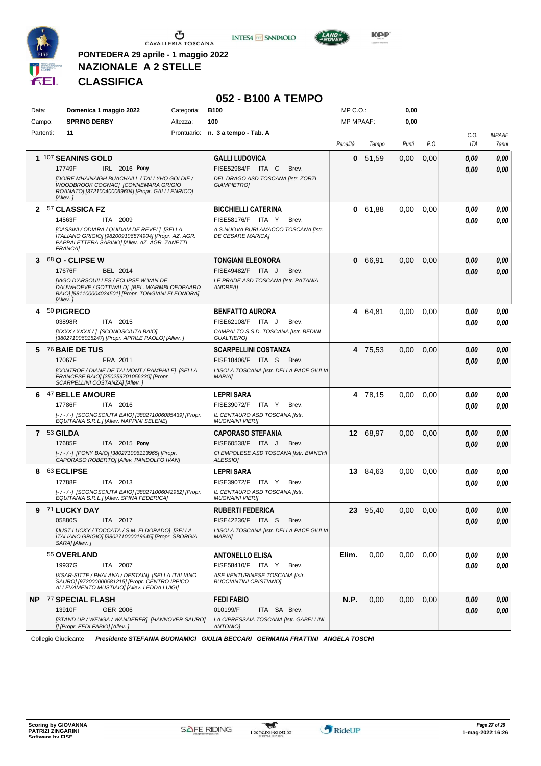**PONTEDERA 29 aprile - 1 maggio 2022**

**NAZIONALE A 2 STELLE**

**CLASSIFICA**

# 052 - B100 A TEMPO

| | | | | | |
|---|---|---|---|---|---|
| Data: | Domenica 1 maggio 2022 | Categoria: | B100 | MP C.O.: | 0,00 |
| Campo: | SPRING DERBY | Altezza: | 100 | MP MPAAF: | 0,00 |
| Partenti: | 11 | Prontuario: | n. 3 a tempo - Tab. A | | |

| Pos. | Cavallo | Cavaliere | Penalità | Tempo | Punti | P.O. | C.O. ITA | MPAAF 7anni |
|---|---|---|---|---|---|---|---|---|
| 1 | 107 **SEANINS GOLD** 17749F IRL 2016 Pony *[DOIRE MHAINAIGH BUACHAILL / TALLYHO GOLDIE / WOODBROOK COGNAC] [CONNEMARA GRIGIO ROANATO] [372100400069604] [Propr. GALLI ENRICO] [Allev. ]* | **GALLI LUDOVICA** FISE52984/F ITA C Brev. *DEL DRAGO ASD TOSCANA [Istr. ZORZI GIAMPIETRO]* | 0 | 51,59 | 0,00 | 0,00 | 0,00 0,00 | 0,00 0,00 |
| 2 | 57 **CLASSICA FZ** 14563F ITA 2009 *[CASSINI / ODIARA / QUIDAM DE REVEL] [SELLA ITALIANO GRIGIO] [982009106574904] [Propr. AZ. AGR. PAPPALETTERA SABINO] [Allev. AZ. AGR. ZANETTI FRANCA]* | **BICCHIELLI CATERINA** FISE58176/F ITA Y Brev. *A.S.NUOVA BURLAMACCO TOSCANA [Istr. DE CESARE MARICA]* | 0 | 61,88 | 0,00 | 0,00 | 0,00 0,00 | 0,00 0,00 |
| 3 | 68 **O - CLIPSE W** 17676F BEL 2014 *[VIGO D'ARSOUILLES / ECLIPSE W VAN DE DAUWHOEVE / GOTTWALD] [BEL. WARMBLOEDPAARD BAIO] [981100004024501] [Propr. TONGIANI ELEONORA] [Allev. ]* | **TONGIANI ELEONORA** FISE49482/F ITA J Brev. *LE PRADE ASD TOSCANA [Istr. PATANIA ANDREA]* | 0 | 66,91 | 0,00 | 0,00 | 0,00 0,00 | 0,00 0,00 |
| 4 | 50 **PIGRECO** 03898R ITA 2015 *[XXXX / XXXX / ] [SCONOSCIUTA BAIO] [380271006015247] [Propr. APRILE PAOLO] [Allev. ]* | **BENFATTO AURORA** FISE62108/F ITA J Brev. *CAMPALTO S.S.D. TOSCANA [Istr. BEDINI GUALTIERO]* | 4 | 64,81 | 0,00 | 0,00 | 0,00 0,00 | 0,00 0,00 |
| 5 | 76 **BAIE DE TUS** 17067F FRA 2011 *[CONTROE / DIANE DE TALMONT / PAMPHILE] [SELLA FRANCESE BAIO] [250259701056330] [Propr. SCARPELLINI COSTANZA] [Allev. ]* | **SCARPELLINI COSTANZA** FISE18406/F ITA S Brev. *L'ISOLA TOSCANA [Istr. DELLA PACE GIULIA MARIA]* | 4 | 75,53 | 0,00 | 0,00 | 0,00 0,00 | 0,00 0,00 |
| 6 | 47 **BELLE AMOURE** 17786F ITA 2016 *[- / - / -] [SCONOSCIUTA BAIO] [380271006085439] [Propr. EQUITANIA S.R.L.] [Allev. NAPPINI SELENE]* | **LEPRI SARA** FISE39072/F ITA Y Brev. *IL CENTAURO ASD TOSCANA [Istr. MUGNAINI VIERI]* | 4 | 78,15 | 0,00 | 0,00 | 0,00 0,00 | 0,00 0,00 |
| 7 | 53 **GILDA** 17685F ITA 2015 Pony *[- / - / -] [PONY BAIO] [380271006113965] [Propr. CAPORASO ROBERTO] [Allev. PANDOLFO IVAN]* | **CAPORASO STEFANIA** FISE60538/F ITA J Brev. *CI EMPOLESE ASD TOSCANA [Istr. BIANCHI ALESSIO]* | 12 | 68,97 | 0,00 | 0,00 | 0,00 0,00 | 0,00 0,00 |
| 8 | 63 **ECLIPSE** 17788F ITA 2013 *[- / - / -] [SCONOSCIUTA BAIO] [380271006042952] [Propr. EQUITANIA S.R.L.] [Allev. SPINA FEDERICA]* | **LEPRI SARA** FISE39072/F ITA Y Brev. *IL CENTAURO ASD TOSCANA [Istr. MUGNAINI VIERI]* | 13 | 84,63 | 0,00 | 0,00 | 0,00 0,00 | 0,00 0,00 |
| 9 | 71 **LUCKY DAY** 05880S ITA 2017 *[JUST LUCKY / TOCCATA / S.M. ELDORADO] [SELLA ITALIANO GRIGIO] [380271000019645] [Propr. SBORGIA SARA] [Allev. ]* | **RUBERTI FEDERICA** FISE42236/F ITA S Brev. *L'ISOLA TOSCANA [Istr. DELLA PACE GIULIA MARIA]* | 23 | 95,40 | 0,00 | 0,00 | 0,00 0,00 | 0,00 0,00 |
| | 55 **OVERLAND** 19937G ITA 2007 *[KSAR-SITTE / PHALANA / DESTAIN] [SELLA ITALIANO SAURO] [972000000581215] [Propr. CENTRO IPPICO ALLEVAMENTO MUSTIAIO] [Allev. LEDDA LUIGI]* | **ANTONELLO ELISA** FISE58410/F ITA Y Brev. *ASE VENTURINESE TOSCANA [Istr. BUCCIANTINI CRISTIANO]* | Elim. | 0,00 | 0,00 | 0,00 | 0,00 0,00 | 0,00 0,00 |
| NP | 77 **SPECIAL FLASH** 13910F GER 2006 *[STAND UP / WENGA / WANDERER] [HANNOVER SAURO] [] [Propr. FEDI FABIO] [Allev. ]* | **FEDI FABIO** 010199/F ITA SA Brev. *LA CIPRESSAIA TOSCANA [Istr. GABELLINI ANTONIO]* | N.P. | 0,00 | 0,00 | 0,00 | 0,00 0,00 | 0,00 0,00 |

Collegio Giudicante ***Presidente STEFANIA BUONAMICI GIULIA BECCARI GERMANA FRATTINI ANGELA TOSCHI***

Scoring by GIOVANNA PATRIZI ZINGARINI
Software by FISE

1-mag-2022 16:26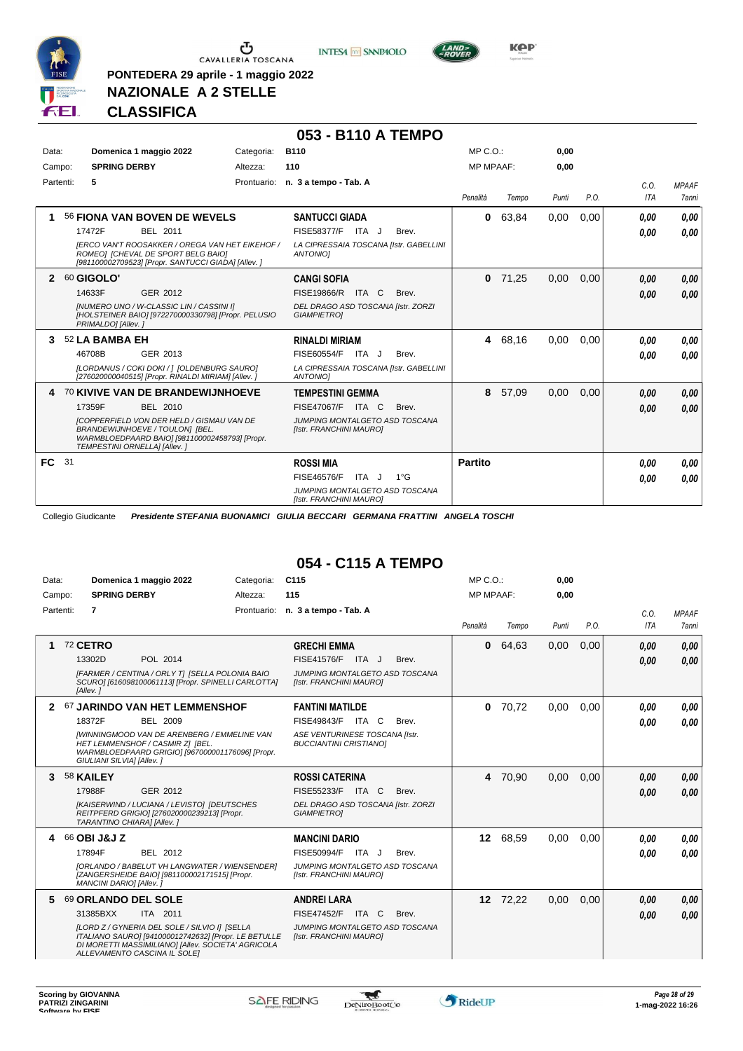PONTEDERA 29 aprile - 1 maggio 2022

# NAZIONALE A 2 STELLE

## CLASSIFICA

### 053 - B110 A TEMPO

| | | | | | | | |
|---|---|---|---|---|---|---|---|
| Data: | Domenica 1 maggio 2022 | Categoria: | B110 | MP C.O.: | 0,00 | | |
| Campo: | SPRING DERBY | Altezza: | 110 | MP MPAAF: | 0,00 | | |
| Partenti: | 5 | Prontuario: | n. 3 a tempo - Tab. A | | | | |

| | Cavallo | Cavaliere | Penalità | Tempo | Punti | P.O. | C.O. ITA | MPAAF 7anni |
|---|---|---|---|---|---|---|---|---|
| 1 | 56 **FIONA VAN BOVEN DE WEVELS** 17472F BEL 2011 *[ERCO VAN'T ROOSAKKER / OREGA VAN HET EIKEHOF / ROMEO] [CHEVAL DE SPORT BELG BAIO] [981100002709523] [Propr. SANTUCCI GIADA] [Allev. ]* | **SANTUCCI GIADA** FISE58377/F ITA J Brev. *LA CIPRESSAIA TOSCANA [Istr. GABELLINI ANTONIO]* | 0 | 63,84 | 0,00 | 0,00 | 0,00 / 0,00 | 0,00 / 0,00 |
| 2 | 60 **GIGOLO'** 14633F GER 2012 *[NUMERO UNO / W-CLASSIC LIN / CASSINI I] [HOLSTEINER BAIO] [972270000330798] [Propr. PELUSIO PRIMALDO] [Allev. ]* | **CANGI SOFIA** FISE19866/R ITA C Brev. *DEL DRAGO ASD TOSCANA [Istr. ZORZI GIAMPIETRO]* | 0 | 71,25 | 0,00 | 0,00 | 0,00 / 0,00 | 0,00 / 0,00 |
| 3 | 52 **LA BAMBA EH** 46708B GER 2013 *[LORDANUS / COKI DOKI / ] [OLDENBURG SAURO] [276020000040515] [Propr. RINALDI MIRIAM] [Allev. ]* | **RINALDI MIRIAM** FISE60554/F ITA J Brev. *LA CIPRESSAIA TOSCANA [Istr. GABELLINI ANTONIO]* | 4 | 68,16 | 0,00 | 0,00 | 0,00 / 0,00 | 0,00 / 0,00 |
| 4 | 70 **KIVIVE VAN DE BRANDEWIJNHOEVE** 17359F BEL 2010 *[COPPERFIELD VON DER HELD / GISMAU VAN DE BRANDEWIJNHOEVE / TOULON] [BEL. WARMBLOEDPAARD BAIO] [981100002458793] [Propr. TEMPESTINI ORNELLA] [Allev. ]* | **TEMPESTINI GEMMA** FISE47067/F ITA C Brev. *JUMPING MONTALGETO ASD TOSCANA [Istr. FRANCHINI MAURO]* | 8 | 57,09 | 0,00 | 0,00 | 0,00 / 0,00 | 0,00 / 0,00 |
| FC | 31 | **ROSSI MIA** FISE46576/F ITA J 1°G *JUMPING MONTALGETO ASD TOSCANA [Istr. FRANCHINI MAURO]* | Partito | | | | 0,00 / 0,00 | 0,00 / 0,00 |

Collegio Giudicante *Presidente STEFANIA BUONAMICI GIULIA BECCARI GERMANA FRATTINI ANGELA TOSCHI*

### 054 - C115 A TEMPO

| | | | | | | | |
|---|---|---|---|---|---|---|---|
| Data: | Domenica 1 maggio 2022 | Categoria: | C115 | MP C.O.: | 0,00 | | |
| Campo: | SPRING DERBY | Altezza: | 115 | MP MPAAF: | 0,00 | | |
| Partenti: | 7 | Prontuario: | n. 3 a tempo - Tab. A | | | | |

| | Cavallo | Cavaliere | Penalità | Tempo | Punti | P.O. | C.O. ITA | MPAAF 7anni |
|---|---|---|---|---|---|---|---|---|
| 1 | 72 **CETRO** 13302D POL 2014 *[FARMER / CENTINA / ORLY T] [SELLA POLONIA BAIO SCURO] [616098100061113] [Propr. SPINELLI CARLOTTA] [Allev. ]* | **GRECHI EMMA** FISE41576/F ITA J Brev. *JUMPING MONTALGETO ASD TOSCANA [Istr. FRANCHINI MAURO]* | 0 | 64,63 | 0,00 | 0,00 | 0,00 / 0,00 | 0,00 / 0,00 |
| 2 | 67 **JARINDO VAN HET LEMMENSHOF** 18372F BEL 2009 *[WINNINGMOOD VAN DE ARENBERG / EMMELINE VAN HET LEMMENSHOF / CASMIR Z] [BEL. WARMBLOEDPAARD GRIGIO] [967000001176096] [Propr. GIULIANI SILVIA] [Allev. ]* | **FANTINI MATILDE** FISE49843/F ITA C Brev. *ASE VENTURINESE TOSCANA [Istr. BUCCIANTINI CRISTIANO]* | 0 | 70,72 | 0,00 | 0,00 | 0,00 / 0,00 | 0,00 / 0,00 |
| 3 | 58 **KAILEY** 17988F GER 2012 *[KAISERWIND / LUCIANA / LEVISTO] [DEUTSCHES REITPFERD GRIGIO] [276020000239213] [Propr. TARANTINO CHIARA] [Allev. ]* | **ROSSI CATERINA** FISE55233/F ITA C Brev. *DEL DRAGO ASD TOSCANA [Istr. ZORZI GIAMPIETRO]* | 4 | 70,90 | 0,00 | 0,00 | 0,00 / 0,00 | 0,00 / 0,00 |
| 4 | 66 **OBI J&J Z** 17894F BEL 2012 *[ORLANDO / BABELUT VH LANGWATER / WIENSENDER] [ZANGERSHEIDE BAIO] [981100002171515] [Propr. MANCINI DARIO] [Allev. ]* | **MANCINI DARIO** FISE50994/F ITA J Brev. *JUMPING MONTALGETO ASD TOSCANA [Istr. FRANCHINI MAURO]* | 12 | 68,59 | 0,00 | 0,00 | 0,00 / 0,00 | 0,00 / 0,00 |
| 5 | 69 **ORLANDO DEL SOLE** 31385BXX ITA 2011 *[LORD Z / GYNERIA DEL SOLE / SILVIO I] [SELLA ITALIANO SAURO] [941000012742632] [Propr. LE BETULLE DI MORETTI MASSIMILIANO] [Allev. SOCIETA' AGRICOLA ALLEVAMENTO CASCINA IL SOLE]* | **ANDREI LARA** FISE47452/F ITA C Brev. *JUMPING MONTALGETO ASD TOSCANA [Istr. FRANCHINI MAURO]* | 12 | 72,22 | 0,00 | 0,00 | 0,00 / 0,00 | 0,00 / 0,00 |

Scoring by GIOVANNA PATRIZI ZINGARINI
Software by FISE

1-mag-2022 16:26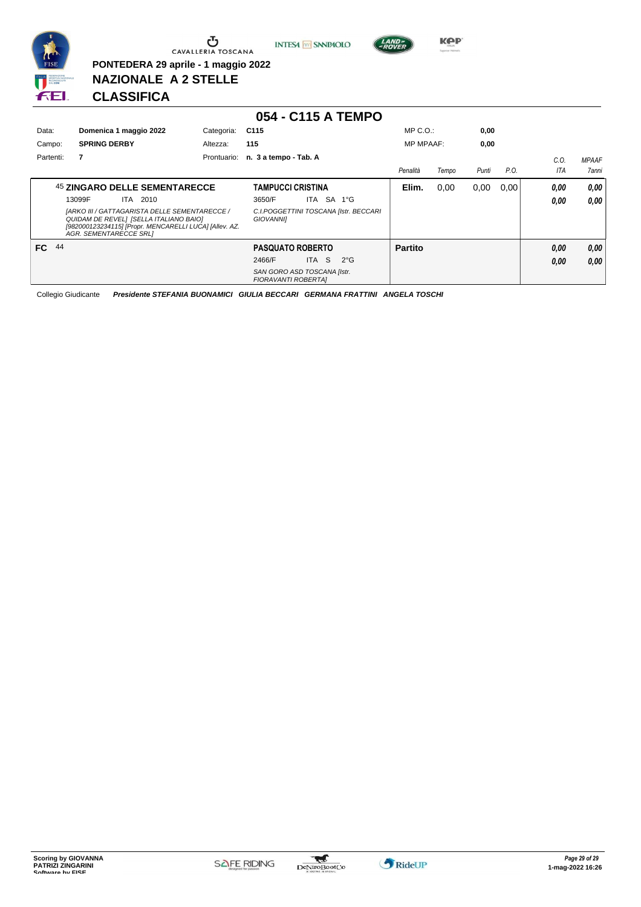**PONTEDERA 29 aprile - 1 maggio 2022**

## NAZIONALE A 2 STELLE

## CLASSIFICA

# 054 - C115 A TEMPO

| | | | | | |
|---|---|---|---|---|---|
| Data: | **Domenica 1 maggio 2022** | Categoria: | **C115** | MP C.O.: | **0,00** |
| Campo: | **SPRING DERBY** | Altezza: | **115** | MP MPAAF: | **0,00** |
| Partenti: | **7** | Prontuario: | **n. 3 a tempo - Tab. A** | | |

| | Cavallo | Cavaliere | Penalità | Tempo | Punti | P.O. | C.O. ITA | MPAAF 7anni |
|---|---|---|---|---|---|---|---|---|
| | 45 **ZINGARO DELLE SEMENTARECCE** 13099F ITA 2010 *[ARKO III / GATTAGARISTA DELLE SEMENTARECCE / QUIDAM DE REVEL] [SELLA ITALIANO BAIO] [982000123234115] [Propr. MENCARELLI LUCA] [Allev. AZ. AGR. SEMENTARECCE SRL]* | **TAMPUCCI CRISTINA** 3650/F ITA SA 1°G *C.I.POGGETTINI TOSCANA [Istr. BECCARI GIOVANNI]* | **Elim.** | 0,00 | 0,00 | 0,00 | *0,00* *0,00* | *0,00* *0,00* |
| **FC** | 44 | **PASQUATO ROBERTO** 2466/F ITA S 2°G *SAN GORO ASD TOSCANA [Istr. FIORAVANTI ROBERTA]* | **Partito** | | | | *0,00* *0,00* | *0,00* *0,00* |

Collegio Giudicante ***Presidente STEFANIA BUONAMICI GIULIA BECCARI GERMANA FRATTINI ANGELA TOSCHI***

**Scoring by GIOVANNA PATRIZI ZINGARINI**
**Software by FISE**

*1-mag-2022 16:26*